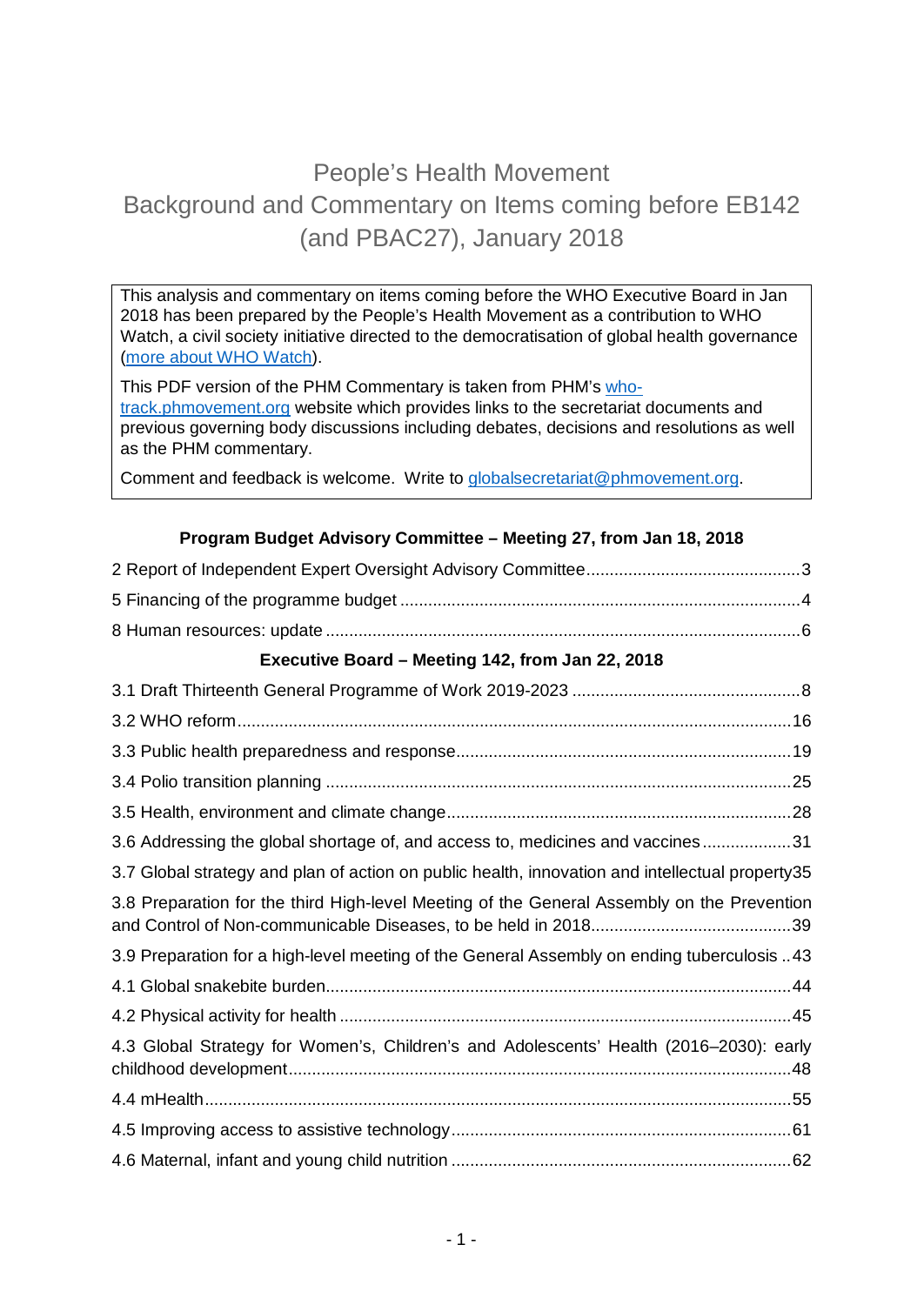# People's Health Movement
# Background and Commentary on Items coming before EB142 (and PBAC27), January 2018

> This analysis and commentary on items coming before the WHO Executive Board in Jan 2018 has been prepared by the People's Health Movement as a contribution to WHO Watch, a civil society initiative directed to the democratisation of global health governance ([more about WHO Watch](#)).
>
> This PDF version of the PHM Commentary is taken from PHM's [who-track.phmovement.org](#) website which provides links to the secretariat documents and previous governing body discussions including debates, decisions and resolutions as well as the PHM commentary.
>
> Comment and feedback is welcome. Write to [globalsecretariat@phmovement.org](mailto:globalsecretariat@phmovement.org).

**Program Budget Advisory Committee – Meeting 27, from Jan 18, 2018**

- 2 Report of Independent Expert Oversight Advisory Committee .......... 3
- 5 Financing of the programme budget .......... 4
- 8 Human resources: update .......... 6

**Executive Board – Meeting 142, from Jan 22, 2018**

- 3.1 Draft Thirteenth General Programme of Work 2019-2023 .......... 8
- 3.2 WHO reform .......... 16
- 3.3 Public health preparedness and response .......... 19
- 3.4 Polio transition planning .......... 25
- 3.5 Health, environment and climate change .......... 28
- 3.6 Addressing the global shortage of, and access to, medicines and vaccines .......... 31
- 3.7 Global strategy and plan of action on public health, innovation and intellectual property .......... 35
- 3.8 Preparation for the third High-level Meeting of the General Assembly on the Prevention and Control of Non-communicable Diseases, to be held in 2018 .......... 39
- 3.9 Preparation for a high-level meeting of the General Assembly on ending tuberculosis .......... 43
- 4.1 Global snakebite burden .......... 44
- 4.2 Physical activity for health .......... 45
- 4.3 Global Strategy for Women's, Children's and Adolescents' Health (2016–2030): early childhood development .......... 48
- 4.4 mHealth .......... 55
- 4.5 Improving access to assistive technology .......... 61
- 4.6 Maternal, infant and young child nutrition .......... 62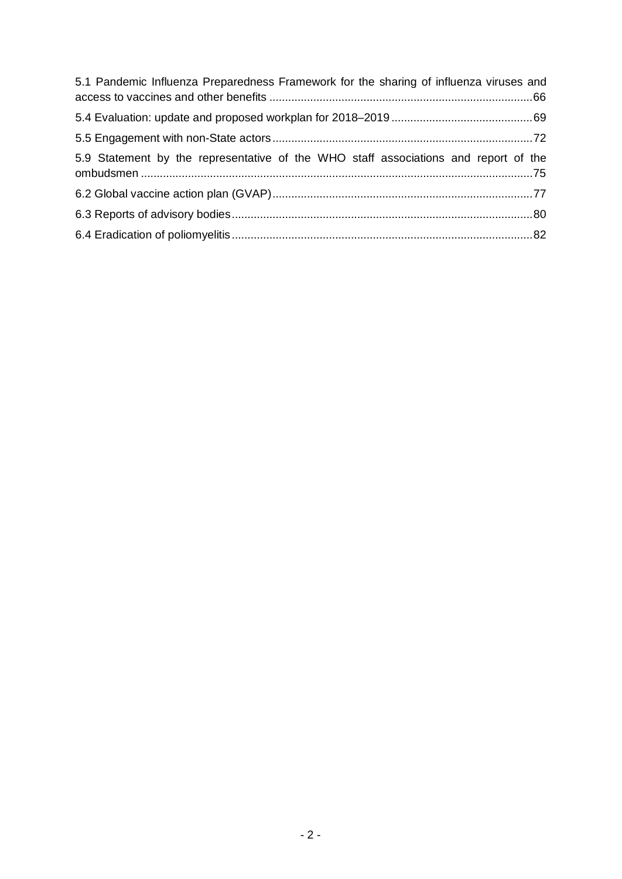5.1 Pandemic Influenza Preparedness Framework for the sharing of influenza viruses and access to vaccines and other benefits ....................................................................................66

5.4 Evaluation: update and proposed workplan for 2018–2019 .............................................69

5.5 Engagement with non-State actors ..................................................................................72

5.9 Statement by the representative of the WHO staff associations and report of the ombudsmen ............................................................................................................................75

6.2 Global vaccine action plan (GVAP) ..................................................................................77

6.3 Reports of advisory bodies ...............................................................................................80

6.4 Eradication of poliomyelitis ...............................................................................................82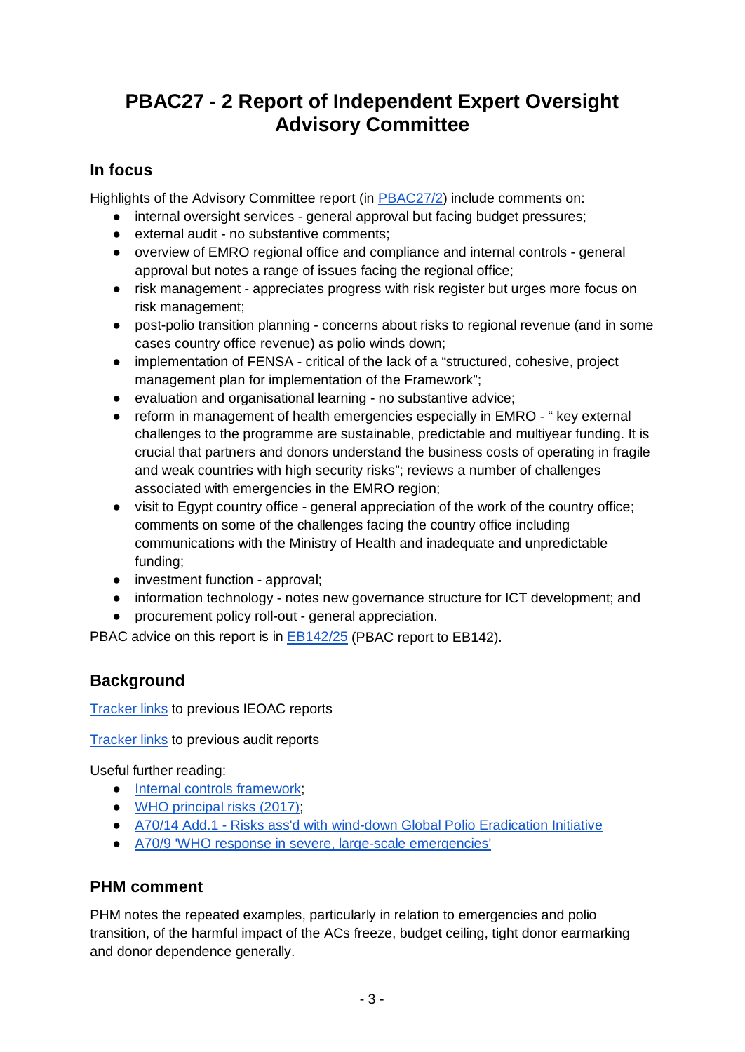# PBAC27 - 2 Report of Independent Expert Oversight Advisory Committee

## In focus

Highlights of the Advisory Committee report (in PBAC27/2) include comments on:

- internal oversight services - general approval but facing budget pressures;
- external audit - no substantive comments;
- overview of EMRO regional office and compliance and internal controls - general approval but notes a range of issues facing the regional office;
- risk management - appreciates progress with risk register but urges more focus on risk management;
- post-polio transition planning - concerns about risks to regional revenue (and in some cases country office revenue) as polio winds down;
- implementation of FENSA - critical of the lack of a "structured, cohesive, project management plan for implementation of the Framework";
- evaluation and organisational learning - no substantive advice;
- reform in management of health emergencies especially in EMRO - " key external challenges to the programme are sustainable, predictable and multiyear funding. It is crucial that partners and donors understand the business costs of operating in fragile and weak countries with high security risks"; reviews a number of challenges associated with emergencies in the EMRO region;
- visit to Egypt country office - general appreciation of the work of the country office; comments on some of the challenges facing the country office including communications with the Ministry of Health and inadequate and unpredictable funding;
- investment function - approval;
- information technology - notes new governance structure for ICT development; and
- procurement policy roll-out - general appreciation.

PBAC advice on this report is in EB142/25 (PBAC report to EB142).

## Background

Tracker links to previous IEOAC reports

Tracker links to previous audit reports

Useful further reading:

- Internal controls framework;
- WHO principal risks (2017);
- A70/14 Add.1 - Risks ass'd with wind-down Global Polio Eradication Initiative
- A70/9 'WHO response in severe, large-scale emergencies'

## PHM comment

PHM notes the repeated examples, particularly in relation to emergencies and polio transition, of the harmful impact of the ACs freeze, budget ceiling, tight donor earmarking and donor dependence generally.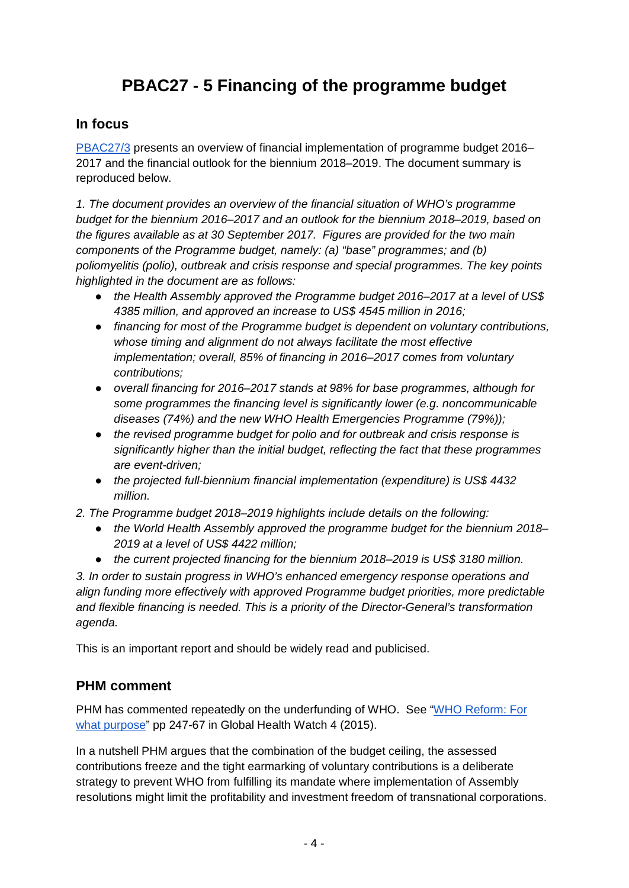# PBAC27 - 5 Financing of the programme budget

## In focus

[PBAC27/3](PBAC27/3) presents an overview of financial implementation of programme budget 2016–2017 and the financial outlook for the biennium 2018–2019. The document summary is reproduced below.

*1. The document provides an overview of the financial situation of WHO's programme budget for the biennium 2016–2017 and an outlook for the biennium 2018–2019, based on the figures available as at 30 September 2017. Figures are provided for the two main components of the Programme budget, namely: (a) "base" programmes; and (b) poliomyelitis (polio), outbreak and crisis response and special programmes. The key points highlighted in the document are as follows:*

- *the Health Assembly approved the Programme budget 2016–2017 at a level of US$ 4385 million, and approved an increase to US$ 4545 million in 2016;*
- *financing for most of the Programme budget is dependent on voluntary contributions, whose timing and alignment do not always facilitate the most effective implementation; overall, 85% of financing in 2016–2017 comes from voluntary contributions;*
- *overall financing for 2016–2017 stands at 98% for base programmes, although for some programmes the financing level is significantly lower (e.g. noncommunicable diseases (74%) and the new WHO Health Emergencies Programme (79%));*
- *the revised programme budget for polio and for outbreak and crisis response is significantly higher than the initial budget, reflecting the fact that these programmes are event-driven;*
- *the projected full-biennium financial implementation (expenditure) is US$ 4432 million.*

*2. The Programme budget 2018–2019 highlights include details on the following:*

- *the World Health Assembly approved the programme budget for the biennium 2018–2019 at a level of US$ 4422 million;*
- *the current projected financing for the biennium 2018–2019 is US$ 3180 million.*

*3. In order to sustain progress in WHO's enhanced emergency response operations and align funding more effectively with approved Programme budget priorities, more predictable and flexible financing is needed. This is a priority of the Director-General's transformation agenda.*

This is an important report and should be widely read and publicised.

## PHM comment

PHM has commented repeatedly on the underfunding of WHO. See "[WHO Reform: For what purpose](WHO Reform: For what purpose)" pp 247-67 in Global Health Watch 4 (2015).

In a nutshell PHM argues that the combination of the budget ceiling, the assessed contributions freeze and the tight earmarking of voluntary contributions is a deliberate strategy to prevent WHO from fulfilling its mandate where implementation of Assembly resolutions might limit the profitability and investment freedom of transnational corporations.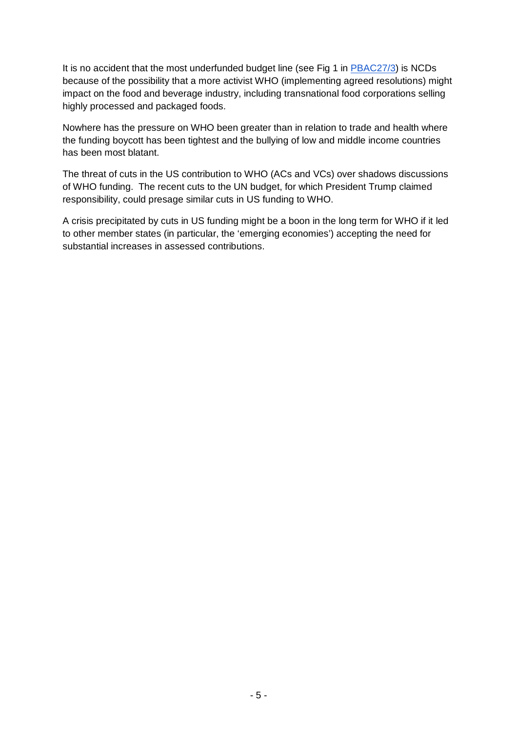It is no accident that the most underfunded budget line (see Fig 1 in [PBAC27/3]) is NCDs because of the possibility that a more activist WHO (implementing agreed resolutions) might impact on the food and beverage industry, including transnational food corporations selling highly processed and packaged foods.

Nowhere has the pressure on WHO been greater than in relation to trade and health where the funding boycott has been tightest and the bullying of low and middle income countries has been most blatant.

The threat of cuts in the US contribution to WHO (ACs and VCs) over shadows discussions of WHO funding. The recent cuts to the UN budget, for which President Trump claimed responsibility, could presage similar cuts in US funding to WHO.

A crisis precipitated by cuts in US funding might be a boon in the long term for WHO if it led to other member states (in particular, the 'emerging economies') accepting the need for substantial increases in assessed contributions.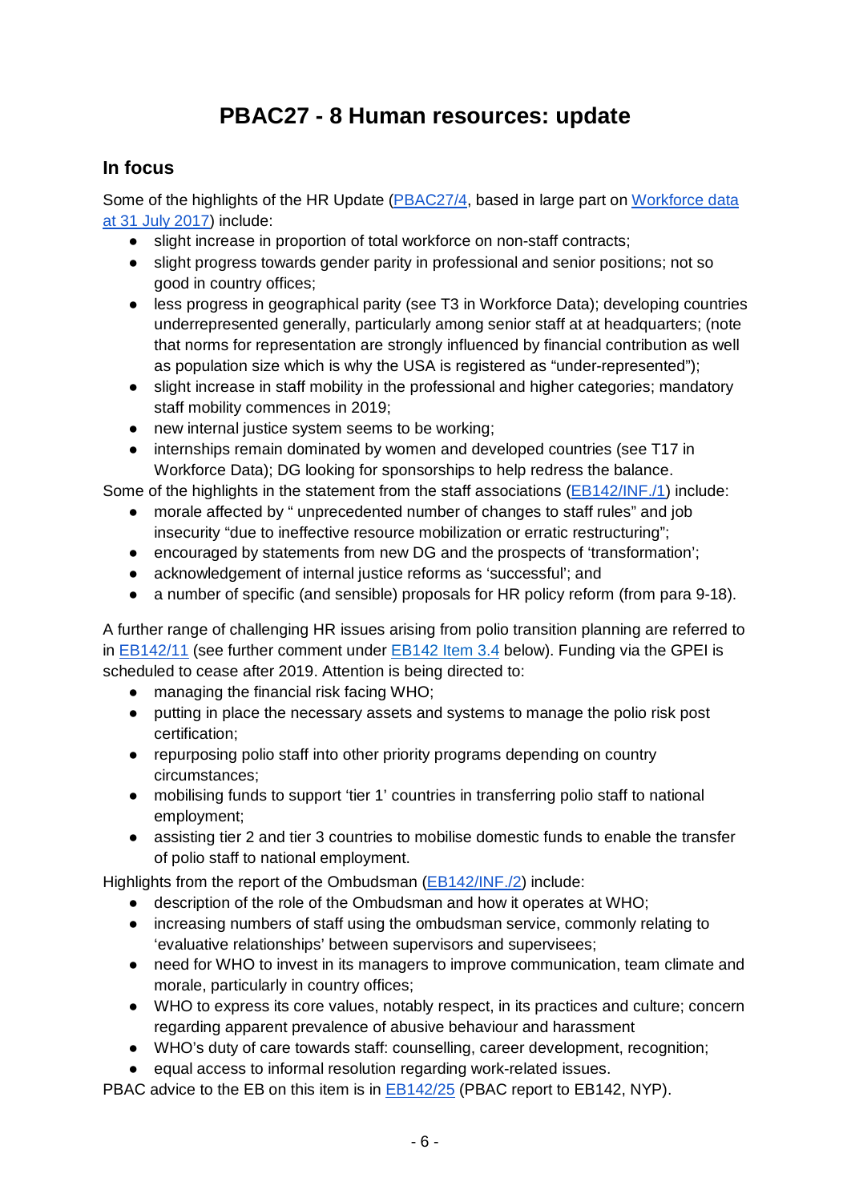# PBAC27 - 8 Human resources: update

## In focus

Some of the highlights of the HR Update (PBAC27/4, based in large part on Workforce data at 31 July 2017) include:

- slight increase in proportion of total workforce on non-staff contracts;
- slight progress towards gender parity in professional and senior positions; not so good in country offices;
- less progress in geographical parity (see T3 in Workforce Data); developing countries underrepresented generally, particularly among senior staff at at headquarters; (note that norms for representation are strongly influenced by financial contribution as well as population size which is why the USA is registered as "under-represented");
- slight increase in staff mobility in the professional and higher categories; mandatory staff mobility commences in 2019;
- new internal justice system seems to be working;
- internships remain dominated by women and developed countries (see T17 in Workforce Data); DG looking for sponsorships to help redress the balance.

Some of the highlights in the statement from the staff associations (EB142/INF./1) include:

- morale affected by " unprecedented number of changes to staff rules" and job insecurity "due to ineffective resource mobilization or erratic restructuring";
- encouraged by statements from new DG and the prospects of 'transformation';
- acknowledgement of internal justice reforms as 'successful'; and
- a number of specific (and sensible) proposals for HR policy reform (from para 9-18).

A further range of challenging HR issues arising from polio transition planning are referred to in EB142/11 (see further comment under EB142 Item 3.4 below). Funding via the GPEI is scheduled to cease after 2019. Attention is being directed to:

- managing the financial risk facing WHO;
- putting in place the necessary assets and systems to manage the polio risk post certification;
- repurposing polio staff into other priority programs depending on country circumstances;
- mobilising funds to support 'tier 1' countries in transferring polio staff to national employment;
- assisting tier 2 and tier 3 countries to mobilise domestic funds to enable the transfer of polio staff to national employment.

Highlights from the report of the Ombudsman (EB142/INF./2) include:

- description of the role of the Ombudsman and how it operates at WHO;
- increasing numbers of staff using the ombudsman service, commonly relating to 'evaluative relationships' between supervisors and supervisees;
- need for WHO to invest in its managers to improve communication, team climate and morale, particularly in country offices;
- WHO to express its core values, notably respect, in its practices and culture; concern regarding apparent prevalence of abusive behaviour and harassment
- WHO's duty of care towards staff: counselling, career development, recognition;
- equal access to informal resolution regarding work-related issues.

PBAC advice to the EB on this item is in EB142/25 (PBAC report to EB142, NYP).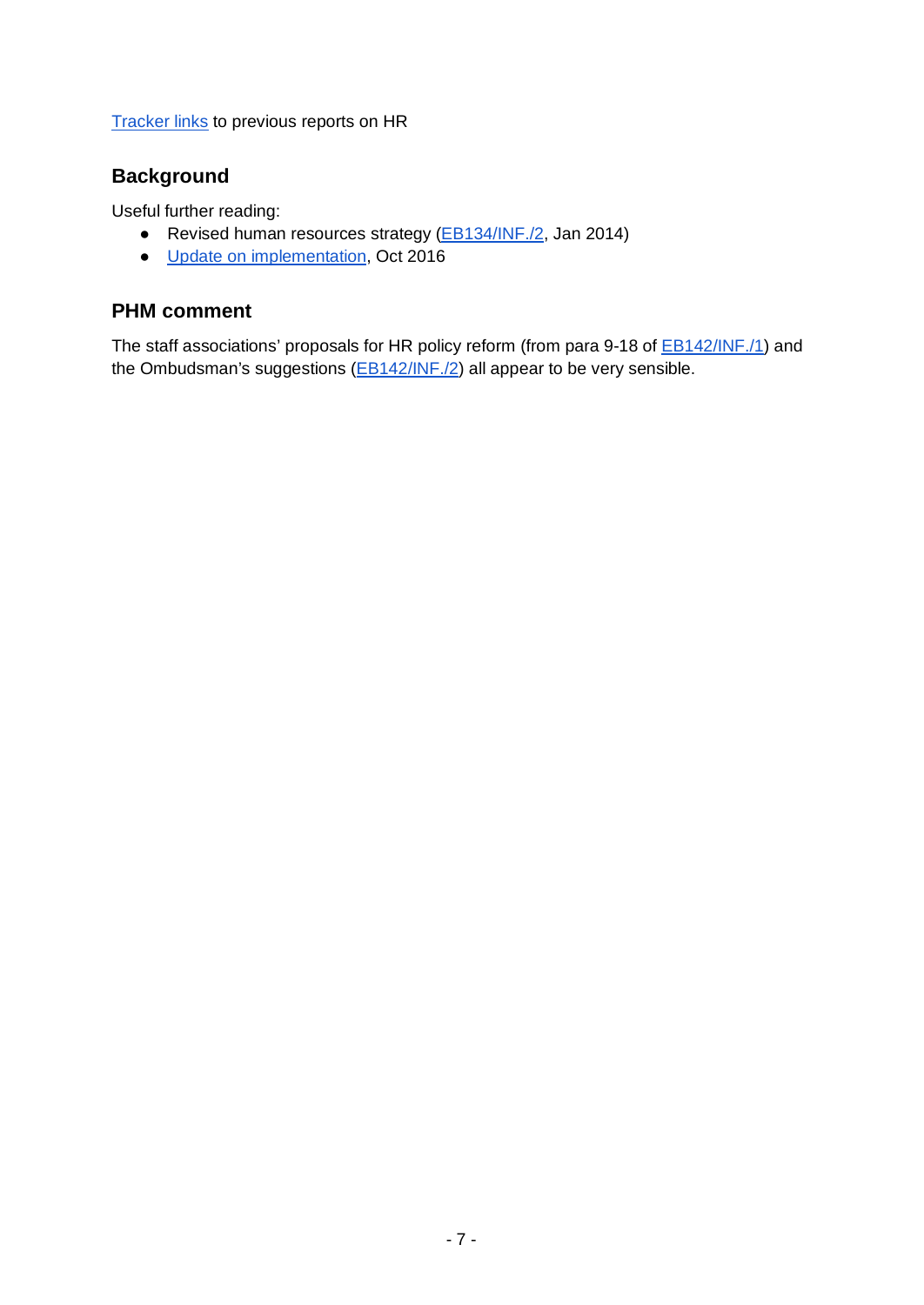Tracker links to previous reports on HR

## Background

Useful further reading:

- Revised human resources strategy (EB134/INF./2, Jan 2014)
- Update on implementation, Oct 2016

## PHM comment

The staff associations' proposals for HR policy reform (from para 9-18 of EB142/INF./1) and the Ombudsman's suggestions (EB142/INF./2) all appear to be very sensible.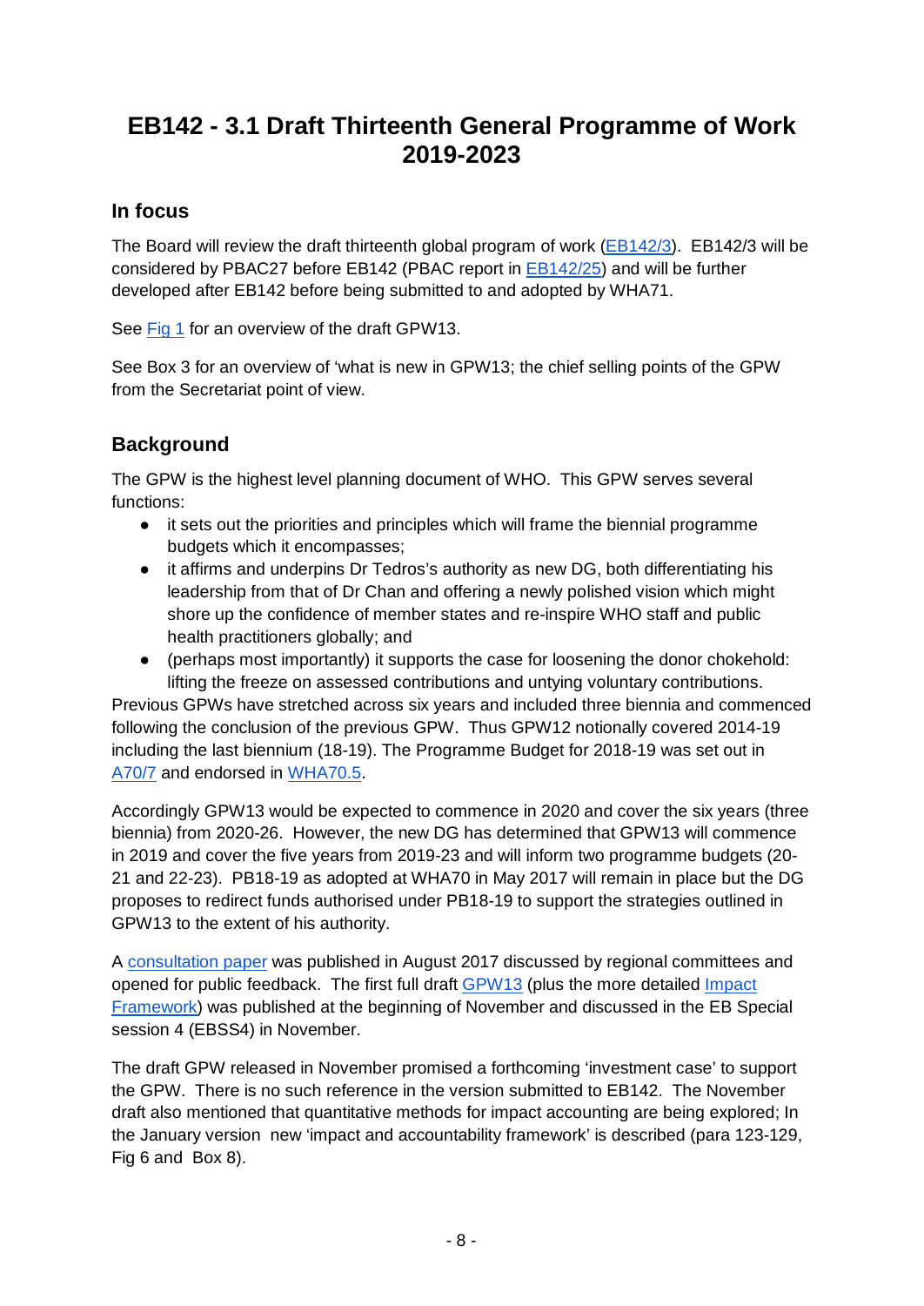# EB142 - 3.1 Draft Thirteenth General Programme of Work 2019-2023

## In focus

The Board will review the draft thirteenth global program of work (EB142/3). EB142/3 will be considered by PBAC27 before EB142 (PBAC report in EB142/25) and will be further developed after EB142 before being submitted to and adopted by WHA71.

See Fig 1 for an overview of the draft GPW13.

See Box 3 for an overview of 'what is new in GPW13; the chief selling points of the GPW from the Secretariat point of view.

## Background

The GPW is the highest level planning document of WHO. This GPW serves several functions:

- it sets out the priorities and principles which will frame the biennial programme budgets which it encompasses;
- it affirms and underpins Dr Tedros's authority as new DG, both differentiating his leadership from that of Dr Chan and offering a newly polished vision which might shore up the confidence of member states and re-inspire WHO staff and public health practitioners globally; and
- (perhaps most importantly) it supports the case for loosening the donor chokehold: lifting the freeze on assessed contributions and untying voluntary contributions.

Previous GPWs have stretched across six years and included three biennia and commenced following the conclusion of the previous GPW. Thus GPW12 notionally covered 2014-19 including the last biennium (18-19). The Programme Budget for 2018-19 was set out in A70/7 and endorsed in WHA70.5.

Accordingly GPW13 would be expected to commence in 2020 and cover the six years (three biennia) from 2020-26. However, the new DG has determined that GPW13 will commence in 2019 and cover the five years from 2019-23 and will inform two programme budgets (20-21 and 22-23). PB18-19 as adopted at WHA70 in May 2017 will remain in place but the DG proposes to redirect funds authorised under PB18-19 to support the strategies outlined in GPW13 to the extent of his authority.

A consultation paper was published in August 2017 discussed by regional committees and opened for public feedback. The first full draft GPW13 (plus the more detailed Impact Framework) was published at the beginning of November and discussed in the EB Special session 4 (EBSS4) in November.

The draft GPW released in November promised a forthcoming 'investment case' to support the GPW. There is no such reference in the version submitted to EB142. The November draft also mentioned that quantitative methods for impact accounting are being explored; In the January version new 'impact and accountability framework' is described (para 123-129, Fig 6 and Box 8).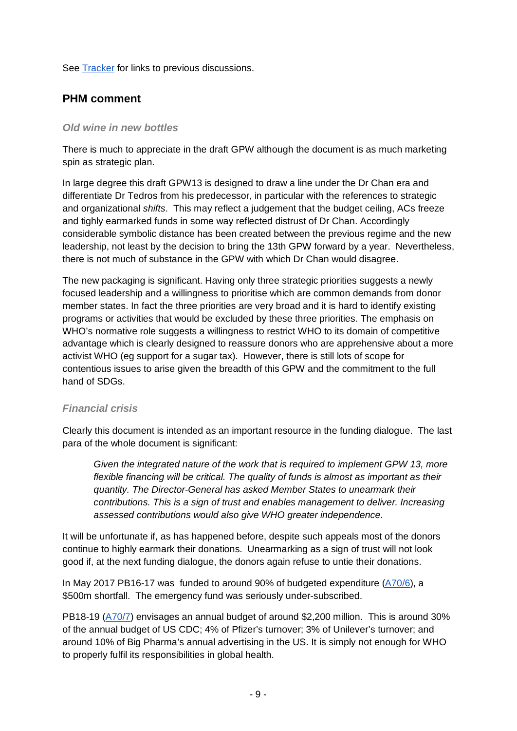See [Tracker](Tracker) for links to previous discussions.

## PHM comment

### *Old wine in new bottles*

There is much to appreciate in the draft GPW although the document is as much marketing spin as strategic plan.

In large degree this draft GPW13 is designed to draw a line under the Dr Chan era and differentiate Dr Tedros from his predecessor, in particular with the references to strategic and organizational *shifts*. This may reflect a judgement that the budget ceiling, ACs freeze and tighly earmarked funds in some way reflected distrust of Dr Chan. Accordingly considerable symbolic distance has been created between the previous regime and the new leadership, not least by the decision to bring the 13th GPW forward by a year. Nevertheless, there is not much of substance in the GPW with which Dr Chan would disagree.

The new packaging is significant. Having only three strategic priorities suggests a newly focused leadership and a willingness to prioritise which are common demands from donor member states. In fact the three priorities are very broad and it is hard to identify existing programs or activities that would be excluded by these three priorities. The emphasis on WHO's normative role suggests a willingness to restrict WHO to its domain of competitive advantage which is clearly designed to reassure donors who are apprehensive about a more activist WHO (eg support for a sugar tax). However, there is still lots of scope for contentious issues to arise given the breadth of this GPW and the commitment to the full hand of SDGs.

### *Financial crisis*

Clearly this document is intended as an important resource in the funding dialogue. The last para of the whole document is significant:

> *Given the integrated nature of the work that is required to implement GPW 13, more flexible financing will be critical. The quality of funds is almost as important as their quantity. The Director-General has asked Member States to unearmark their contributions. This is a sign of trust and enables management to deliver. Increasing assessed contributions would also give WHO greater independence.*

It will be unfortunate if, as has happened before, despite such appeals most of the donors continue to highly earmark their donations. Unearmarking as a sign of trust will not look good if, at the next funding dialogue, the donors again refuse to untie their donations.

In May 2017 PB16-17 was funded to around 90% of budgeted expenditure ([A70/6](A70/6)), a \$500m shortfall. The emergency fund was seriously under-subscribed.

PB18-19 ([A70/7](A70/7)) envisages an annual budget of around \$2,200 million. This is around 30% of the annual budget of US CDC; 4% of Pfizer's turnover; 3% of Unilever's turnover; and around 10% of Big Pharma's annual advertising in the US. It is simply not enough for WHO to properly fulfil its responsibilities in global health.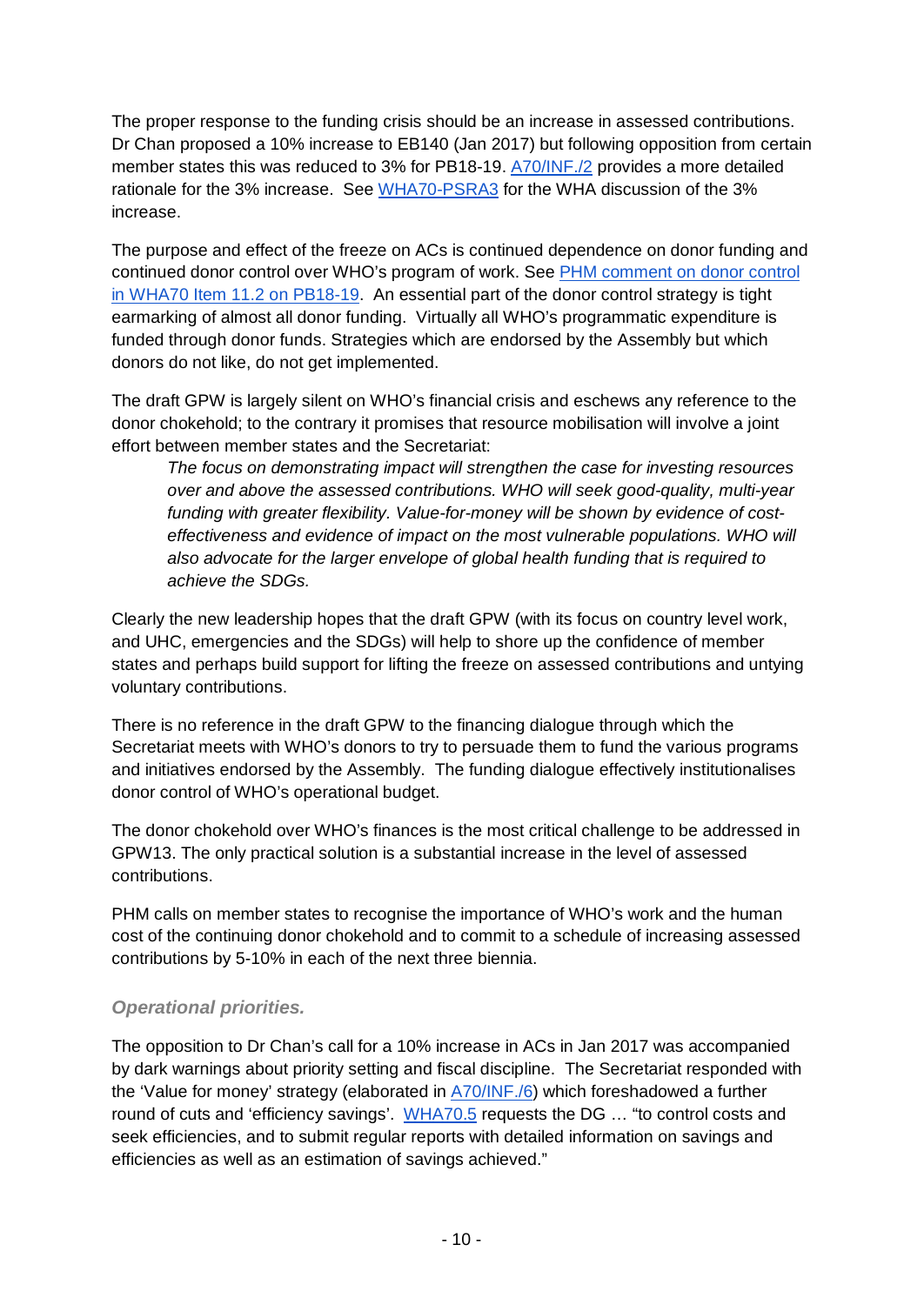The proper response to the funding crisis should be an increase in assessed contributions. Dr Chan proposed a 10% increase to EB140 (Jan 2017) but following opposition from certain member states this was reduced to 3% for PB18-19. A70/INF./2 provides a more detailed rationale for the 3% increase. See WHA70-PSRA3 for the WHA discussion of the 3% increase.

The purpose and effect of the freeze on ACs is continued dependence on donor funding and continued donor control over WHO's program of work. See PHM comment on donor control in WHA70 Item 11.2 on PB18-19. An essential part of the donor control strategy is tight earmarking of almost all donor funding. Virtually all WHO's programmatic expenditure is funded through donor funds. Strategies which are endorsed by the Assembly but which donors do not like, do not get implemented.

The draft GPW is largely silent on WHO's financial crisis and eschews any reference to the donor chokehold; to the contrary it promises that resource mobilisation will involve a joint effort between member states and the Secretariat:

> *The focus on demonstrating impact will strengthen the case for investing resources over and above the assessed contributions. WHO will seek good-quality, multi-year funding with greater flexibility. Value-for-money will be shown by evidence of cost-effectiveness and evidence of impact on the most vulnerable populations. WHO will also advocate for the larger envelope of global health funding that is required to achieve the SDGs.*

Clearly the new leadership hopes that the draft GPW (with its focus on country level work, and UHC, emergencies and the SDGs) will help to shore up the confidence of member states and perhaps build support for lifting the freeze on assessed contributions and untying voluntary contributions.

There is no reference in the draft GPW to the financing dialogue through which the Secretariat meets with WHO's donors to try to persuade them to fund the various programs and initiatives endorsed by the Assembly. The funding dialogue effectively institutionalises donor control of WHO's operational budget.

The donor chokehold over WHO's finances is the most critical challenge to be addressed in GPW13. The only practical solution is a substantial increase in the level of assessed contributions.

PHM calls on member states to recognise the importance of WHO's work and the human cost of the continuing donor chokehold and to commit to a schedule of increasing assessed contributions by 5-10% in each of the next three biennia.

### *Operational priorities.*

The opposition to Dr Chan's call for a 10% increase in ACs in Jan 2017 was accompanied by dark warnings about priority setting and fiscal discipline. The Secretariat responded with the 'Value for money' strategy (elaborated in A70/INF./6) which foreshadowed a further round of cuts and 'efficiency savings'. WHA70.5 requests the DG … "to control costs and seek efficiencies, and to submit regular reports with detailed information on savings and efficiencies as well as an estimation of savings achieved."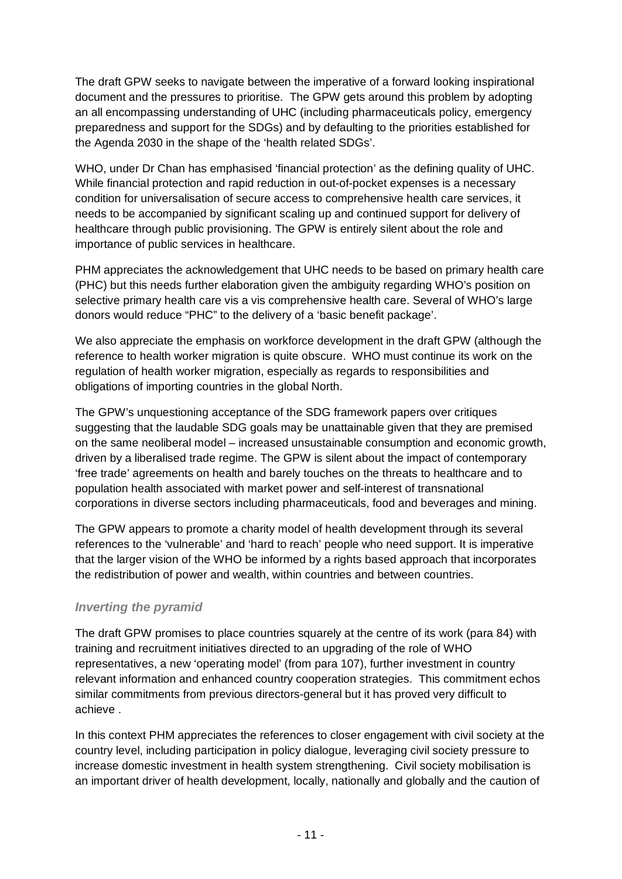The draft GPW seeks to navigate between the imperative of a forward looking inspirational document and the pressures to prioritise. The GPW gets around this problem by adopting an all encompassing understanding of UHC (including pharmaceuticals policy, emergency preparedness and support for the SDGs) and by defaulting to the priorities established for the Agenda 2030 in the shape of the 'health related SDGs'.

WHO, under Dr Chan has emphasised 'financial protection' as the defining quality of UHC. While financial protection and rapid reduction in out-of-pocket expenses is a necessary condition for universalisation of secure access to comprehensive health care services, it needs to be accompanied by significant scaling up and continued support for delivery of healthcare through public provisioning. The GPW is entirely silent about the role and importance of public services in healthcare.

PHM appreciates the acknowledgement that UHC needs to be based on primary health care (PHC) but this needs further elaboration given the ambiguity regarding WHO's position on selective primary health care vis a vis comprehensive health care. Several of WHO's large donors would reduce "PHC" to the delivery of a 'basic benefit package'.

We also appreciate the emphasis on workforce development in the draft GPW (although the reference to health worker migration is quite obscure. WHO must continue its work on the regulation of health worker migration, especially as regards to responsibilities and obligations of importing countries in the global North.

The GPW's unquestioning acceptance of the SDG framework papers over critiques suggesting that the laudable SDG goals may be unattainable given that they are premised on the same neoliberal model – increased unsustainable consumption and economic growth, driven by a liberalised trade regime. The GPW is silent about the impact of contemporary 'free trade' agreements on health and barely touches on the threats to healthcare and to population health associated with market power and self-interest of transnational corporations in diverse sectors including pharmaceuticals, food and beverages and mining.

The GPW appears to promote a charity model of health development through its several references to the 'vulnerable' and 'hard to reach' people who need support. It is imperative that the larger vision of the WHO be informed by a rights based approach that incorporates the redistribution of power and wealth, within countries and between countries.

### *Inverting the pyramid*

The draft GPW promises to place countries squarely at the centre of its work (para 84) with training and recruitment initiatives directed to an upgrading of the role of WHO representatives, a new 'operating model' (from para 107), further investment in country relevant information and enhanced country cooperation strategies. This commitment echos similar commitments from previous directors-general but it has proved very difficult to achieve .

In this context PHM appreciates the references to closer engagement with civil society at the country level, including participation in policy dialogue, leveraging civil society pressure to increase domestic investment in health system strengthening. Civil society mobilisation is an important driver of health development, locally, nationally and globally and the caution of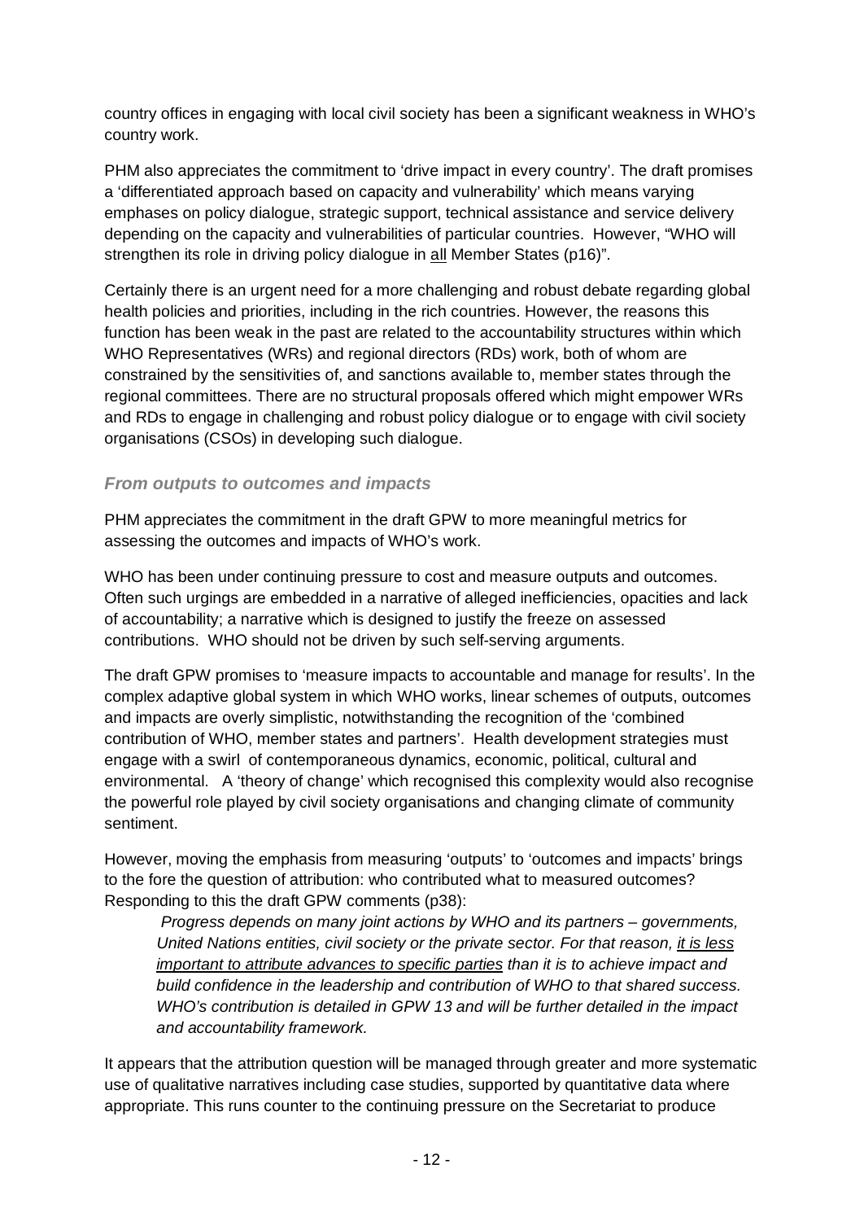country offices in engaging with local civil society has been a significant weakness in WHO's country work.

PHM also appreciates the commitment to 'drive impact in every country'. The draft promises a 'differentiated approach based on capacity and vulnerability' which means varying emphases on policy dialogue, strategic support, technical assistance and service delivery depending on the capacity and vulnerabilities of particular countries. However, "WHO will strengthen its role in driving policy dialogue in <u>all</u> Member States (p16)".

Certainly there is an urgent need for a more challenging and robust debate regarding global health policies and priorities, including in the rich countries. However, the reasons this function has been weak in the past are related to the accountability structures within which WHO Representatives (WRs) and regional directors (RDs) work, both of whom are constrained by the sensitivities of, and sanctions available to, member states through the regional committees. There are no structural proposals offered which might empower WRs and RDs to engage in challenging and robust policy dialogue or to engage with civil society organisations (CSOs) in developing such dialogue.

### *From outputs to outcomes and impacts*

PHM appreciates the commitment in the draft GPW to more meaningful metrics for assessing the outcomes and impacts of WHO's work.

WHO has been under continuing pressure to cost and measure outputs and outcomes. Often such urgings are embedded in a narrative of alleged inefficiencies, opacities and lack of accountability; a narrative which is designed to justify the freeze on assessed contributions. WHO should not be driven by such self-serving arguments.

The draft GPW promises to 'measure impacts to accountable and manage for results'. In the complex adaptive global system in which WHO works, linear schemes of outputs, outcomes and impacts are overly simplistic, notwithstanding the recognition of the 'combined contribution of WHO, member states and partners'. Health development strategies must engage with a swirl of contemporaneous dynamics, economic, political, cultural and environmental. A 'theory of change' which recognised this complexity would also recognise the powerful role played by civil society organisations and changing climate of community sentiment.

However, moving the emphasis from measuring 'outputs' to 'outcomes and impacts' brings to the fore the question of attribution: who contributed what to measured outcomes? Responding to this the draft GPW comments (p38):

> *Progress depends on many joint actions by WHO and its partners – governments, United Nations entities, civil society or the private sector. For that reason, <u>it is less important to attribute advances to specific parties</u> than it is to achieve impact and build confidence in the leadership and contribution of WHO to that shared success. WHO's contribution is detailed in GPW 13 and will be further detailed in the impact and accountability framework.*

It appears that the attribution question will be managed through greater and more systematic use of qualitative narratives including case studies, supported by quantitative data where appropriate. This runs counter to the continuing pressure on the Secretariat to produce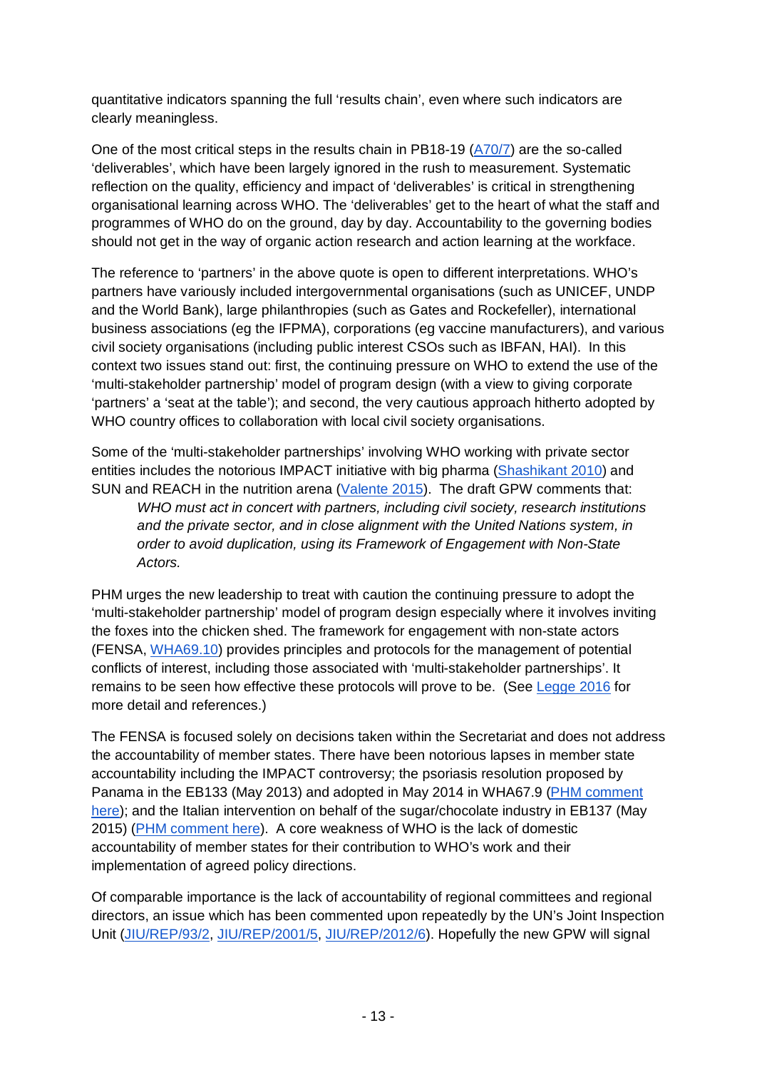quantitative indicators spanning the full 'results chain', even where such indicators are clearly meaningless.

One of the most critical steps in the results chain in PB18-19 (A70/7) are the so-called 'deliverables', which have been largely ignored in the rush to measurement. Systematic reflection on the quality, efficiency and impact of 'deliverables' is critical in strengthening organisational learning across WHO. The 'deliverables' get to the heart of what the staff and programmes of WHO do on the ground, day by day. Accountability to the governing bodies should not get in the way of organic action research and action learning at the workface.

The reference to 'partners' in the above quote is open to different interpretations. WHO's partners have variously included intergovernmental organisations (such as UNICEF, UNDP and the World Bank), large philanthropies (such as Gates and Rockefeller), international business associations (eg the IFPMA), corporations (eg vaccine manufacturers), and various civil society organisations (including public interest CSOs such as IBFAN, HAI). In this context two issues stand out: first, the continuing pressure on WHO to extend the use of the 'multi-stakeholder partnership' model of program design (with a view to giving corporate 'partners' a 'seat at the table'); and second, the very cautious approach hitherto adopted by WHO country offices to collaboration with local civil society organisations.

Some of the 'multi-stakeholder partnerships' involving WHO working with private sector entities includes the notorious IMPACT initiative with big pharma (Shashikant 2010) and SUN and REACH in the nutrition arena (Valente 2015). The draft GPW comments that:

> *WHO must act in concert with partners, including civil society, research institutions and the private sector, and in close alignment with the United Nations system, in order to avoid duplication, using its Framework of Engagement with Non-State Actors.*

PHM urges the new leadership to treat with caution the continuing pressure to adopt the 'multi-stakeholder partnership' model of program design especially where it involves inviting the foxes into the chicken shed. The framework for engagement with non-state actors (FENSA, WHA69.10) provides principles and protocols for the management of potential conflicts of interest, including those associated with 'multi-stakeholder partnerships'. It remains to be seen how effective these protocols will prove to be. (See Legge 2016 for more detail and references.)

The FENSA is focused solely on decisions taken within the Secretariat and does not address the accountability of member states. There have been notorious lapses in member state accountability including the IMPACT controversy; the psoriasis resolution proposed by Panama in the EB133 (May 2013) and adopted in May 2014 in WHA67.9 (PHM comment here); and the Italian intervention on behalf of the sugar/chocolate industry in EB137 (May 2015) (PHM comment here). A core weakness of WHO is the lack of domestic accountability of member states for their contribution to WHO's work and their implementation of agreed policy directions.

Of comparable importance is the lack of accountability of regional committees and regional directors, an issue which has been commented upon repeatedly by the UN's Joint Inspection Unit (JIU/REP/93/2, JIU/REP/2001/5, JIU/REP/2012/6). Hopefully the new GPW will signal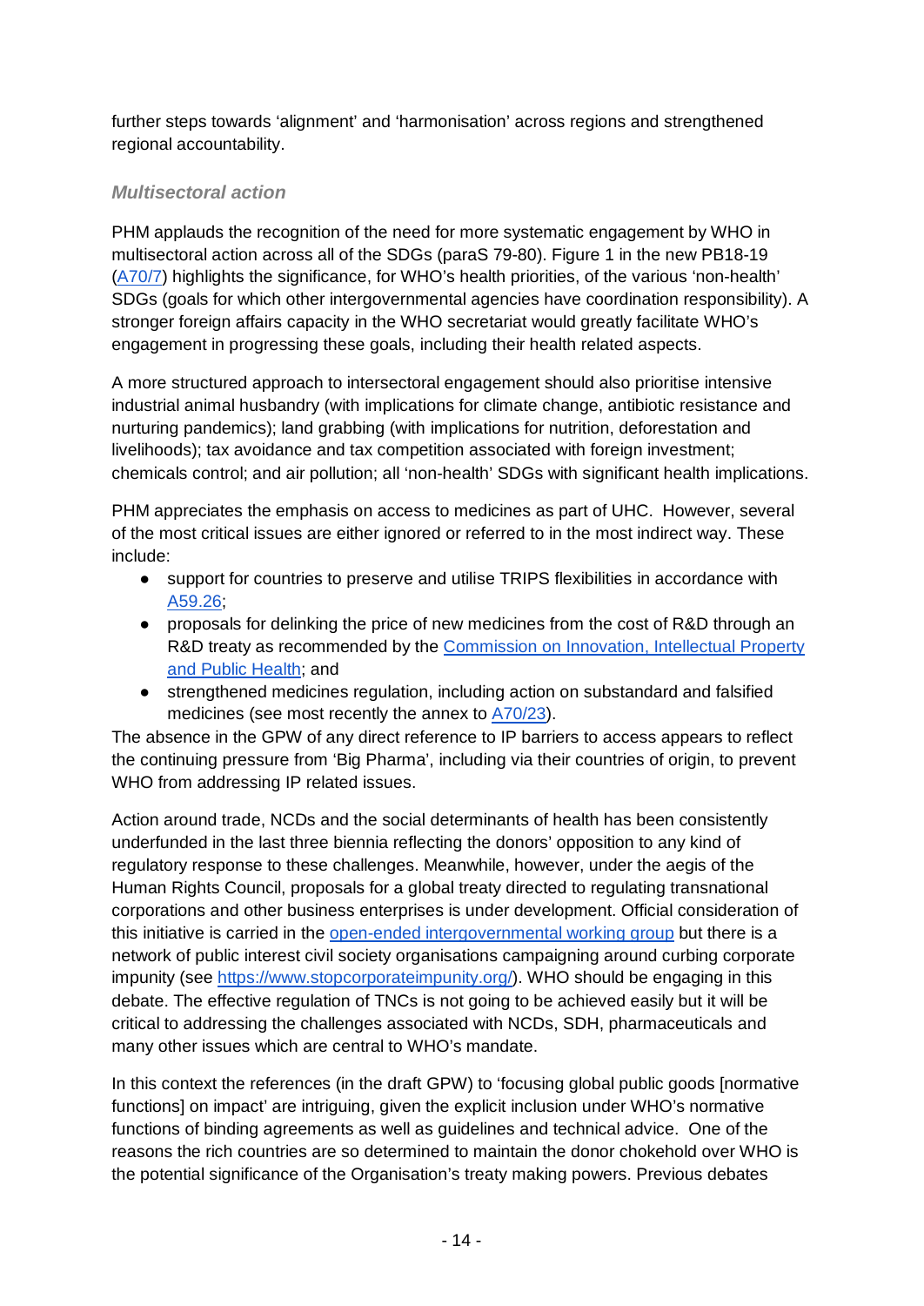further steps towards 'alignment' and 'harmonisation' across regions and strengthened regional accountability.

### *Multisectoral action*

PHM applauds the recognition of the need for more systematic engagement by WHO in multisectoral action across all of the SDGs (paraS 79-80). Figure 1 in the new PB18-19 (A70/7) highlights the significance, for WHO's health priorities, of the various 'non-health' SDGs (goals for which other intergovernmental agencies have coordination responsibility). A stronger foreign affairs capacity in the WHO secretariat would greatly facilitate WHO's engagement in progressing these goals, including their health related aspects.

A more structured approach to intersectoral engagement should also prioritise intensive industrial animal husbandry (with implications for climate change, antibiotic resistance and nurturing pandemics); land grabbing (with implications for nutrition, deforestation and livelihoods); tax avoidance and tax competition associated with foreign investment; chemicals control; and air pollution; all 'non-health' SDGs with significant health implications.

PHM appreciates the emphasis on access to medicines as part of UHC. However, several of the most critical issues are either ignored or referred to in the most indirect way. These include:

- support for countries to preserve and utilise TRIPS flexibilities in accordance with A59.26;
- proposals for delinking the price of new medicines from the cost of R&D through an R&D treaty as recommended by the Commission on Innovation, Intellectual Property and Public Health; and
- strengthened medicines regulation, including action on substandard and falsified medicines (see most recently the annex to A70/23).

The absence in the GPW of any direct reference to IP barriers to access appears to reflect the continuing pressure from 'Big Pharma', including via their countries of origin, to prevent WHO from addressing IP related issues.

Action around trade, NCDs and the social determinants of health has been consistently underfunded in the last three biennia reflecting the donors' opposition to any kind of regulatory response to these challenges. Meanwhile, however, under the aegis of the Human Rights Council, proposals for a global treaty directed to regulating transnational corporations and other business enterprises is under development. Official consideration of this initiative is carried in the open-ended intergovernmental working group but there is a network of public interest civil society organisations campaigning around curbing corporate impunity (see https://www.stopcorporateimpunity.org/). WHO should be engaging in this debate. The effective regulation of TNCs is not going to be achieved easily but it will be critical to addressing the challenges associated with NCDs, SDH, pharmaceuticals and many other issues which are central to WHO's mandate.

In this context the references (in the draft GPW) to 'focusing global public goods [normative functions] on impact' are intriguing, given the explicit inclusion under WHO's normative functions of binding agreements as well as guidelines and technical advice. One of the reasons the rich countries are so determined to maintain the donor chokehold over WHO is the potential significance of the Organisation's treaty making powers. Previous debates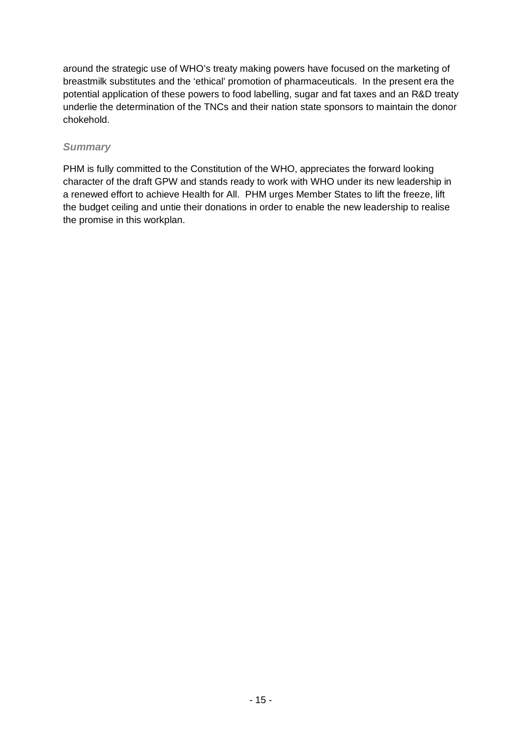around the strategic use of WHO's treaty making powers have focused on the marketing of breastmilk substitutes and the 'ethical' promotion of pharmaceuticals. In the present era the potential application of these powers to food labelling, sugar and fat taxes and an R&D treaty underlie the determination of the TNCs and their nation state sponsors to maintain the donor chokehold.

### *Summary*

PHM is fully committed to the Constitution of the WHO, appreciates the forward looking character of the draft GPW and stands ready to work with WHO under its new leadership in a renewed effort to achieve Health for All. PHM urges Member States to lift the freeze, lift the budget ceiling and untie their donations in order to enable the new leadership to realise the promise in this workplan.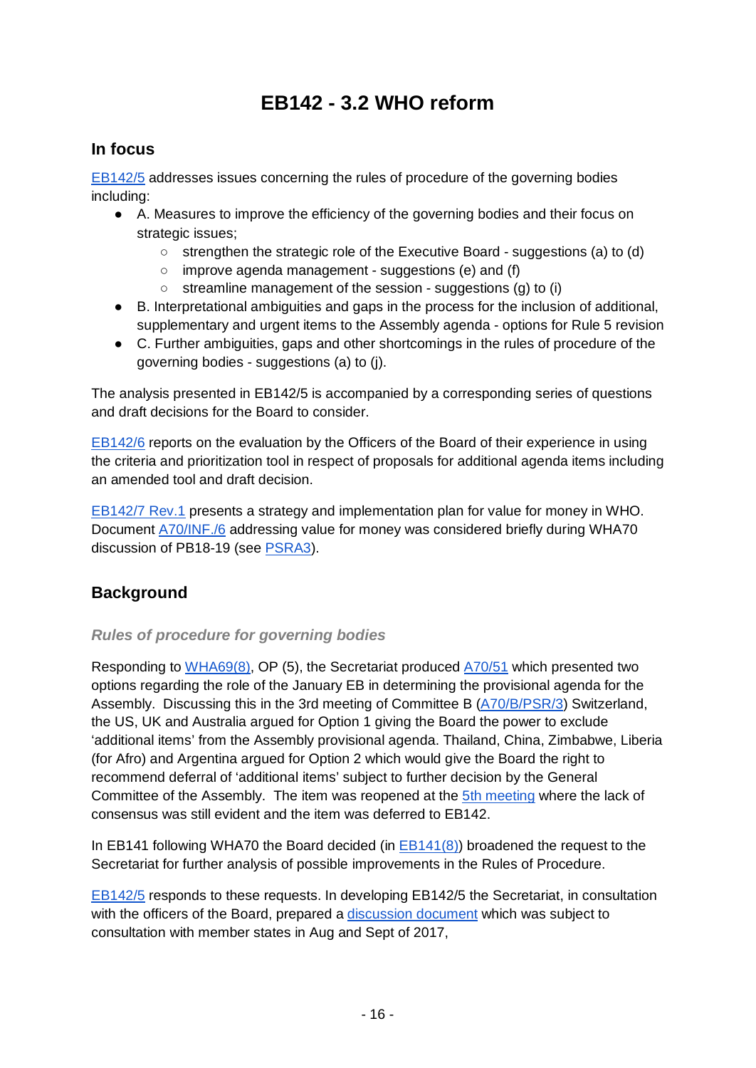# EB142 - 3.2 WHO reform

## In focus

EB142/5 addresses issues concerning the rules of procedure of the governing bodies including:

- A. Measures to improve the efficiency of the governing bodies and their focus on strategic issues;
    - strengthen the strategic role of the Executive Board - suggestions (a) to (d)
    - improve agenda management - suggestions (e) and (f)
    - streamline management of the session - suggestions (g) to (i)
- B. Interpretational ambiguities and gaps in the process for the inclusion of additional, supplementary and urgent items to the Assembly agenda - options for Rule 5 revision
- C. Further ambiguities, gaps and other shortcomings in the rules of procedure of the governing bodies - suggestions (a) to (j).

The analysis presented in EB142/5 is accompanied by a corresponding series of questions and draft decisions for the Board to consider.

EB142/6 reports on the evaluation by the Officers of the Board of their experience in using the criteria and prioritization tool in respect of proposals for additional agenda items including an amended tool and draft decision.

EB142/7 Rev.1 presents a strategy and implementation plan for value for money in WHO. Document A70/INF./6 addressing value for money was considered briefly during WHA70 discussion of PB18-19 (see PSRA3).

## Background

### *Rules of procedure for governing bodies*

Responding to WHA69(8), OP (5), the Secretariat produced A70/51 which presented two options regarding the role of the January EB in determining the provisional agenda for the Assembly. Discussing this in the 3rd meeting of Committee B (A70/B/PSR/3) Switzerland, the US, UK and Australia argued for Option 1 giving the Board the power to exclude 'additional items' from the Assembly provisional agenda. Thailand, China, Zimbabwe, Liberia (for Afro) and Argentina argued for Option 2 which would give the Board the right to recommend deferral of 'additional items' subject to further decision by the General Committee of the Assembly. The item was reopened at the 5th meeting where the lack of consensus was still evident and the item was deferred to EB142.

In EB141 following WHA70 the Board decided (in EB141(8)) broadened the request to the Secretariat for further analysis of possible improvements in the Rules of Procedure.

EB142/5 responds to these requests. In developing EB142/5 the Secretariat, in consultation with the officers of the Board, prepared a discussion document which was subject to consultation with member states in Aug and Sept of 2017,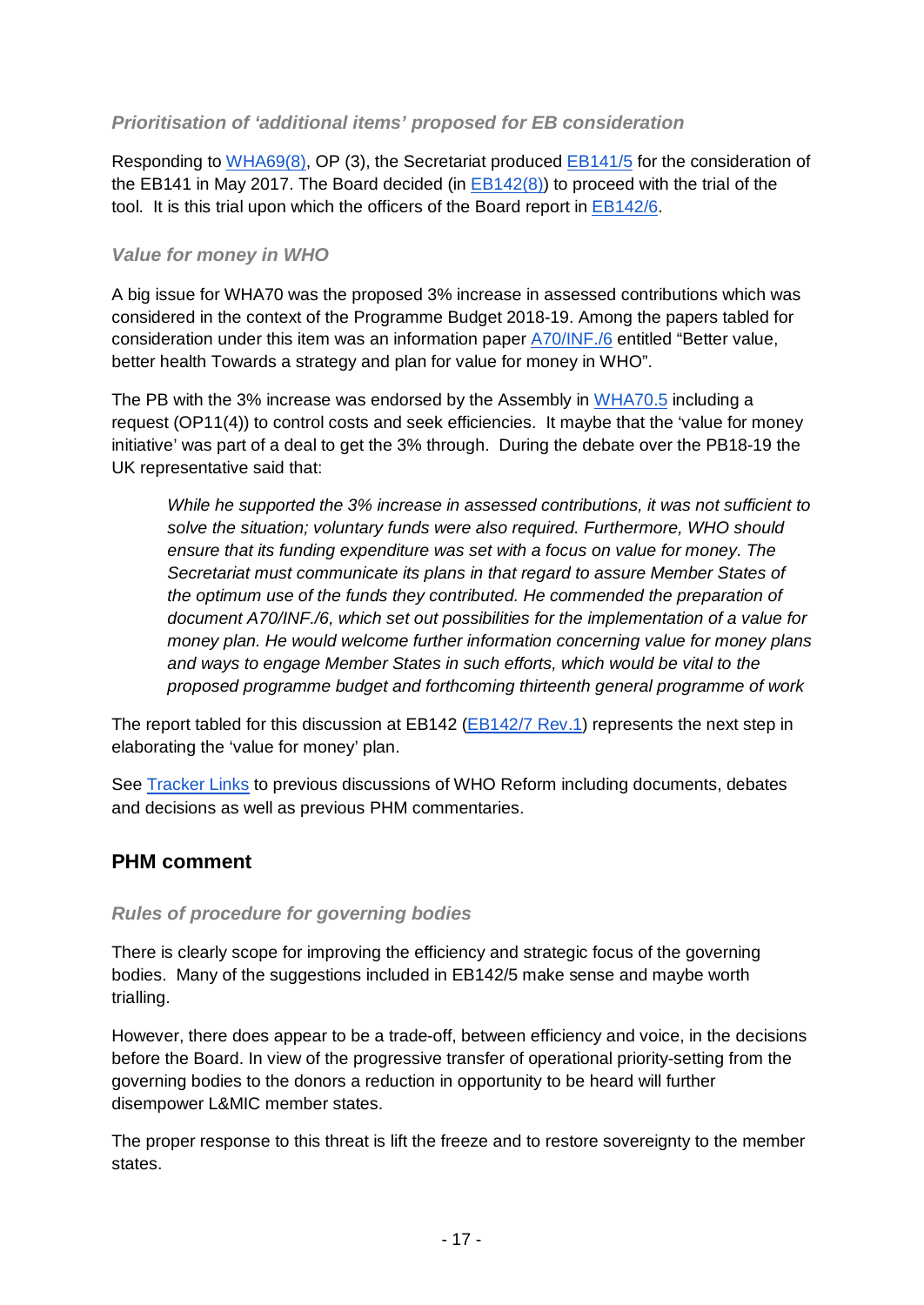### *Prioritisation of 'additional items' proposed for EB consideration*

Responding to WHA69(8), OP (3), the Secretariat produced EB141/5 for the consideration of the EB141 in May 2017. The Board decided (in EB142(8)) to proceed with the trial of the tool. It is this trial upon which the officers of the Board report in EB142/6.

### *Value for money in WHO*

A big issue for WHA70 was the proposed 3% increase in assessed contributions which was considered in the context of the Programme Budget 2018-19. Among the papers tabled for consideration under this item was an information paper A70/INF./6 entitled "Better value, better health Towards a strategy and plan for value for money in WHO".

The PB with the 3% increase was endorsed by the Assembly in WHA70.5 including a request (OP11(4)) to control costs and seek efficiencies. It maybe that the 'value for money initiative' was part of a deal to get the 3% through. During the debate over the PB18-19 the UK representative said that:

> *While he supported the 3% increase in assessed contributions, it was not sufficient to solve the situation; voluntary funds were also required. Furthermore, WHO should ensure that its funding expenditure was set with a focus on value for money. The Secretariat must communicate its plans in that regard to assure Member States of the optimum use of the funds they contributed. He commended the preparation of document A70/INF./6, which set out possibilities for the implementation of a value for money plan. He would welcome further information concerning value for money plans and ways to engage Member States in such efforts, which would be vital to the proposed programme budget and forthcoming thirteenth general programme of work*

The report tabled for this discussion at EB142 (EB142/7 Rev.1) represents the next step in elaborating the 'value for money' plan.

See Tracker Links to previous discussions of WHO Reform including documents, debates and decisions as well as previous PHM commentaries.

## PHM comment

### *Rules of procedure for governing bodies*

There is clearly scope for improving the efficiency and strategic focus of the governing bodies. Many of the suggestions included in EB142/5 make sense and maybe worth trialling.

However, there does appear to be a trade-off, between efficiency and voice, in the decisions before the Board. In view of the progressive transfer of operational priority-setting from the governing bodies to the donors a reduction in opportunity to be heard will further disempower L&MIC member states.

The proper response to this threat is lift the freeze and to restore sovereignty to the member states.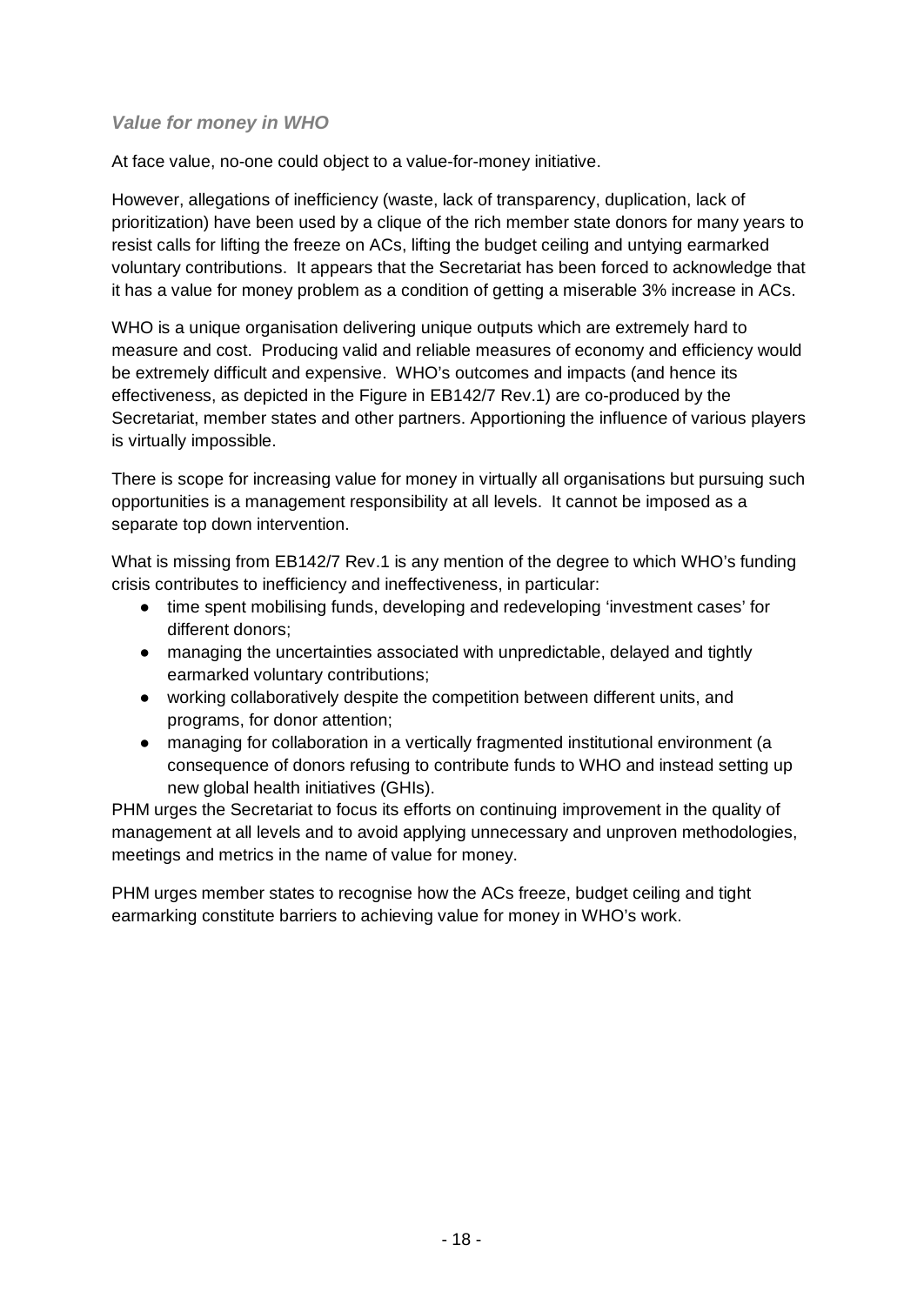### *Value for money in WHO*

At face value, no-one could object to a value-for-money initiative.

However, allegations of inefficiency (waste, lack of transparency, duplication, lack of prioritization) have been used by a clique of the rich member state donors for many years to resist calls for lifting the freeze on ACs, lifting the budget ceiling and untying earmarked voluntary contributions. It appears that the Secretariat has been forced to acknowledge that it has a value for money problem as a condition of getting a miserable 3% increase in ACs.

WHO is a unique organisation delivering unique outputs which are extremely hard to measure and cost. Producing valid and reliable measures of economy and efficiency would be extremely difficult and expensive. WHO's outcomes and impacts (and hence its effectiveness, as depicted in the Figure in EB142/7 Rev.1) are co-produced by the Secretariat, member states and other partners. Apportioning the influence of various players is virtually impossible.

There is scope for increasing value for money in virtually all organisations but pursuing such opportunities is a management responsibility at all levels. It cannot be imposed as a separate top down intervention.

What is missing from EB142/7 Rev.1 is any mention of the degree to which WHO's funding crisis contributes to inefficiency and ineffectiveness, in particular:

- time spent mobilising funds, developing and redeveloping 'investment cases' for different donors;
- managing the uncertainties associated with unpredictable, delayed and tightly earmarked voluntary contributions;
- working collaboratively despite the competition between different units, and programs, for donor attention;
- managing for collaboration in a vertically fragmented institutional environment (a consequence of donors refusing to contribute funds to WHO and instead setting up new global health initiatives (GHIs).

PHM urges the Secretariat to focus its efforts on continuing improvement in the quality of management at all levels and to avoid applying unnecessary and unproven methodologies, meetings and metrics in the name of value for money.

PHM urges member states to recognise how the ACs freeze, budget ceiling and tight earmarking constitute barriers to achieving value for money in WHO's work.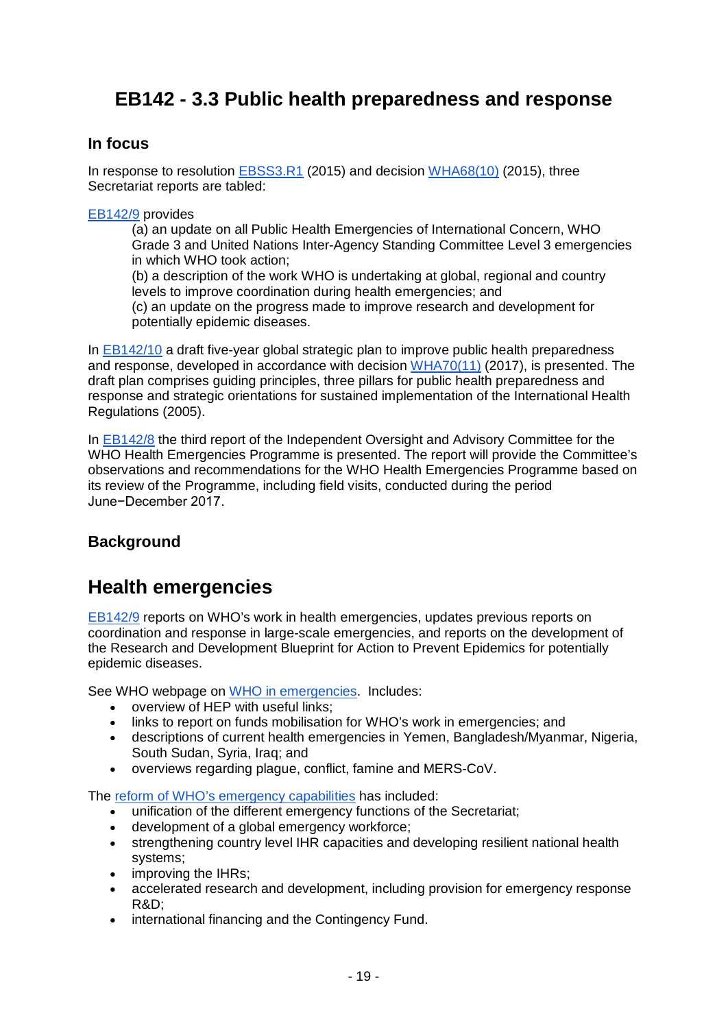# EB142 - 3.3 Public health preparedness and response

## In focus

In response to resolution EBSS3.R1 (2015) and decision WHA68(10) (2015), three Secretariat reports are tabled:

EB142/9 provides

> (a) an update on all Public Health Emergencies of International Concern, WHO Grade 3 and United Nations Inter-Agency Standing Committee Level 3 emergencies in which WHO took action;
> (b) a description of the work WHO is undertaking at global, regional and country levels to improve coordination during health emergencies; and
> (c) an update on the progress made to improve research and development for potentially epidemic diseases.

In EB142/10 a draft five-year global strategic plan to improve public health preparedness and response, developed in accordance with decision WHA70(11) (2017), is presented. The draft plan comprises guiding principles, three pillars for public health preparedness and response and strategic orientations for sustained implementation of the International Health Regulations (2005).

In EB142/8 the third report of the Independent Oversight and Advisory Committee for the WHO Health Emergencies Programme is presented. The report will provide the Committee's observations and recommendations for the WHO Health Emergencies Programme based on its review of the Programme, including field visits, conducted during the period June−December 2017.

## Background

## Health emergencies

EB142/9 reports on WHO's work in health emergencies, updates previous reports on coordination and response in large-scale emergencies, and reports on the development of the Research and Development Blueprint for Action to Prevent Epidemics for potentially epidemic diseases.

See WHO webpage on WHO in emergencies. Includes:

- overview of HEP with useful links;
- links to report on funds mobilisation for WHO's work in emergencies; and
- descriptions of current health emergencies in Yemen, Bangladesh/Myanmar, Nigeria, South Sudan, Syria, Iraq; and
- overviews regarding plague, conflict, famine and MERS-CoV.

The reform of WHO's emergency capabilities has included:

- unification of the different emergency functions of the Secretariat;
- development of a global emergency workforce;
- strengthening country level IHR capacities and developing resilient national health systems;
- improving the IHRs;
- accelerated research and development, including provision for emergency response R&D;
- international financing and the Contingency Fund.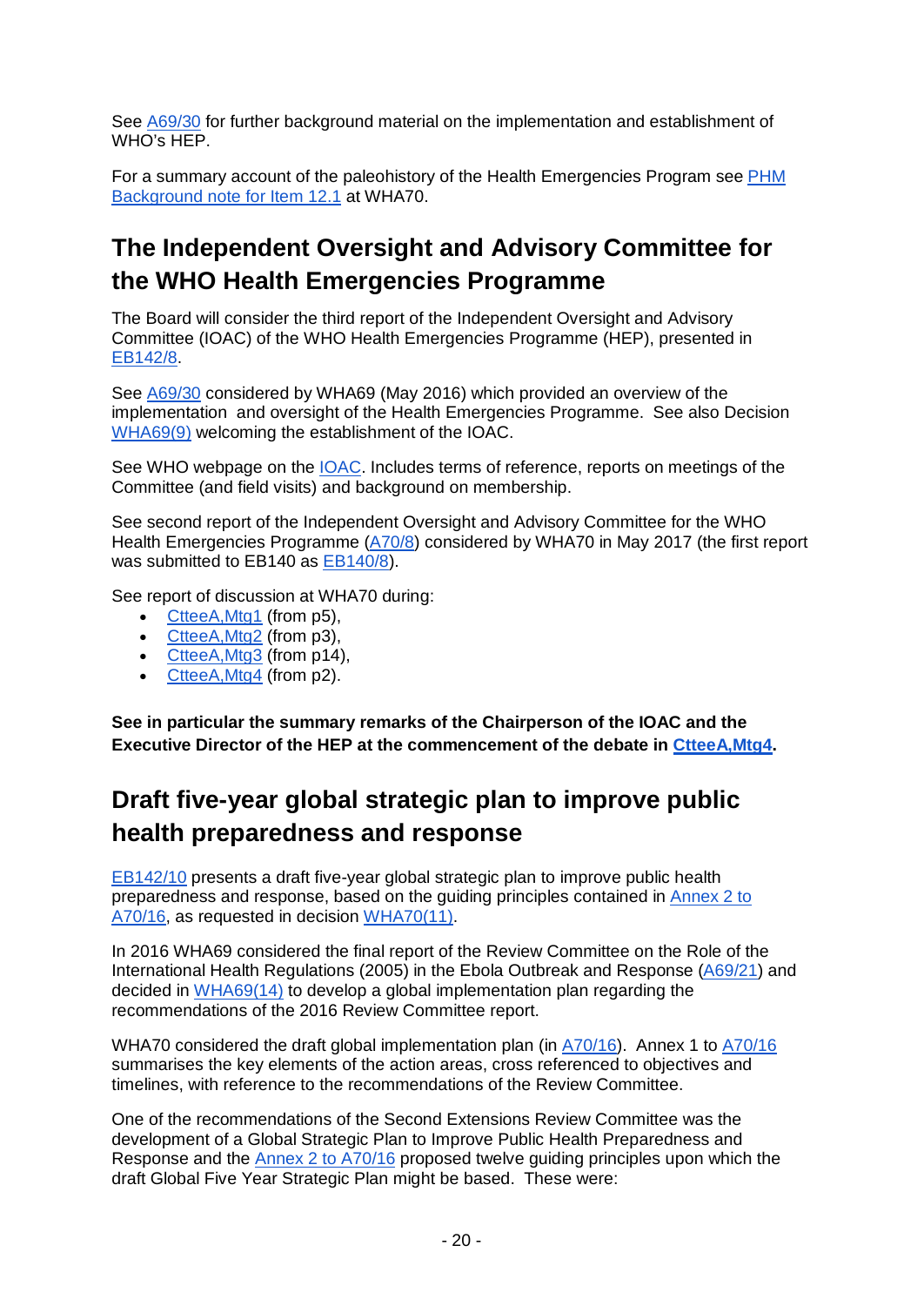See A69/30 for further background material on the implementation and establishment of WHO's HEP.

For a summary account of the paleohistory of the Health Emergencies Program see PHM Background note for Item 12.1 at WHA70.

## The Independent Oversight and Advisory Committee for the WHO Health Emergencies Programme

The Board will consider the third report of the Independent Oversight and Advisory Committee (IOAC) of the WHO Health Emergencies Programme (HEP), presented in EB142/8.

See A69/30 considered by WHA69 (May 2016) which provided an overview of the implementation and oversight of the Health Emergencies Programme. See also Decision WHA69(9) welcoming the establishment of the IOAC.

See WHO webpage on the IOAC. Includes terms of reference, reports on meetings of the Committee (and field visits) and background on membership.

See second report of the Independent Oversight and Advisory Committee for the WHO Health Emergencies Programme (A70/8) considered by WHA70 in May 2017 (the first report was submitted to EB140 as EB140/8).

See report of discussion at WHA70 during:

- CtteeA,Mtg1 (from p5),
- CtteeA,Mtg2 (from p3),
- CtteeA,Mtg3 (from p14),
- CtteeA,Mtg4 (from p2).

**See in particular the summary remarks of the Chairperson of the IOAC and the Executive Director of the HEP at the commencement of the debate in CtteeA,Mtg4.**

## Draft five-year global strategic plan to improve public health preparedness and response

EB142/10 presents a draft five-year global strategic plan to improve public health preparedness and response, based on the guiding principles contained in Annex 2 to A70/16, as requested in decision WHA70(11).

In 2016 WHA69 considered the final report of the Review Committee on the Role of the International Health Regulations (2005) in the Ebola Outbreak and Response (A69/21) and decided in WHA69(14) to develop a global implementation plan regarding the recommendations of the 2016 Review Committee report.

WHA70 considered the draft global implementation plan (in A70/16). Annex 1 to A70/16 summarises the key elements of the action areas, cross referenced to objectives and timelines, with reference to the recommendations of the Review Committee.

One of the recommendations of the Second Extensions Review Committee was the development of a Global Strategic Plan to Improve Public Health Preparedness and Response and the Annex 2 to A70/16 proposed twelve guiding principles upon which the draft Global Five Year Strategic Plan might be based. These were: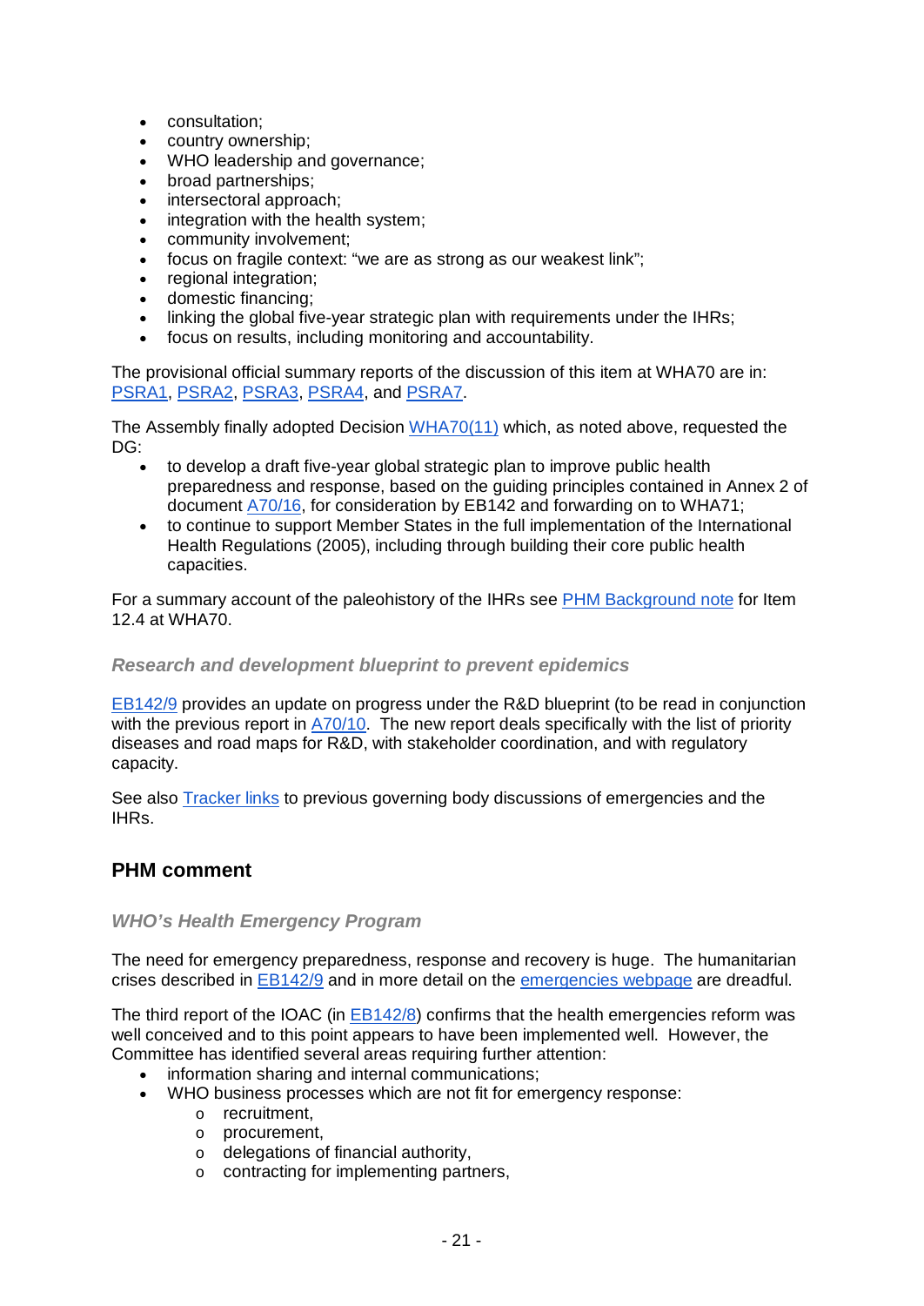- consultation;
- country ownership;
- WHO leadership and governance;
- broad partnerships;
- intersectoral approach;
- integration with the health system;
- community involvement;
- focus on fragile context: "we are as strong as our weakest link";
- regional integration;
- domestic financing;
- linking the global five-year strategic plan with requirements under the IHRs;
- focus on results, including monitoring and accountability.

The provisional official summary reports of the discussion of this item at WHA70 are in: PSRA1, PSRA2, PSRA3, PSRA4, and PSRA7.

The Assembly finally adopted Decision WHA70(11) which, as noted above, requested the DG:

- to develop a draft five-year global strategic plan to improve public health preparedness and response, based on the guiding principles contained in Annex 2 of document A70/16, for consideration by EB142 and forwarding on to WHA71;
- to continue to support Member States in the full implementation of the International Health Regulations (2005), including through building their core public health capacities.

For a summary account of the paleohistory of the IHRs see PHM Background note for Item 12.4 at WHA70.

### *Research and development blueprint to prevent epidemics*

EB142/9 provides an update on progress under the R&D blueprint (to be read in conjunction with the previous report in A70/10. The new report deals specifically with the list of priority diseases and road maps for R&D, with stakeholder coordination, and with regulatory capacity.

See also Tracker links to previous governing body discussions of emergencies and the IHRs.

## PHM comment

### *WHO's Health Emergency Program*

The need for emergency preparedness, response and recovery is huge. The humanitarian crises described in EB142/9 and in more detail on the emergencies webpage are dreadful.

The third report of the IOAC (in EB142/8) confirms that the health emergencies reform was well conceived and to this point appears to have been implemented well. However, the Committee has identified several areas requiring further attention:

- information sharing and internal communications;
- WHO business processes which are not fit for emergency response:
  - recruitment,
  - procurement,
  - delegations of financial authority,
  - contracting for implementing partners,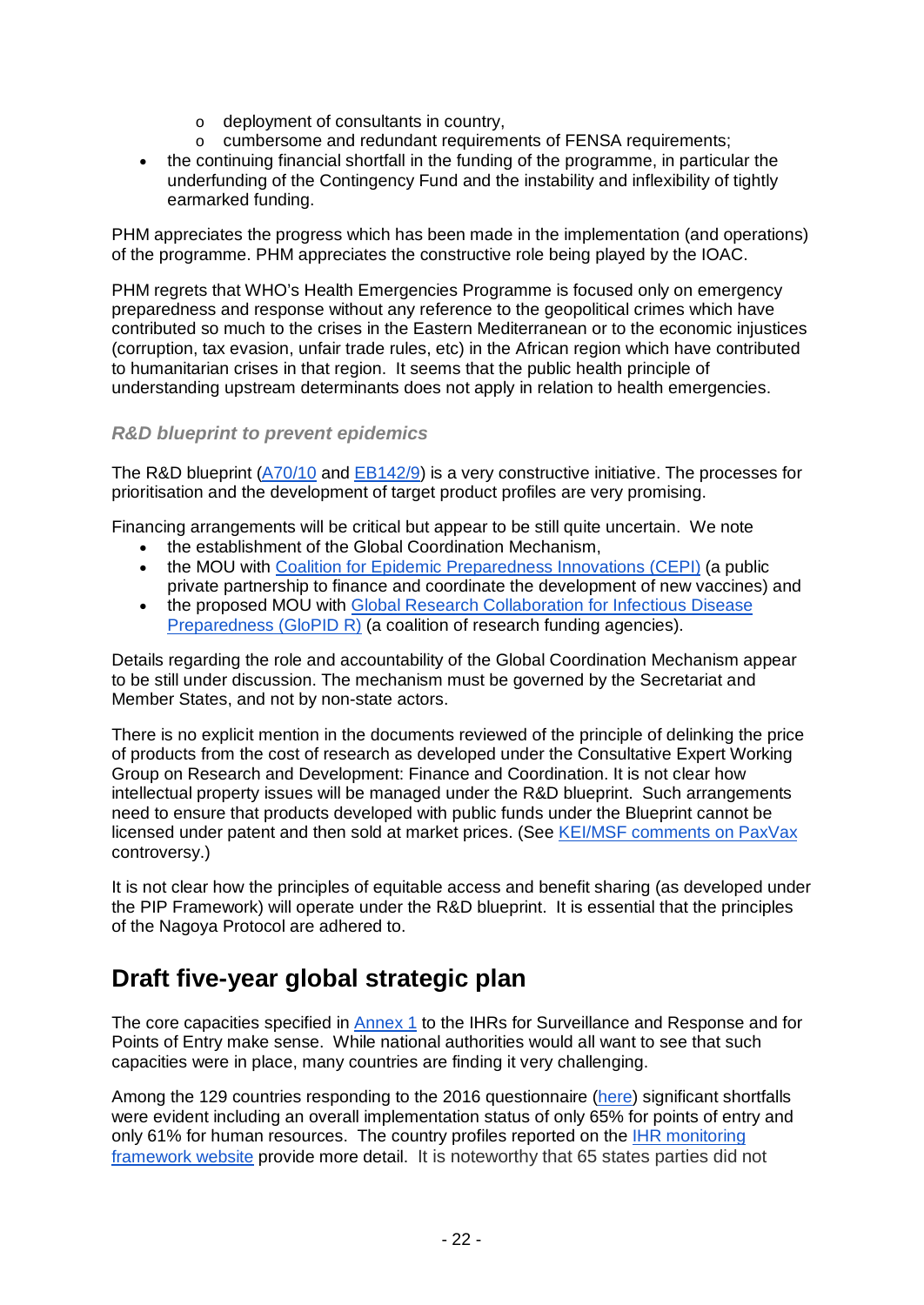- deployment of consultants in country,
  - cumbersome and redundant requirements of FENSA requirements;
- the continuing financial shortfall in the funding of the programme, in particular the underfunding of the Contingency Fund and the instability and inflexibility of tightly earmarked funding.

PHM appreciates the progress which has been made in the implementation (and operations) of the programme. PHM appreciates the constructive role being played by the IOAC.

PHM regrets that WHO's Health Emergencies Programme is focused only on emergency preparedness and response without any reference to the geopolitical crimes which have contributed so much to the crises in the Eastern Mediterranean or to the economic injustices (corruption, tax evasion, unfair trade rules, etc) in the African region which have contributed to humanitarian crises in that region. It seems that the public health principle of understanding upstream determinants does not apply in relation to health emergencies.

### *R&D blueprint to prevent epidemics*

The R&D blueprint (A70/10 and EB142/9) is a very constructive initiative. The processes for prioritisation and the development of target product profiles are very promising.

Financing arrangements will be critical but appear to be still quite uncertain. We note

- the establishment of the Global Coordination Mechanism,
- the MOU with Coalition for Epidemic Preparedness Innovations (CEPI) (a public private partnership to finance and coordinate the development of new vaccines) and
- the proposed MOU with Global Research Collaboration for Infectious Disease Preparedness (GloPID R) (a coalition of research funding agencies).

Details regarding the role and accountability of the Global Coordination Mechanism appear to be still under discussion. The mechanism must be governed by the Secretariat and Member States, and not by non-state actors.

There is no explicit mention in the documents reviewed of the principle of delinking the price of products from the cost of research as developed under the Consultative Expert Working Group on Research and Development: Finance and Coordination. It is not clear how intellectual property issues will be managed under the R&D blueprint. Such arrangements need to ensure that products developed with public funds under the Blueprint cannot be licensed under patent and then sold at market prices. (See KEI/MSF comments on PaxVax controversy.)

It is not clear how the principles of equitable access and benefit sharing (as developed under the PIP Framework) will operate under the R&D blueprint. It is essential that the principles of the Nagoya Protocol are adhered to.

## Draft five-year global strategic plan

The core capacities specified in Annex 1 to the IHRs for Surveillance and Response and for Points of Entry make sense. While national authorities would all want to see that such capacities were in place, many countries are finding it very challenging.

Among the 129 countries responding to the 2016 questionnaire (here) significant shortfalls were evident including an overall implementation status of only 65% for points of entry and only 61% for human resources. The country profiles reported on the IHR monitoring framework website provide more detail. It is noteworthy that 65 states parties did not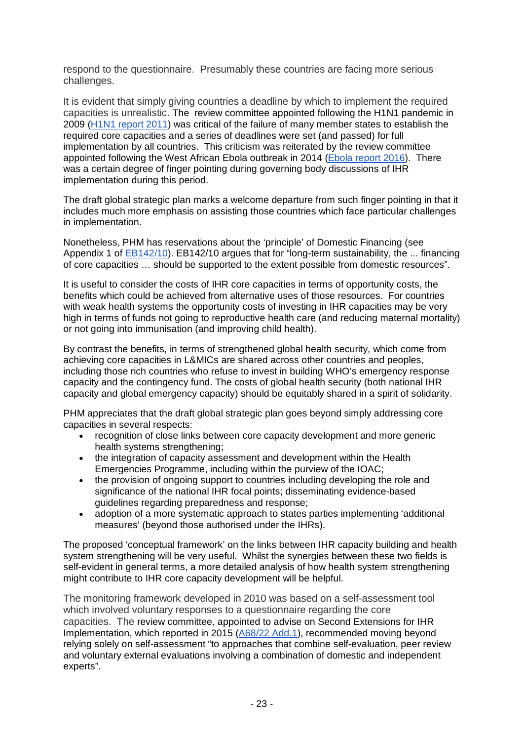respond to the questionnaire. Presumably these countries are facing more serious challenges.

It is evident that simply giving countries a deadline by which to implement the required capacities is unrealistic. The review committee appointed following the H1N1 pandemic in 2009 ([H1N1 report 2011]) was critical of the failure of many member states to establish the required core capacities and a series of deadlines were set (and passed) for full implementation by all countries. This criticism was reiterated by the review committee appointed following the West African Ebola outbreak in 2014 ([Ebola report 2016]). There was a certain degree of finger pointing during governing body discussions of IHR implementation during this period.

The draft global strategic plan marks a welcome departure from such finger pointing in that it includes much more emphasis on assisting those countries which face particular challenges in implementation.

Nonetheless, PHM has reservations about the 'principle' of Domestic Financing (see Appendix 1 of [EB142/10]). EB142/10 argues that for "long-term sustainability, the ... financing of core capacities … should be supported to the extent possible from domestic resources".

It is useful to consider the costs of IHR core capacities in terms of opportunity costs, the benefits which could be achieved from alternative uses of those resources. For countries with weak health systems the opportunity costs of investing in IHR capacities may be very high in terms of funds not going to reproductive health care (and reducing maternal mortality) or not going into immunisation (and improving child health).

By contrast the benefits, in terms of strengthened global health security, which come from achieving core capacities in L&MICs are shared across other countries and peoples, including those rich countries who refuse to invest in building WHO's emergency response capacity and the contingency fund. The costs of global health security (both national IHR capacity and global emergency capacity) should be equitably shared in a spirit of solidarity.

PHM appreciates that the draft global strategic plan goes beyond simply addressing core capacities in several respects:

- recognition of close links between core capacity development and more generic health systems strengthening;
- the integration of capacity assessment and development within the Health Emergencies Programme, including within the purview of the IOAC;
- the provision of ongoing support to countries including developing the role and significance of the national IHR focal points; disseminating evidence-based guidelines regarding preparedness and response;
- adoption of a more systematic approach to states parties implementing 'additional measures' (beyond those authorised under the IHRs).

The proposed 'conceptual framework' on the links between IHR capacity building and health system strengthening will be very useful. Whilst the synergies between these two fields is self-evident in general terms, a more detailed analysis of how health system strengthening might contribute to IHR core capacity development will be helpful.

The monitoring framework developed in 2010 was based on a self-assessment tool which involved voluntary responses to a questionnaire regarding the core capacities. The review committee, appointed to advise on Second Extensions for IHR Implementation, which reported in 2015 ([A68/22 Add.1]), recommended moving beyond relying solely on self-assessment "to approaches that combine self-evaluation, peer review and voluntary external evaluations involving a combination of domestic and independent experts".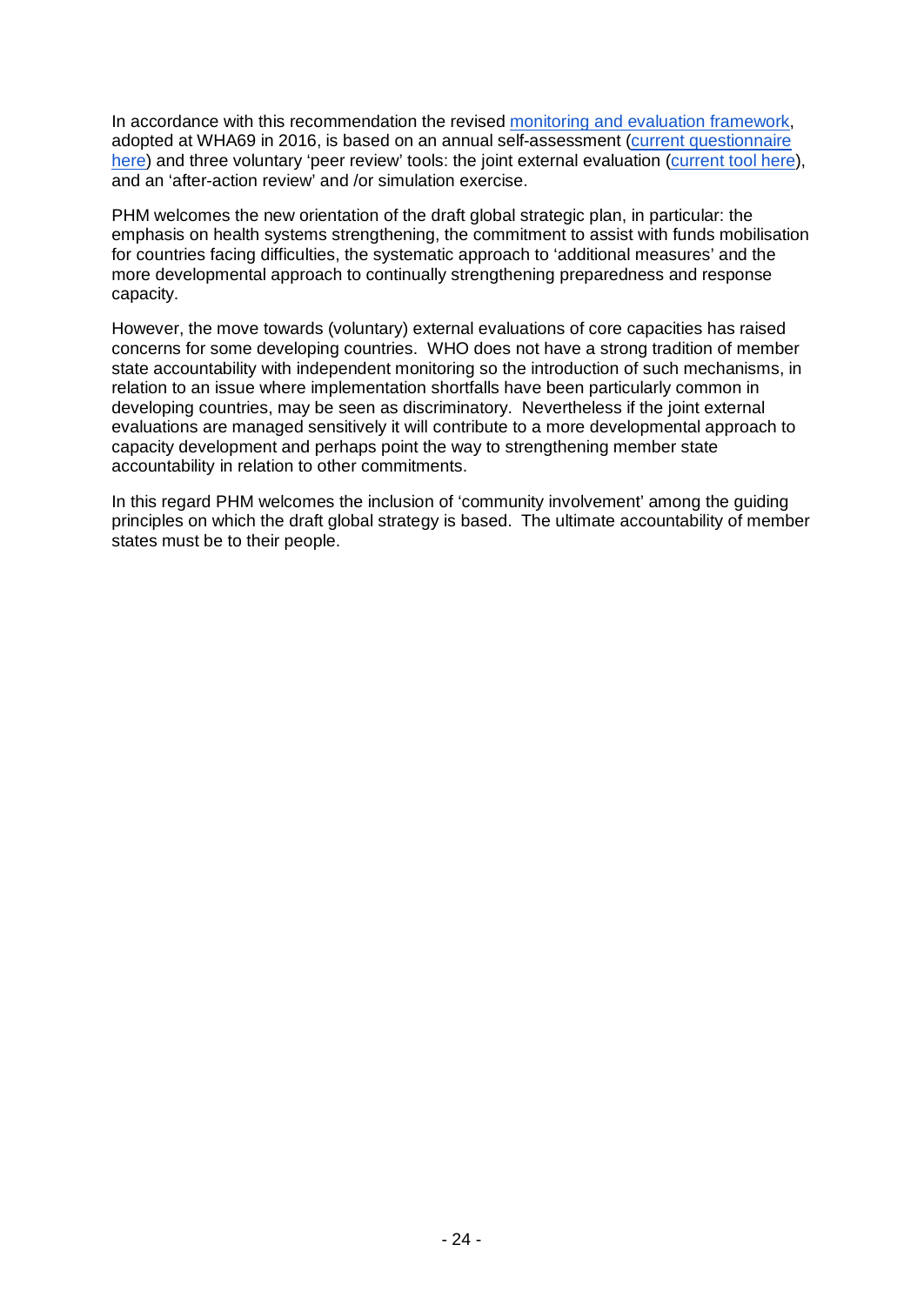In accordance with this recommendation the revised monitoring and evaluation framework, adopted at WHA69 in 2016, is based on an annual self-assessment (current questionnaire here) and three voluntary 'peer review' tools: the joint external evaluation (current tool here), and an 'after-action review' and /or simulation exercise.

PHM welcomes the new orientation of the draft global strategic plan, in particular: the emphasis on health systems strengthening, the commitment to assist with funds mobilisation for countries facing difficulties, the systematic approach to 'additional measures' and the more developmental approach to continually strengthening preparedness and response capacity.

However, the move towards (voluntary) external evaluations of core capacities has raised concerns for some developing countries. WHO does not have a strong tradition of member state accountability with independent monitoring so the introduction of such mechanisms, in relation to an issue where implementation shortfalls have been particularly common in developing countries, may be seen as discriminatory. Nevertheless if the joint external evaluations are managed sensitively it will contribute to a more developmental approach to capacity development and perhaps point the way to strengthening member state accountability in relation to other commitments.

In this regard PHM welcomes the inclusion of 'community involvement' among the guiding principles on which the draft global strategy is based. The ultimate accountability of member states must be to their people.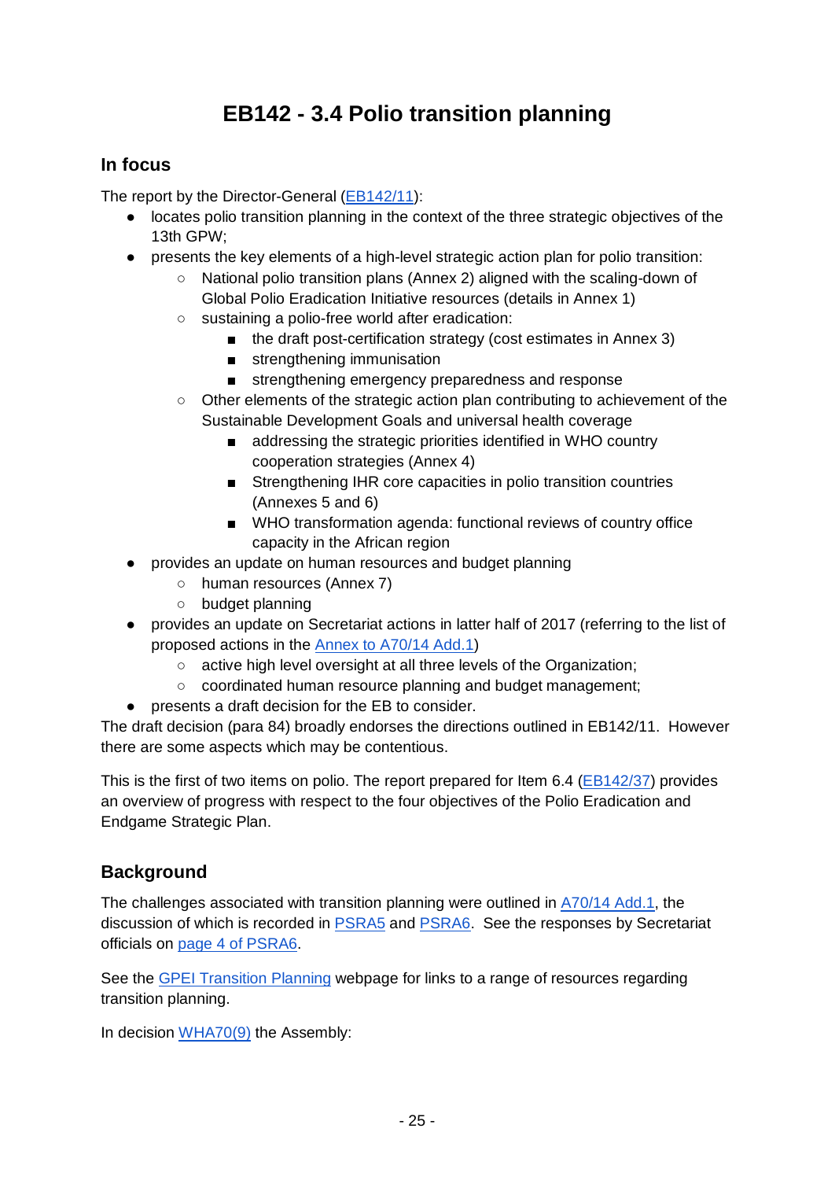# EB142 - 3.4 Polio transition planning

## In focus

The report by the Director-General (EB142/11):

- locates polio transition planning in the context of the three strategic objectives of the 13th GPW;
- presents the key elements of a high-level strategic action plan for polio transition:
    - National polio transition plans (Annex 2) aligned with the scaling-down of Global Polio Eradication Initiative resources (details in Annex 1)
    - sustaining a polio-free world after eradication:
        - the draft post-certification strategy (cost estimates in Annex 3)
        - strengthening immunisation
        - strengthening emergency preparedness and response
    - Other elements of the strategic action plan contributing to achievement of the Sustainable Development Goals and universal health coverage
        - addressing the strategic priorities identified in WHO country cooperation strategies (Annex 4)
        - Strengthening IHR core capacities in polio transition countries (Annexes 5 and 6)
        - WHO transformation agenda: functional reviews of country office capacity in the African region
- provides an update on human resources and budget planning
    - human resources (Annex 7)
    - budget planning
- provides an update on Secretariat actions in latter half of 2017 (referring to the list of proposed actions in the Annex to A70/14 Add.1)
    - active high level oversight at all three levels of the Organization;
    - coordinated human resource planning and budget management;
- presents a draft decision for the EB to consider.

The draft decision (para 84) broadly endorses the directions outlined in EB142/11. However there are some aspects which may be contentious.

This is the first of two items on polio. The report prepared for Item 6.4 (EB142/37) provides an overview of progress with respect to the four objectives of the Polio Eradication and Endgame Strategic Plan.

## Background

The challenges associated with transition planning were outlined in A70/14 Add.1, the discussion of which is recorded in PSRA5 and PSRA6. See the responses by Secretariat officials on page 4 of PSRA6.

See the GPEI Transition Planning webpage for links to a range of resources regarding transition planning.

In decision WHA70(9) the Assembly: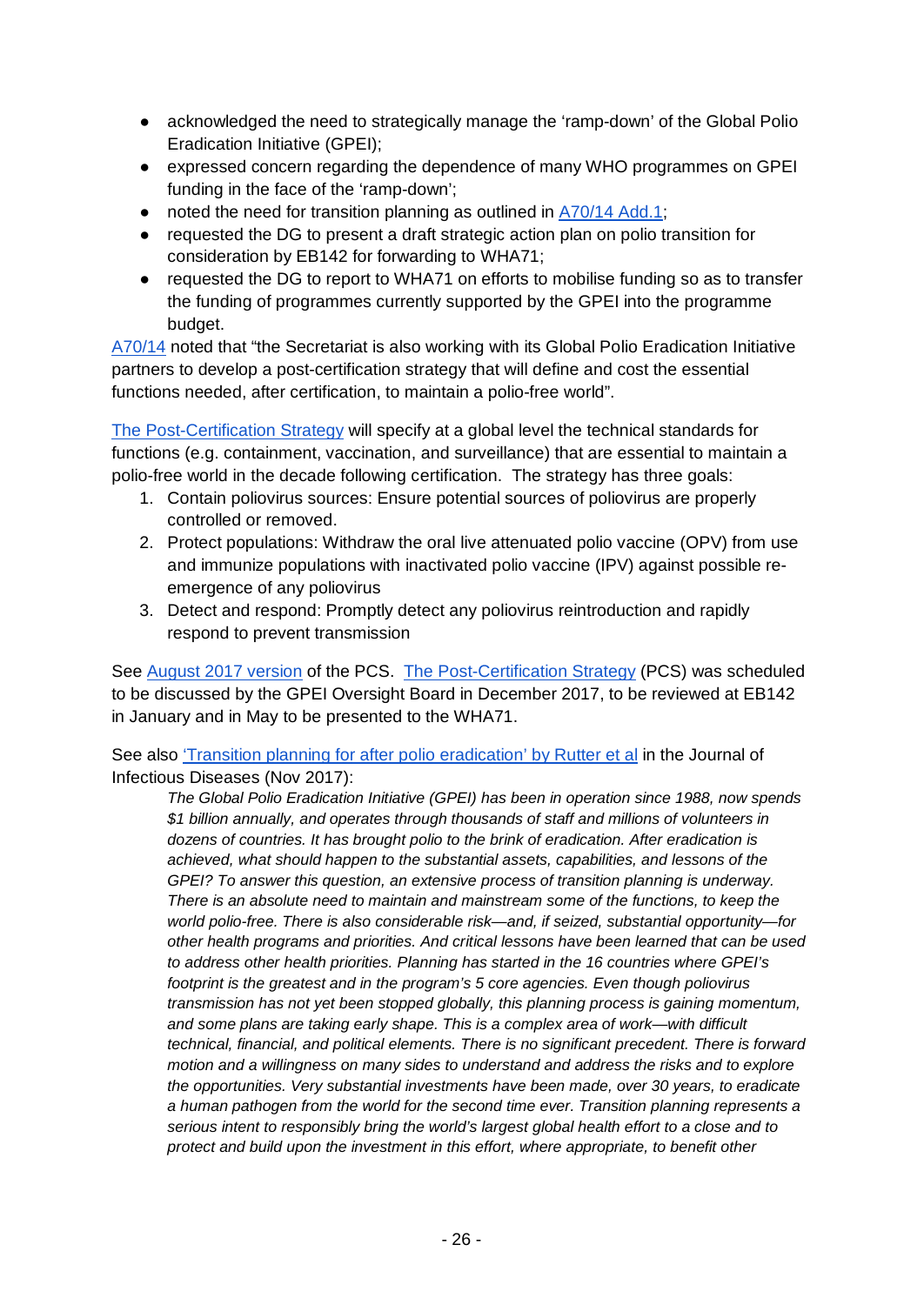- acknowledged the need to strategically manage the 'ramp-down' of the Global Polio Eradication Initiative (GPEI);
- expressed concern regarding the dependence of many WHO programmes on GPEI funding in the face of the 'ramp-down';
- noted the need for transition planning as outlined in A70/14 Add.1;
- requested the DG to present a draft strategic action plan on polio transition for consideration by EB142 for forwarding to WHA71;
- requested the DG to report to WHA71 on efforts to mobilise funding so as to transfer the funding of programmes currently supported by the GPEI into the programme budget.

A70/14 noted that "the Secretariat is also working with its Global Polio Eradication Initiative partners to develop a post-certification strategy that will define and cost the essential functions needed, after certification, to maintain a polio-free world".

The Post-Certification Strategy will specify at a global level the technical standards for functions (e.g. containment, vaccination, and surveillance) that are essential to maintain a polio-free world in the decade following certification. The strategy has three goals:

1. Contain poliovirus sources: Ensure potential sources of poliovirus are properly controlled or removed.
2. Protect populations: Withdraw the oral live attenuated polio vaccine (OPV) from use and immunize populations with inactivated polio vaccine (IPV) against possible re-emergence of any poliovirus
3. Detect and respond: Promptly detect any poliovirus reintroduction and rapidly respond to prevent transmission

See August 2017 version of the PCS. The Post-Certification Strategy (PCS) was scheduled to be discussed by the GPEI Oversight Board in December 2017, to be reviewed at EB142 in January and in May to be presented to the WHA71.

See also 'Transition planning for after polio eradication' by Rutter et al in the Journal of Infectious Diseases (Nov 2017):

> *The Global Polio Eradication Initiative (GPEI) has been in operation since 1988, now spends $1 billion annually, and operates through thousands of staff and millions of volunteers in dozens of countries. It has brought polio to the brink of eradication. After eradication is achieved, what should happen to the substantial assets, capabilities, and lessons of the GPEI? To answer this question, an extensive process of transition planning is underway. There is an absolute need to maintain and mainstream some of the functions, to keep the world polio-free. There is also considerable risk—and, if seized, substantial opportunity—for other health programs and priorities. And critical lessons have been learned that can be used to address other health priorities. Planning has started in the 16 countries where GPEI's footprint is the greatest and in the program's 5 core agencies. Even though poliovirus transmission has not yet been stopped globally, this planning process is gaining momentum, and some plans are taking early shape. This is a complex area of work—with difficult technical, financial, and political elements. There is no significant precedent. There is forward motion and a willingness on many sides to understand and address the risks and to explore the opportunities. Very substantial investments have been made, over 30 years, to eradicate a human pathogen from the world for the second time ever. Transition planning represents a serious intent to responsibly bring the world's largest global health effort to a close and to protect and build upon the investment in this effort, where appropriate, to benefit other*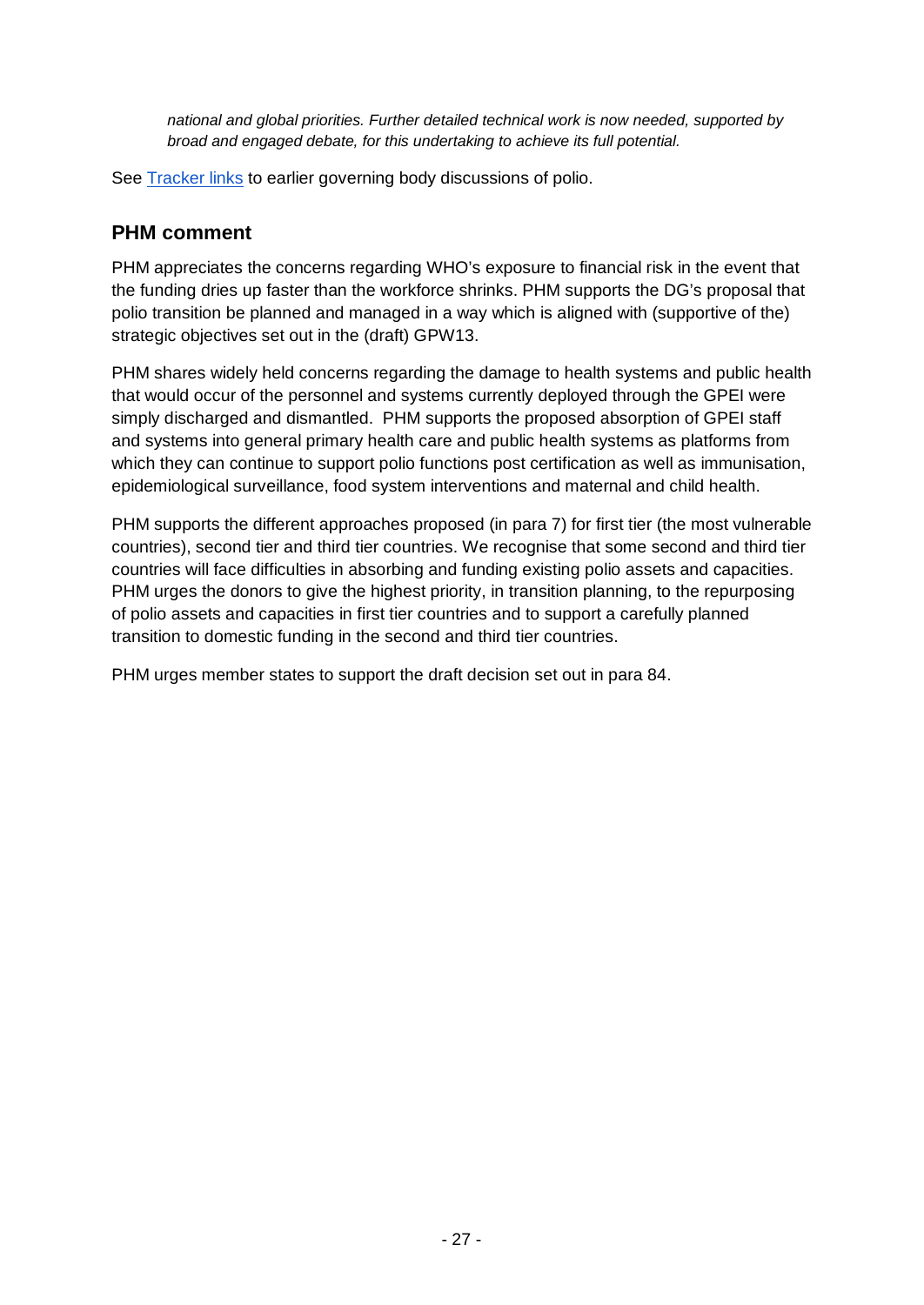*national and global priorities. Further detailed technical work is now needed, supported by broad and engaged debate, for this undertaking to achieve its full potential.*

See [Tracker links] to earlier governing body discussions of polio.

## PHM comment

PHM appreciates the concerns regarding WHO's exposure to financial risk in the event that the funding dries up faster than the workforce shrinks. PHM supports the DG's proposal that polio transition be planned and managed in a way which is aligned with (supportive of the) strategic objectives set out in the (draft) GPW13.

PHM shares widely held concerns regarding the damage to health systems and public health that would occur of the personnel and systems currently deployed through the GPEI were simply discharged and dismantled. PHM supports the proposed absorption of GPEI staff and systems into general primary health care and public health systems as platforms from which they can continue to support polio functions post certification as well as immunisation, epidemiological surveillance, food system interventions and maternal and child health.

PHM supports the different approaches proposed (in para 7) for first tier (the most vulnerable countries), second tier and third tier countries. We recognise that some second and third tier countries will face difficulties in absorbing and funding existing polio assets and capacities. PHM urges the donors to give the highest priority, in transition planning, to the repurposing of polio assets and capacities in first tier countries and to support a carefully planned transition to domestic funding in the second and third tier countries.

PHM urges member states to support the draft decision set out in para 84.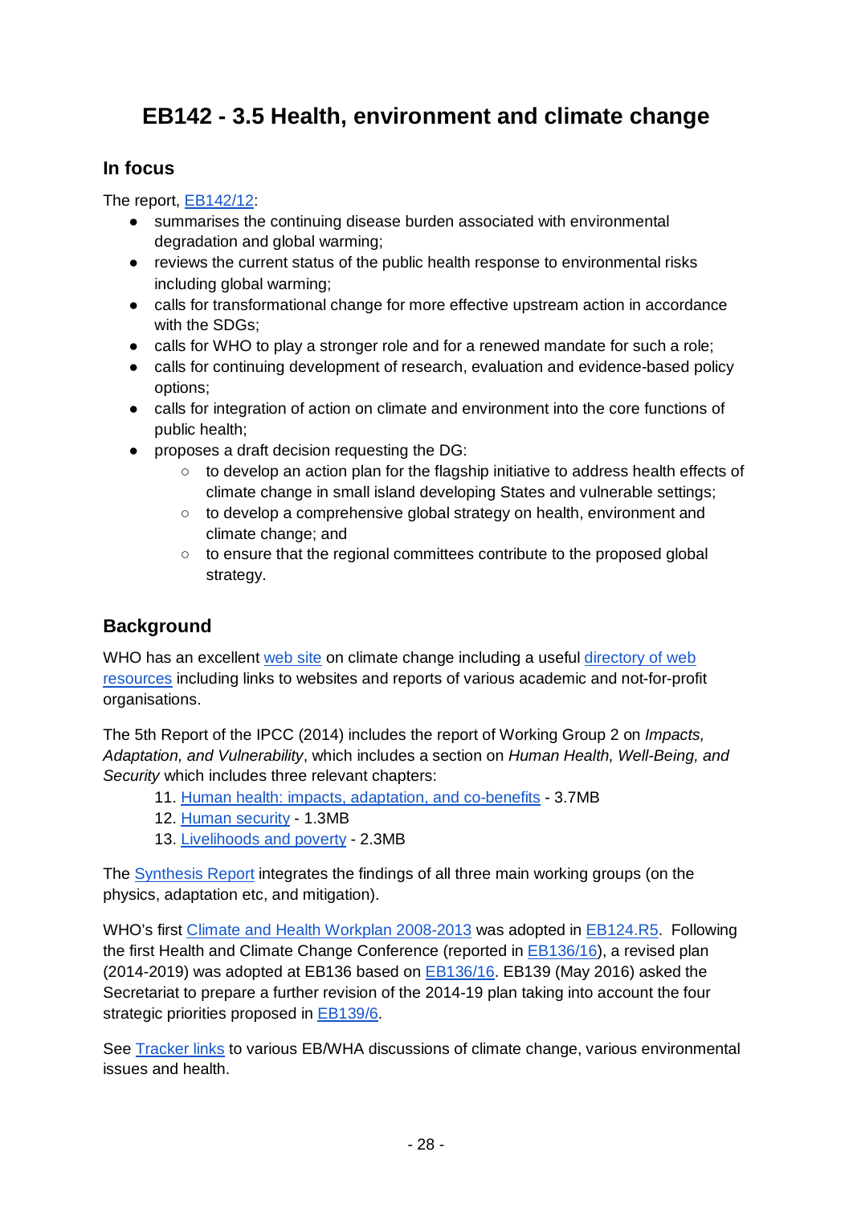# EB142 - 3.5 Health, environment and climate change

## In focus

The report, EB142/12:

- summarises the continuing disease burden associated with environmental degradation and global warming;
- reviews the current status of the public health response to environmental risks including global warming;
- calls for transformational change for more effective upstream action in accordance with the SDGs;
- calls for WHO to play a stronger role and for a renewed mandate for such a role;
- calls for continuing development of research, evaluation and evidence-based policy options;
- calls for integration of action on climate and environment into the core functions of public health;
- proposes a draft decision requesting the DG:
    - to develop an action plan for the flagship initiative to address health effects of climate change in small island developing States and vulnerable settings;
    - to develop a comprehensive global strategy on health, environment and climate change; and
    - to ensure that the regional committees contribute to the proposed global strategy.

## Background

WHO has an excellent web site on climate change including a useful directory of web resources including links to websites and reports of various academic and not-for-profit organisations.

The 5th Report of the IPCC (2014) includes the report of Working Group 2 on *Impacts, Adaptation, and Vulnerability*, which includes a section on *Human Health, Well-Being, and Security* which includes three relevant chapters:

11. Human health: impacts, adaptation, and co-benefits - 3.7MB
12. Human security - 1.3MB
13. Livelihoods and poverty - 2.3MB

The Synthesis Report integrates the findings of all three main working groups (on the physics, adaptation etc, and mitigation).

WHO's first Climate and Health Workplan 2008-2013 was adopted in EB124.R5. Following the first Health and Climate Change Conference (reported in EB136/16), a revised plan (2014-2019) was adopted at EB136 based on EB136/16. EB139 (May 2016) asked the Secretariat to prepare a further revision of the 2014-19 plan taking into account the four strategic priorities proposed in EB139/6.

See Tracker links to various EB/WHA discussions of climate change, various environmental issues and health.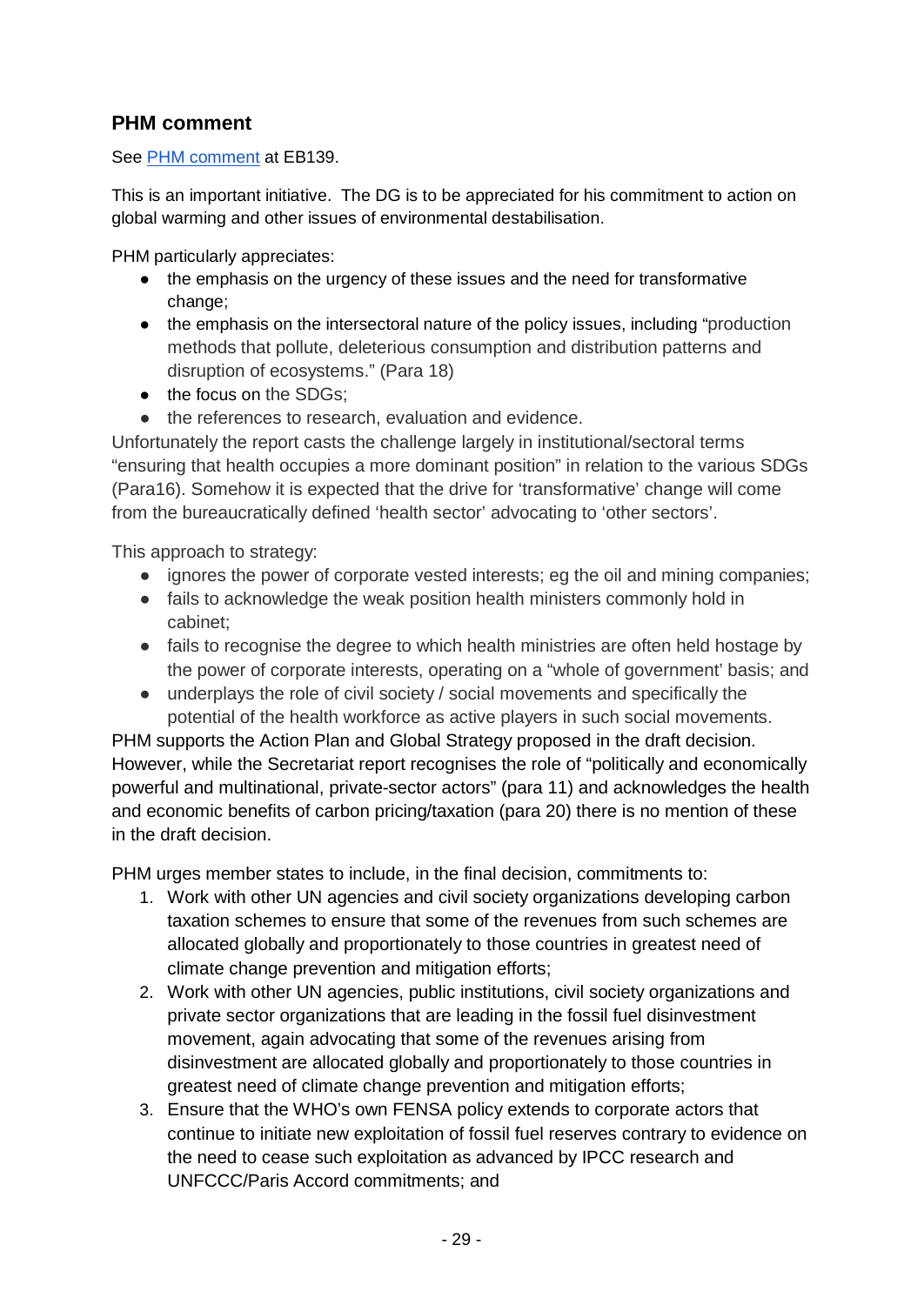### PHM comment

See [PHM comment](#) at EB139.

This is an important initiative. The DG is to be appreciated for his commitment to action on global warming and other issues of environmental destabilisation.

PHM particularly appreciates:

- the emphasis on the urgency of these issues and the need for transformative change;
- the emphasis on the intersectoral nature of the policy issues, including "production methods that pollute, deleterious consumption and distribution patterns and disruption of ecosystems." (Para 18)
- the focus on the SDGs;
- the references to research, evaluation and evidence.

Unfortunately the report casts the challenge largely in institutional/sectoral terms "ensuring that health occupies a more dominant position" in relation to the various SDGs (Para16). Somehow it is expected that the drive for 'transformative' change will come from the bureaucratically defined 'health sector' advocating to 'other sectors'.

This approach to strategy:

- ignores the power of corporate vested interests; eg the oil and mining companies;
- fails to acknowledge the weak position health ministers commonly hold in cabinet;
- fails to recognise the degree to which health ministries are often held hostage by the power of corporate interests, operating on a "whole of government' basis; and
- underplays the role of civil society / social movements and specifically the potential of the health workforce as active players in such social movements.

PHM supports the Action Plan and Global Strategy proposed in the draft decision. However, while the Secretariat report recognises the role of "politically and economically powerful and multinational, private-sector actors" (para 11) and acknowledges the health and economic benefits of carbon pricing/taxation (para 20) there is no mention of these in the draft decision.

PHM urges member states to include, in the final decision, commitments to:

1. Work with other UN agencies and civil society organizations developing carbon taxation schemes to ensure that some of the revenues from such schemes are allocated globally and proportionately to those countries in greatest need of climate change prevention and mitigation efforts;
2. Work with other UN agencies, public institutions, civil society organizations and private sector organizations that are leading in the fossil fuel disinvestment movement, again advocating that some of the revenues arising from disinvestment are allocated globally and proportionately to those countries in greatest need of climate change prevention and mitigation efforts;
3. Ensure that the WHO's own FENSA policy extends to corporate actors that continue to initiate new exploitation of fossil fuel reserves contrary to evidence on the need to cease such exploitation as advanced by IPCC research and UNFCCC/Paris Accord commitments; and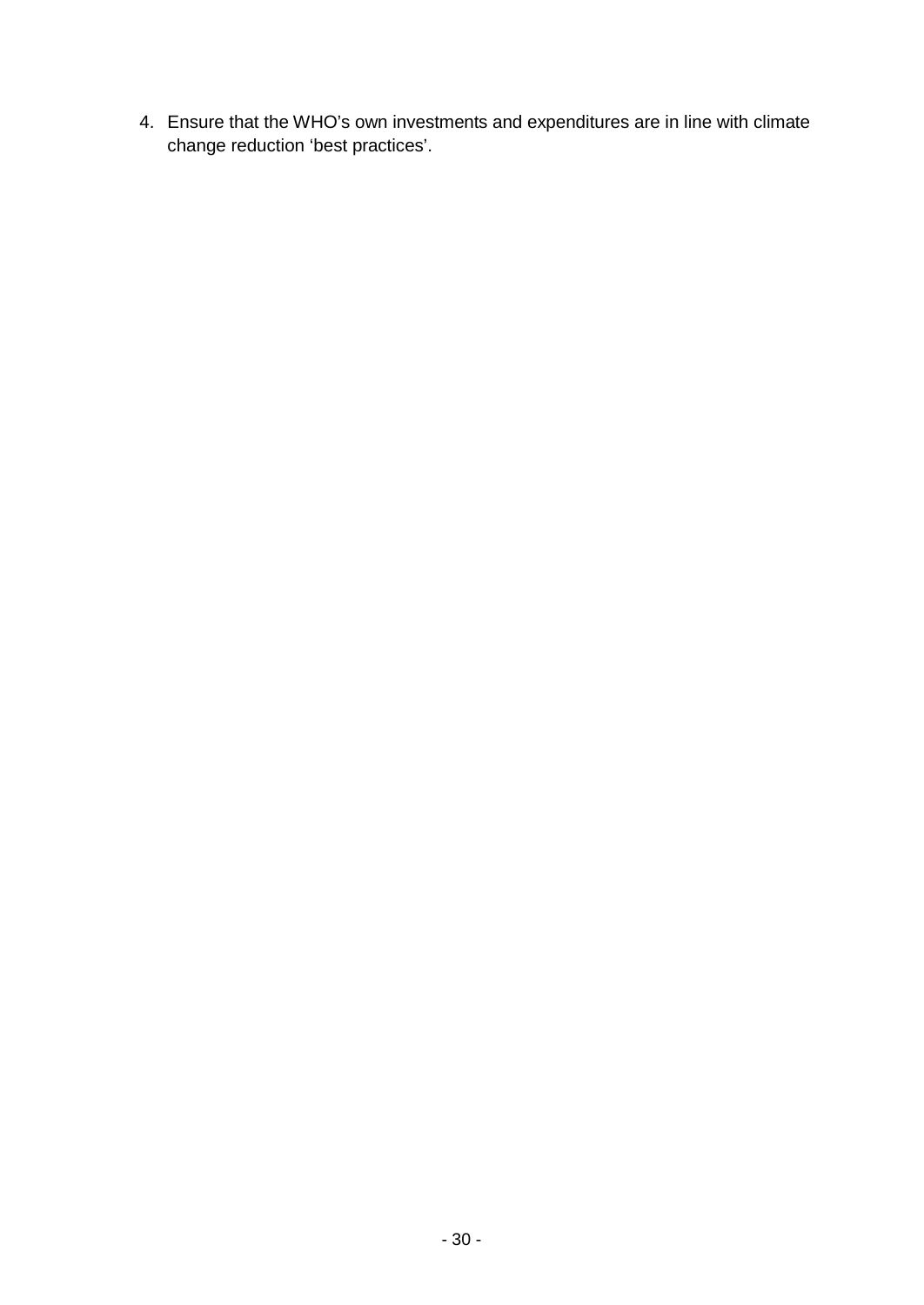4. Ensure that the WHO's own investments and expenditures are in line with climate change reduction 'best practices'.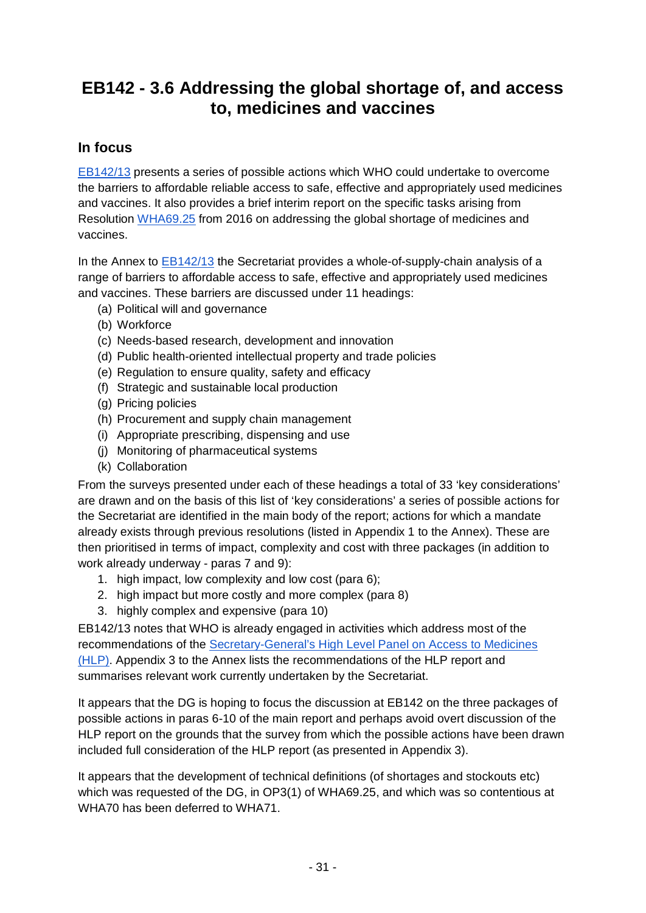# EB142 - 3.6 Addressing the global shortage of, and access to, medicines and vaccines

## In focus

EB142/13 presents a series of possible actions which WHO could undertake to overcome the barriers to affordable reliable access to safe, effective and appropriately used medicines and vaccines. It also provides a brief interim report on the specific tasks arising from Resolution WHA69.25 from 2016 on addressing the global shortage of medicines and vaccines.

In the Annex to EB142/13 the Secretariat provides a whole-of-supply-chain analysis of a range of barriers to affordable access to safe, effective and appropriately used medicines and vaccines. These barriers are discussed under 11 headings:

- (a) Political will and governance
- (b) Workforce
- (c) Needs-based research, development and innovation
- (d) Public health-oriented intellectual property and trade policies
- (e) Regulation to ensure quality, safety and efficacy
- (f) Strategic and sustainable local production
- (g) Pricing policies
- (h) Procurement and supply chain management
- (i) Appropriate prescribing, dispensing and use
- (j) Monitoring of pharmaceutical systems
- (k) Collaboration

From the surveys presented under each of these headings a total of 33 'key considerations' are drawn and on the basis of this list of 'key considerations' a series of possible actions for the Secretariat are identified in the main body of the report; actions for which a mandate already exists through previous resolutions (listed in Appendix 1 to the Annex). These are then prioritised in terms of impact, complexity and cost with three packages (in addition to work already underway - paras 7 and 9):

1. high impact, low complexity and low cost (para 6);
2. high impact but more costly and more complex (para 8)
3. highly complex and expensive (para 10)

EB142/13 notes that WHO is already engaged in activities which address most of the recommendations of the Secretary-General's High Level Panel on Access to Medicines (HLP). Appendix 3 to the Annex lists the recommendations of the HLP report and summarises relevant work currently undertaken by the Secretariat.

It appears that the DG is hoping to focus the discussion at EB142 on the three packages of possible actions in paras 6-10 of the main report and perhaps avoid overt discussion of the HLP report on the grounds that the survey from which the possible actions have been drawn included full consideration of the HLP report (as presented in Appendix 3).

It appears that the development of technical definitions (of shortages and stockouts etc) which was requested of the DG, in OP3(1) of WHA69.25, and which was so contentious at WHA70 has been deferred to WHA71.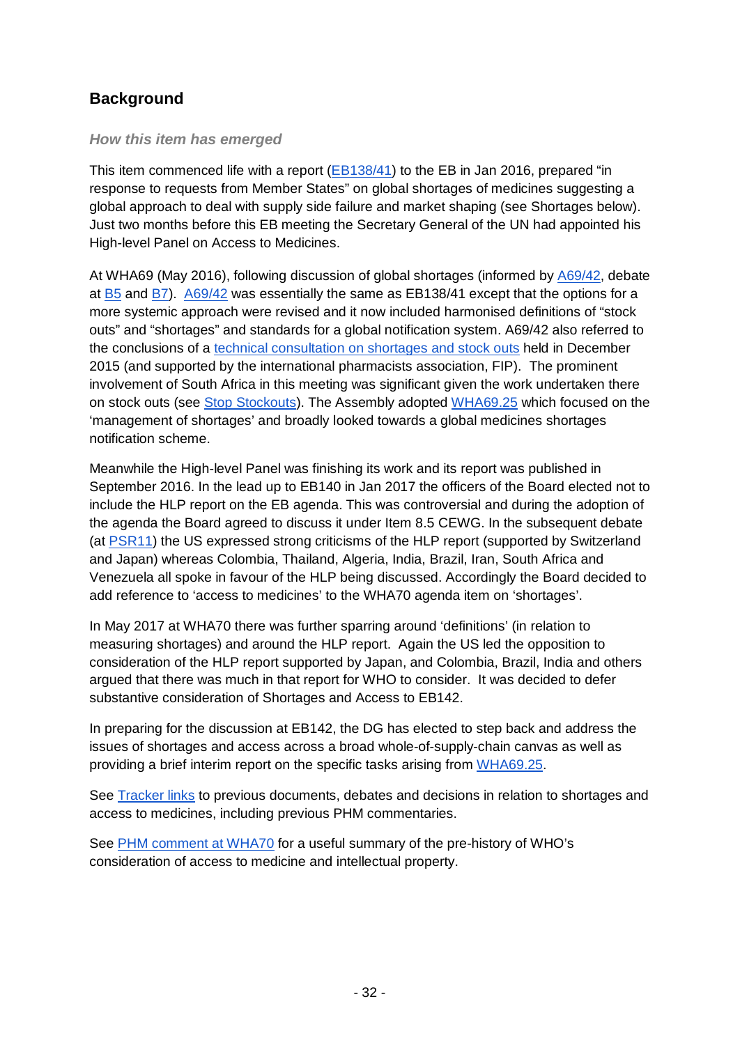## Background

### *How this item has emerged*

This item commenced life with a report (EB138/41) to the EB in Jan 2016, prepared "in response to requests from Member States" on global shortages of medicines suggesting a global approach to deal with supply side failure and market shaping (see Shortages below). Just two months before this EB meeting the Secretary General of the UN had appointed his High-level Panel on Access to Medicines.

At WHA69 (May 2016), following discussion of global shortages (informed by A69/42, debate at B5 and B7). A69/42 was essentially the same as EB138/41 except that the options for a more systemic approach were revised and it now included harmonised definitions of "stock outs" and "shortages" and standards for a global notification system. A69/42 also referred to the conclusions of a technical consultation on shortages and stock outs held in December 2015 (and supported by the international pharmacists association, FIP). The prominent involvement of South Africa in this meeting was significant given the work undertaken there on stock outs (see Stop Stockouts). The Assembly adopted WHA69.25 which focused on the 'management of shortages' and broadly looked towards a global medicines shortages notification scheme.

Meanwhile the High-level Panel was finishing its work and its report was published in September 2016. In the lead up to EB140 in Jan 2017 the officers of the Board elected not to include the HLP report on the EB agenda. This was controversial and during the adoption of the agenda the Board agreed to discuss it under Item 8.5 CEWG. In the subsequent debate (at PSR11) the US expressed strong criticisms of the HLP report (supported by Switzerland and Japan) whereas Colombia, Thailand, Algeria, India, Brazil, Iran, South Africa and Venezuela all spoke in favour of the HLP being discussed. Accordingly the Board decided to add reference to 'access to medicines' to the WHA70 agenda item on 'shortages'.

In May 2017 at WHA70 there was further sparring around 'definitions' (in relation to measuring shortages) and around the HLP report. Again the US led the opposition to consideration of the HLP report supported by Japan, and Colombia, Brazil, India and others argued that there was much in that report for WHO to consider. It was decided to defer substantive consideration of Shortages and Access to EB142.

In preparing for the discussion at EB142, the DG has elected to step back and address the issues of shortages and access across a broad whole-of-supply-chain canvas as well as providing a brief interim report on the specific tasks arising from WHA69.25.

See Tracker links to previous documents, debates and decisions in relation to shortages and access to medicines, including previous PHM commentaries.

See PHM comment at WHA70 for a useful summary of the pre-history of WHO's consideration of access to medicine and intellectual property.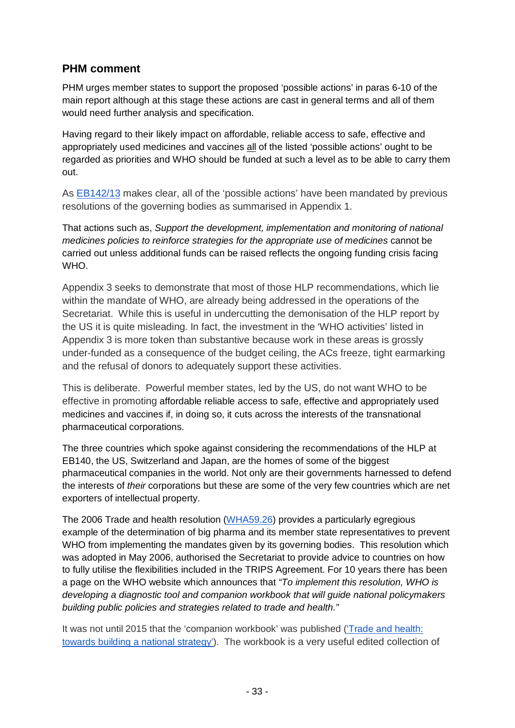## PHM comment

PHM urges member states to support the proposed 'possible actions' in paras 6-10 of the main report although at this stage these actions are cast in general terms and all of them would need further analysis and specification.

Having regard to their likely impact on affordable, reliable access to safe, effective and appropriately used medicines and vaccines <u>all</u> of the listed 'possible actions' ought to be regarded as priorities and WHO should be funded at such a level as to be able to carry them out.

As [EB142/13](EB142/13) makes clear, all of the 'possible actions' have been mandated by previous resolutions of the governing bodies as summarised in Appendix 1.

That actions such as, *Support the development, implementation and monitoring of national medicines policies to reinforce strategies for the appropriate use of medicines* cannot be carried out unless additional funds can be raised reflects the ongoing funding crisis facing WHO.

Appendix 3 seeks to demonstrate that most of those HLP recommendations, which lie within the mandate of WHO, are already being addressed in the operations of the Secretariat. While this is useful in undercutting the demonisation of the HLP report by the US it is quite misleading. In fact, the investment in the 'WHO activities' listed in Appendix 3 is more token than substantive because work in these areas is grossly under-funded as a consequence of the budget ceiling, the ACs freeze, tight earmarking and the refusal of donors to adequately support these activities.

This is deliberate. Powerful member states, led by the US, do not want WHO to be effective in promoting affordable reliable access to safe, effective and appropriately used medicines and vaccines if, in doing so, it cuts across the interests of the transnational pharmaceutical corporations.

The three countries which spoke against considering the recommendations of the HLP at EB140, the US, Switzerland and Japan, are the homes of some of the biggest pharmaceutical companies in the world. Not only are their governments harnessed to defend the interests of *their* corporations but these are some of the very few countries which are net exporters of intellectual property.

The 2006 Trade and health resolution ([WHA59.26](WHA59.26)) provides a particularly egregious example of the determination of big pharma and its member state representatives to prevent WHO from implementing the mandates given by its governing bodies. This resolution which was adopted in May 2006, authorised the Secretariat to provide advice to countries on how to fully utilise the flexibilities included in the TRIPS Agreement. For 10 years there has been a page on the WHO website which announces that *"To implement this resolution, WHO is developing a diagnostic tool and companion workbook that will guide national policymakers building public policies and strategies related to trade and health."*

It was not until 2015 that the 'companion workbook' was published (['Trade and health: towards building a national strategy'](Trade and health: towards building a national strategy)). The workbook is a very useful edited collection of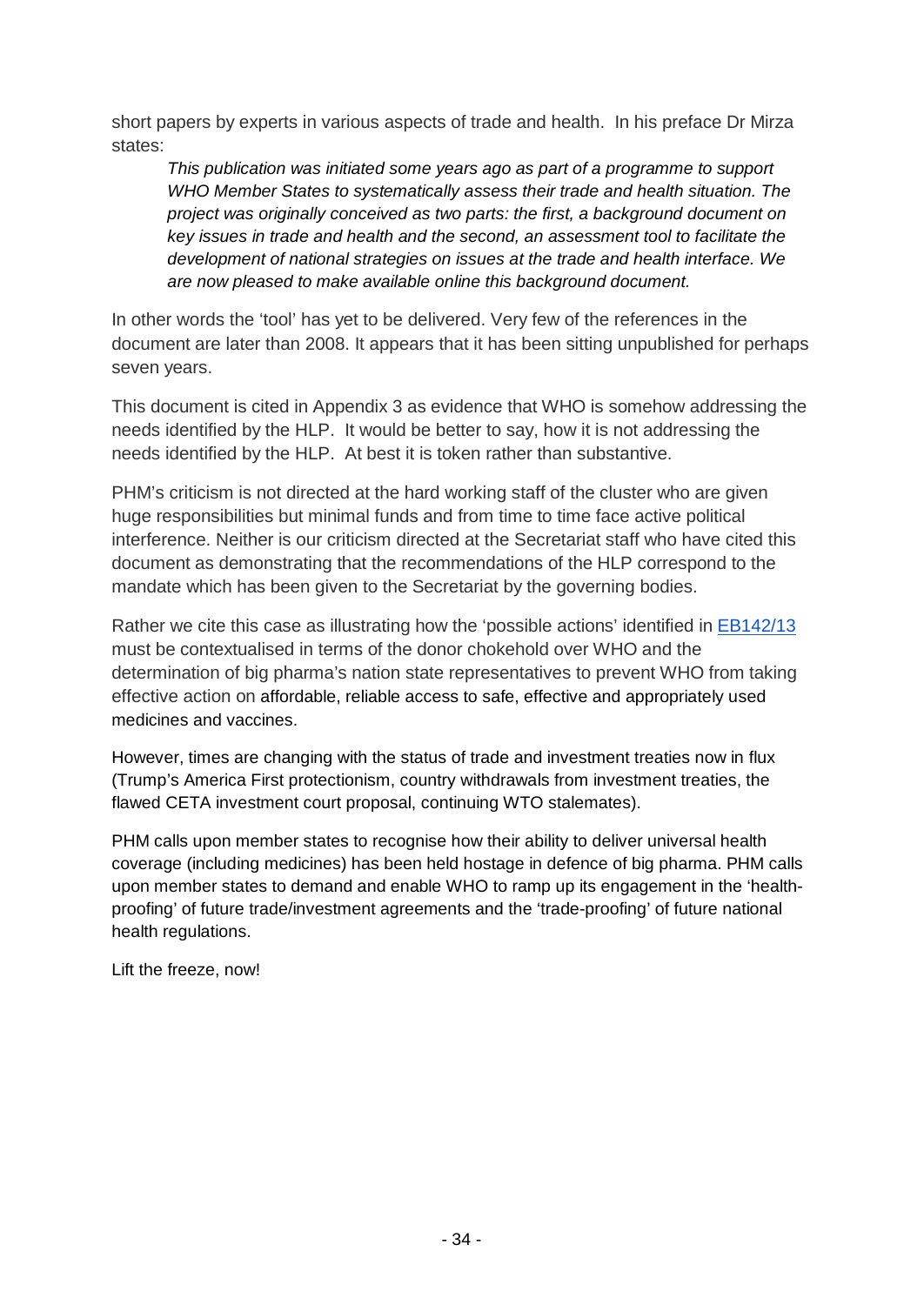short papers by experts in various aspects of trade and health. In his preface Dr Mirza states:

> *This publication was initiated some years ago as part of a programme to support WHO Member States to systematically assess their trade and health situation. The project was originally conceived as two parts: the first, a background document on key issues in trade and health and the second, an assessment tool to facilitate the development of national strategies on issues at the trade and health interface. We are now pleased to make available online this background document.*

In other words the 'tool' has yet to be delivered. Very few of the references in the document are later than 2008. It appears that it has been sitting unpublished for perhaps seven years.

This document is cited in Appendix 3 as evidence that WHO is somehow addressing the needs identified by the HLP. It would be better to say, how it is not addressing the needs identified by the HLP. At best it is token rather than substantive.

PHM's criticism is not directed at the hard working staff of the cluster who are given huge responsibilities but minimal funds and from time to time face active political interference. Neither is our criticism directed at the Secretariat staff who have cited this document as demonstrating that the recommendations of the HLP correspond to the mandate which has been given to the Secretariat by the governing bodies.

Rather we cite this case as illustrating how the 'possible actions' identified in EB142/13 must be contextualised in terms of the donor chokehold over WHO and the determination of big pharma's nation state representatives to prevent WHO from taking effective action on affordable, reliable access to safe, effective and appropriately used medicines and vaccines.

However, times are changing with the status of trade and investment treaties now in flux (Trump's America First protectionism, country withdrawals from investment treaties, the flawed CETA investment court proposal, continuing WTO stalemates).

PHM calls upon member states to recognise how their ability to deliver universal health coverage (including medicines) has been held hostage in defence of big pharma. PHM calls upon member states to demand and enable WHO to ramp up its engagement in the 'health-proofing' of future trade/investment agreements and the 'trade-proofing' of future national health regulations.

Lift the freeze, now!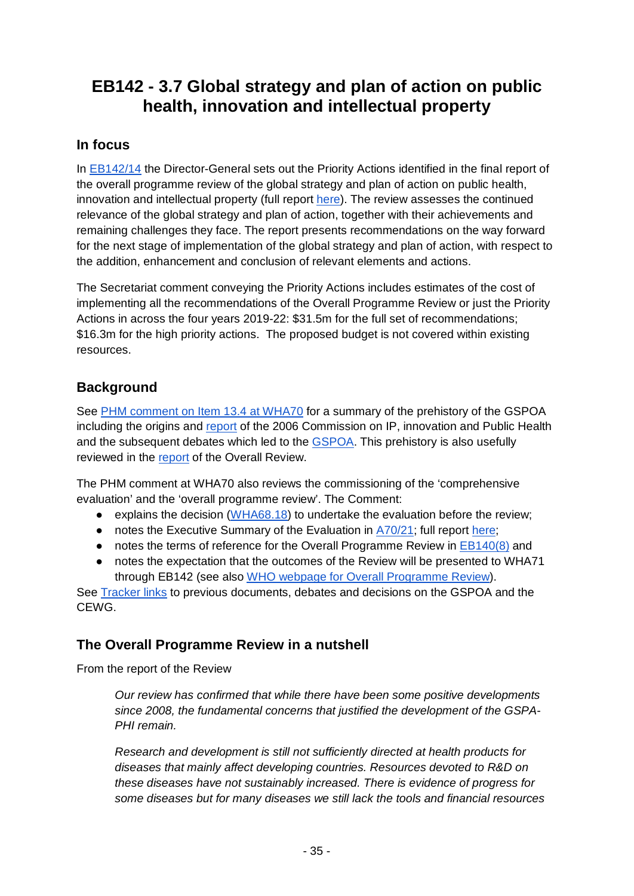# EB142 - 3.7 Global strategy and plan of action on public health, innovation and intellectual property

## In focus

In EB142/14 the Director-General sets out the Priority Actions identified in the final report of the overall programme review of the global strategy and plan of action on public health, innovation and intellectual property (full report here). The review assesses the continued relevance of the global strategy and plan of action, together with their achievements and remaining challenges they face. The report presents recommendations on the way forward for the next stage of implementation of the global strategy and plan of action, with respect to the addition, enhancement and conclusion of relevant elements and actions.

The Secretariat comment conveying the Priority Actions includes estimates of the cost of implementing all the recommendations of the Overall Programme Review or just the Priority Actions in across the four years 2019-22: $31.5m for the full set of recommendations; $16.3m for the high priority actions. The proposed budget is not covered within existing resources.

## Background

See PHM comment on Item 13.4 at WHA70 for a summary of the prehistory of the GSPOA including the origins and report of the 2006 Commission on IP, innovation and Public Health and the subsequent debates which led to the GSPOA. This prehistory is also usefully reviewed in the report of the Overall Review.

The PHM comment at WHA70 also reviews the commissioning of the 'comprehensive evaluation' and the 'overall programme review'. The Comment:

- explains the decision (WHA68.18) to undertake the evaluation before the review;
- notes the Executive Summary of the Evaluation in A70/21; full report here;
- notes the terms of reference for the Overall Programme Review in EB140(8) and
- notes the expectation that the outcomes of the Review will be presented to WHA71 through EB142 (see also WHO webpage for Overall Programme Review).

See Tracker links to previous documents, debates and decisions on the GSPOA and the CEWG.

## The Overall Programme Review in a nutshell

From the report of the Review

> *Our review has confirmed that while there have been some positive developments since 2008, the fundamental concerns that justified the development of the GSPA-PHI remain.*
>
> *Research and development is still not sufficiently directed at health products for diseases that mainly affect developing countries. Resources devoted to R&D on these diseases have not sustainably increased. There is evidence of progress for some diseases but for many diseases we still lack the tools and financial resources*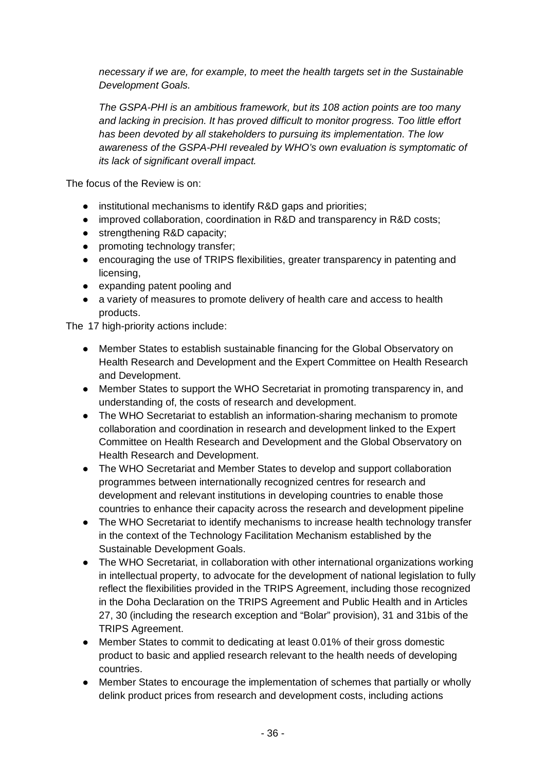*necessary if we are, for example, to meet the health targets set in the Sustainable Development Goals.*

*The GSPA-PHI is an ambitious framework, but its 108 action points are too many and lacking in precision. It has proved difficult to monitor progress. Too little effort has been devoted by all stakeholders to pursuing its implementation. The low awareness of the GSPA-PHI revealed by WHO's own evaluation is symptomatic of its lack of significant overall impact.*

The focus of the Review is on:

- institutional mechanisms to identify R&D gaps and priorities;
- improved collaboration, coordination in R&D and transparency in R&D costs;
- strengthening R&D capacity;
- promoting technology transfer;
- encouraging the use of TRIPS flexibilities, greater transparency in patenting and licensing,
- expanding patent pooling and
- a variety of measures to promote delivery of health care and access to health products.

The 17 high-priority actions include:

- Member States to establish sustainable financing for the Global Observatory on Health Research and Development and the Expert Committee on Health Research and Development.
- Member States to support the WHO Secretariat in promoting transparency in, and understanding of, the costs of research and development.
- The WHO Secretariat to establish an information-sharing mechanism to promote collaboration and coordination in research and development linked to the Expert Committee on Health Research and Development and the Global Observatory on Health Research and Development.
- The WHO Secretariat and Member States to develop and support collaboration programmes between internationally recognized centres for research and development and relevant institutions in developing countries to enable those countries to enhance their capacity across the research and development pipeline
- The WHO Secretariat to identify mechanisms to increase health technology transfer in the context of the Technology Facilitation Mechanism established by the Sustainable Development Goals.
- The WHO Secretariat, in collaboration with other international organizations working in intellectual property, to advocate for the development of national legislation to fully reflect the flexibilities provided in the TRIPS Agreement, including those recognized in the Doha Declaration on the TRIPS Agreement and Public Health and in Articles 27, 30 (including the research exception and "Bolar" provision), 31 and 31bis of the TRIPS Agreement.
- Member States to commit to dedicating at least 0.01% of their gross domestic product to basic and applied research relevant to the health needs of developing countries.
- Member States to encourage the implementation of schemes that partially or wholly delink product prices from research and development costs, including actions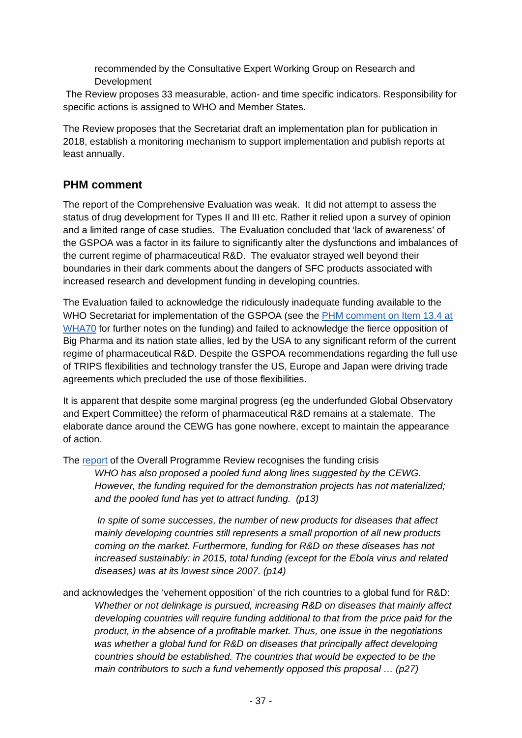recommended by the Consultative Expert Working Group on Research and Development

The Review proposes 33 measurable, action- and time specific indicators. Responsibility for specific actions is assigned to WHO and Member States.

The Review proposes that the Secretariat draft an implementation plan for publication in 2018, establish a monitoring mechanism to support implementation and publish reports at least annually.

## PHM comment

The report of the Comprehensive Evaluation was weak. It did not attempt to assess the status of drug development for Types II and III etc. Rather it relied upon a survey of opinion and a limited range of case studies. The Evaluation concluded that 'lack of awareness' of the GSPOA was a factor in its failure to significantly alter the dysfunctions and imbalances of the current regime of pharmaceutical R&D. The evaluator strayed well beyond their boundaries in their dark comments about the dangers of SFC products associated with increased research and development funding in developing countries.

The Evaluation failed to acknowledge the ridiculously inadequate funding available to the WHO Secretariat for implementation of the GSPOA (see the PHM comment on Item 13.4 at WHA70 for further notes on the funding) and failed to acknowledge the fierce opposition of Big Pharma and its nation state allies, led by the USA to any significant reform of the current regime of pharmaceutical R&D. Despite the GSPOA recommendations regarding the full use of TRIPS flexibilities and technology transfer the US, Europe and Japan were driving trade agreements which precluded the use of those flexibilities.

It is apparent that despite some marginal progress (eg the underfunded Global Observatory and Expert Committee) the reform of pharmaceutical R&D remains at a stalemate. The elaborate dance around the CEWG has gone nowhere, except to maintain the appearance of action.

The report of the Overall Programme Review recognises the funding crisis

> *WHO has also proposed a pooled fund along lines suggested by the CEWG. However, the funding required for the demonstration projects has not materialized; and the pooled fund has yet to attract funding. (p13)*
>
> *In spite of some successes, the number of new products for diseases that affect mainly developing countries still represents a small proportion of all new products coming on the market. Furthermore, funding for R&D on these diseases has not increased sustainably: in 2015, total funding (except for the Ebola virus and related diseases) was at its lowest since 2007. (p14)*

and acknowledges the 'vehement opposition' of the rich countries to a global fund for R&D:

> *Whether or not delinkage is pursued, increasing R&D on diseases that mainly affect developing countries will require funding additional to that from the price paid for the product, in the absence of a profitable market. Thus, one issue in the negotiations was whether a global fund for R&D on diseases that principally affect developing countries should be established. The countries that would be expected to be the main contributors to such a fund vehemently opposed this proposal … (p27)*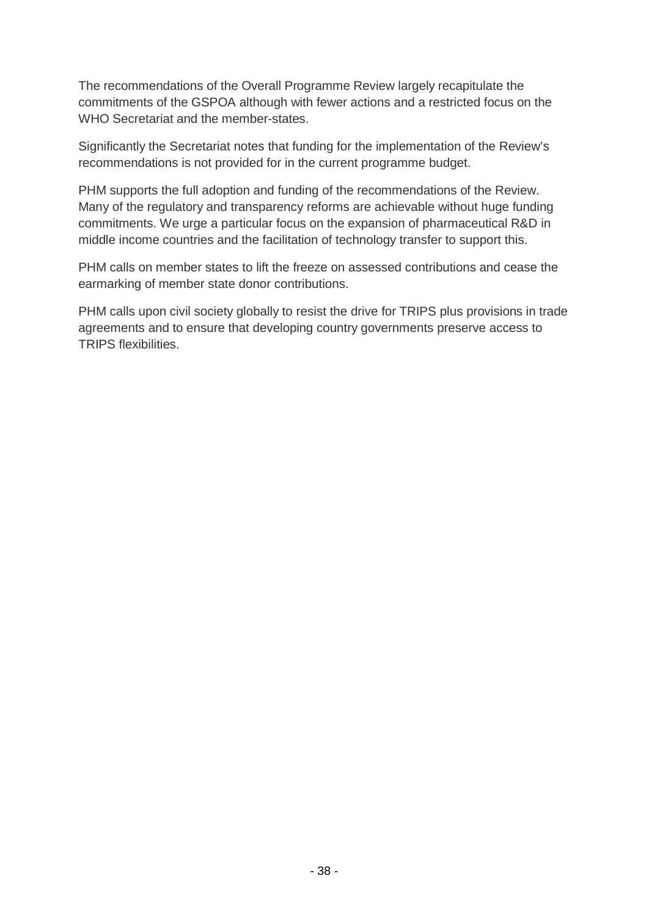The recommendations of the Overall Programme Review largely recapitulate the commitments of the GSPOA although with fewer actions and a restricted focus on the WHO Secretariat and the member-states.

Significantly the Secretariat notes that funding for the implementation of the Review's recommendations is not provided for in the current programme budget.

PHM supports the full adoption and funding of the recommendations of the Review. Many of the regulatory and transparency reforms are achievable without huge funding commitments. We urge a particular focus on the expansion of pharmaceutical R&D in middle income countries and the facilitation of technology transfer to support this.

PHM calls on member states to lift the freeze on assessed contributions and cease the earmarking of member state donor contributions.

PHM calls upon civil society globally to resist the drive for TRIPS plus provisions in trade agreements and to ensure that developing country governments preserve access to TRIPS flexibilities.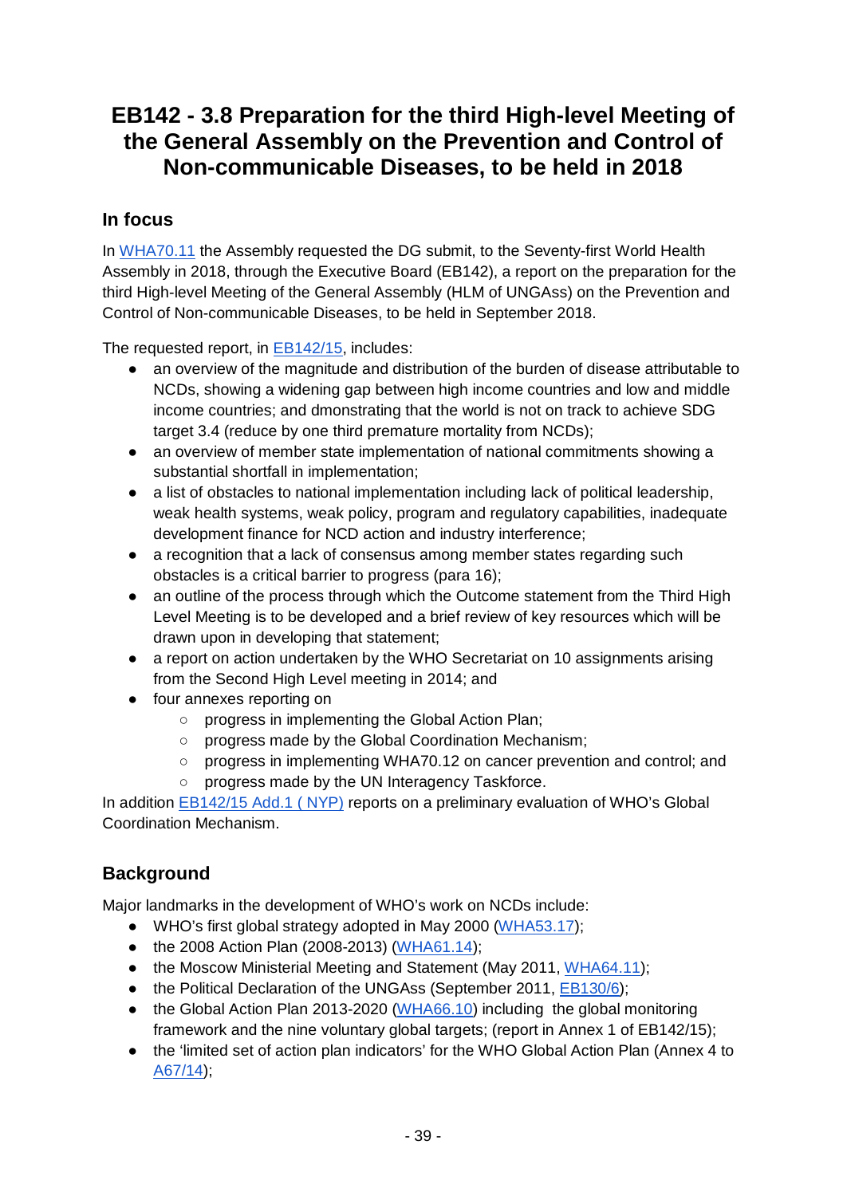# EB142 - 3.8 Preparation for the third High-level Meeting of the General Assembly on the Prevention and Control of Non-communicable Diseases, to be held in 2018

## In focus

In WHA70.11 the Assembly requested the DG submit, to the Seventy-first World Health Assembly in 2018, through the Executive Board (EB142), a report on the preparation for the third High-level Meeting of the General Assembly (HLM of UNGAss) on the Prevention and Control of Non-communicable Diseases, to be held in September 2018.

The requested report, in EB142/15, includes:

- an overview of the magnitude and distribution of the burden of disease attributable to NCDs, showing a widening gap between high income countries and low and middle income countries; and dmonstrating that the world is not on track to achieve SDG target 3.4 (reduce by one third premature mortality from NCDs);
- an overview of member state implementation of national commitments showing a substantial shortfall in implementation;
- a list of obstacles to national implementation including lack of political leadership, weak health systems, weak policy, program and regulatory capabilities, inadequate development finance for NCD action and industry interference;
- a recognition that a lack of consensus among member states regarding such obstacles is a critical barrier to progress (para 16);
- an outline of the process through which the Outcome statement from the Third High Level Meeting is to be developed and a brief review of key resources which will be drawn upon in developing that statement;
- a report on action undertaken by the WHO Secretariat on 10 assignments arising from the Second High Level meeting in 2014; and
- four annexes reporting on
  - progress in implementing the Global Action Plan;
  - progress made by the Global Coordination Mechanism;
  - progress in implementing WHA70.12 on cancer prevention and control; and
  - progress made by the UN Interagency Taskforce.

In addition EB142/15 Add.1 ( NYP) reports on a preliminary evaluation of WHO's Global Coordination Mechanism.

## Background

Major landmarks in the development of WHO's work on NCDs include:

- WHO's first global strategy adopted in May 2000 (WHA53.17);
- the 2008 Action Plan (2008-2013) (WHA61.14);
- the Moscow Ministerial Meeting and Statement (May 2011, WHA64.11);
- the Political Declaration of the UNGAss (September 2011, EB130/6);
- the Global Action Plan 2013-2020 (WHA66.10) including the global monitoring framework and the nine voluntary global targets; (report in Annex 1 of EB142/15);
- the 'limited set of action plan indicators' for the WHO Global Action Plan (Annex 4 to A67/14);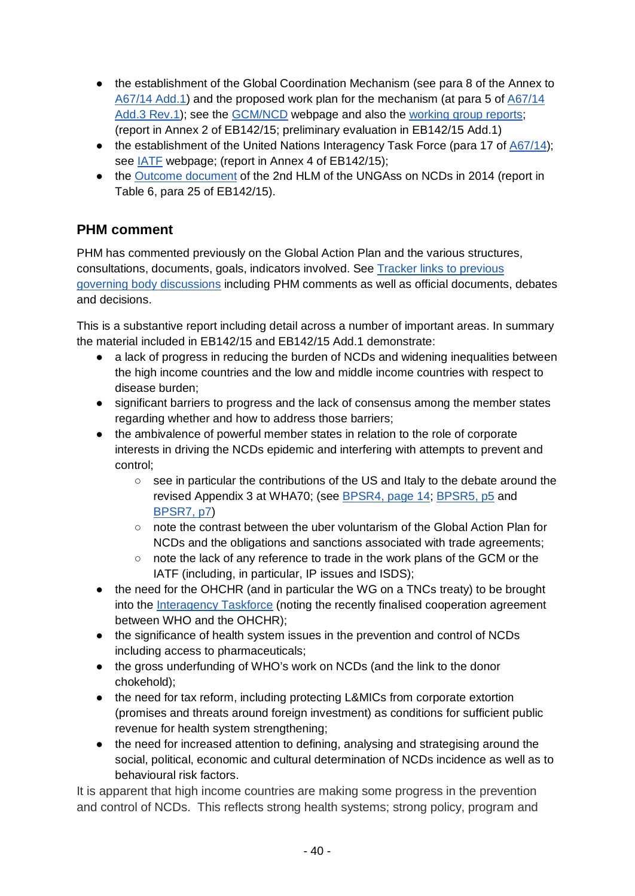- the establishment of the Global Coordination Mechanism (see para 8 of the Annex to A67/14 Add.1) and the proposed work plan for the mechanism (at para 5 of A67/14 Add.3 Rev.1); see the GCM/NCD webpage and also the working group reports; (report in Annex 2 of EB142/15; preliminary evaluation in EB142/15 Add.1)
- the establishment of the United Nations Interagency Task Force (para 17 of A67/14); see IATF webpage; (report in Annex 4 of EB142/15);
- the Outcome document of the 2nd HLM of the UNGAss on NCDs in 2014 (report in Table 6, para 25 of EB142/15).

## PHM comment

PHM has commented previously on the Global Action Plan and the various structures, consultations, documents, goals, indicators involved. See Tracker links to previous governing body discussions including PHM comments as well as official documents, debates and decisions.

This is a substantive report including detail across a number of important areas. In summary the material included in EB142/15 and EB142/15 Add.1 demonstrate:

- a lack of progress in reducing the burden of NCDs and widening inequalities between the high income countries and the low and middle income countries with respect to disease burden;
- significant barriers to progress and the lack of consensus among the member states regarding whether and how to address those barriers;
- the ambivalence of powerful member states in relation to the role of corporate interests in driving the NCDs epidemic and interfering with attempts to prevent and control;
  - see in particular the contributions of the US and Italy to the debate around the revised Appendix 3 at WHA70; (see BPSR4, page 14; BPSR5, p5 and BPSR7, p7)
  - note the contrast between the uber voluntarism of the Global Action Plan for NCDs and the obligations and sanctions associated with trade agreements;
  - note the lack of any reference to trade in the work plans of the GCM or the IATF (including, in particular, IP issues and ISDS);
- the need for the OHCHR (and in particular the WG on a TNCs treaty) to be brought into the Interagency Taskforce (noting the recently finalised cooperation agreement between WHO and the OHCHR);
- the significance of health system issues in the prevention and control of NCDs including access to pharmaceuticals;
- the gross underfunding of WHO's work on NCDs (and the link to the donor chokehold);
- the need for tax reform, including protecting L&MICs from corporate extortion (promises and threats around foreign investment) as conditions for sufficient public revenue for health system strengthening;
- the need for increased attention to defining, analysing and strategising around the social, political, economic and cultural determination of NCDs incidence as well as to behavioural risk factors.

It is apparent that high income countries are making some progress in the prevention and control of NCDs. This reflects strong health systems; strong policy, program and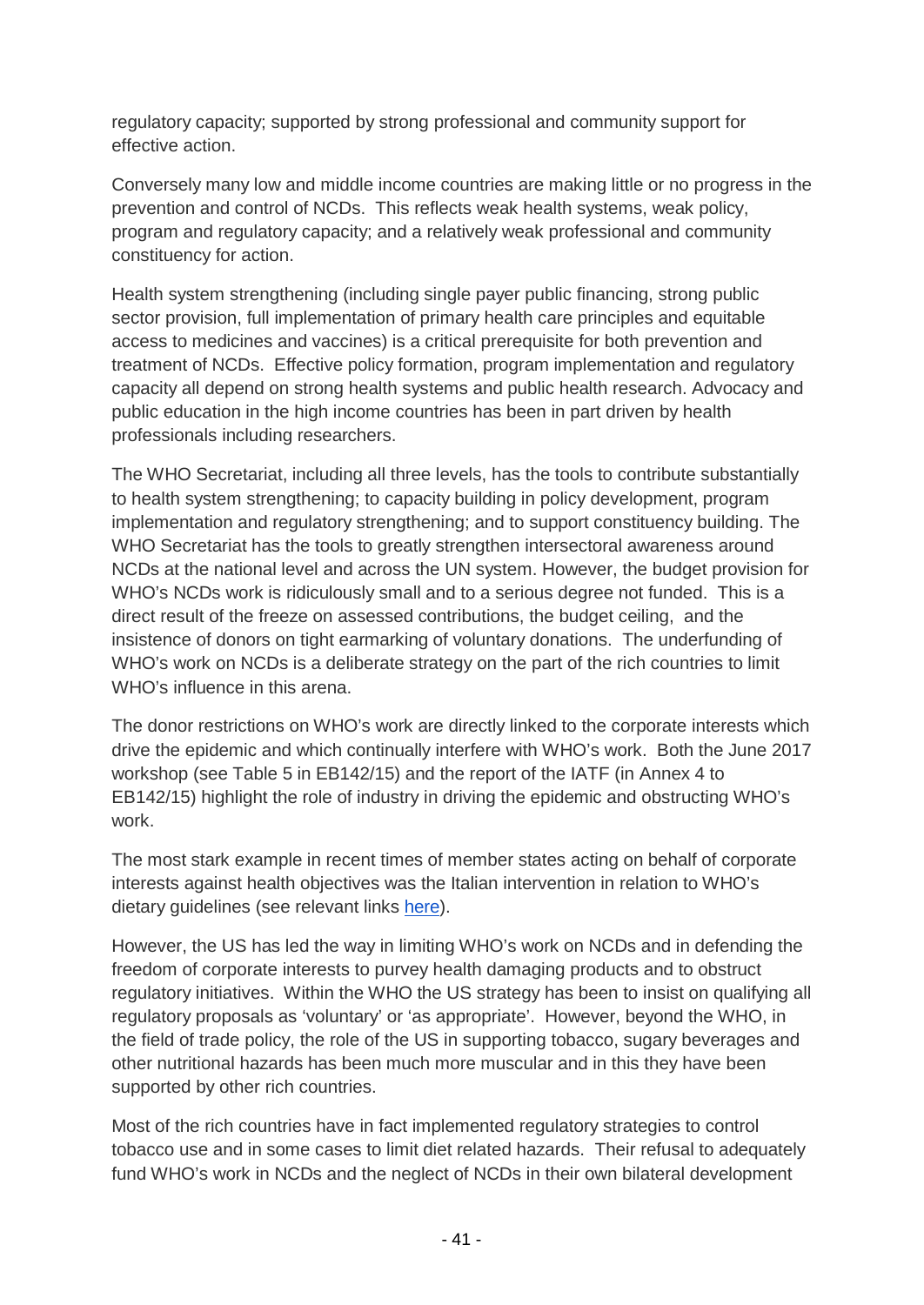regulatory capacity; supported by strong professional and community support for effective action.

Conversely many low and middle income countries are making little or no progress in the prevention and control of NCDs. This reflects weak health systems, weak policy, program and regulatory capacity; and a relatively weak professional and community constituency for action.

Health system strengthening (including single payer public financing, strong public sector provision, full implementation of primary health care principles and equitable access to medicines and vaccines) is a critical prerequisite for both prevention and treatment of NCDs. Effective policy formation, program implementation and regulatory capacity all depend on strong health systems and public health research. Advocacy and public education in the high income countries has been in part driven by health professionals including researchers.

The WHO Secretariat, including all three levels, has the tools to contribute substantially to health system strengthening; to capacity building in policy development, program implementation and regulatory strengthening; and to support constituency building. The WHO Secretariat has the tools to greatly strengthen intersectoral awareness around NCDs at the national level and across the UN system. However, the budget provision for WHO's NCDs work is ridiculously small and to a serious degree not funded. This is a direct result of the freeze on assessed contributions, the budget ceiling, and the insistence of donors on tight earmarking of voluntary donations. The underfunding of WHO's work on NCDs is a deliberate strategy on the part of the rich countries to limit WHO's influence in this arena.

The donor restrictions on WHO's work are directly linked to the corporate interests which drive the epidemic and which continually interfere with WHO's work. Both the June 2017 workshop (see Table 5 in EB142/15) and the report of the IATF (in Annex 4 to EB142/15) highlight the role of industry in driving the epidemic and obstructing WHO's work.

The most stark example in recent times of member states acting on behalf of corporate interests against health objectives was the Italian intervention in relation to WHO's dietary guidelines (see relevant links here).

However, the US has led the way in limiting WHO's work on NCDs and in defending the freedom of corporate interests to purvey health damaging products and to obstruct regulatory initiatives. Within the WHO the US strategy has been to insist on qualifying all regulatory proposals as 'voluntary' or 'as appropriate'. However, beyond the WHO, in the field of trade policy, the role of the US in supporting tobacco, sugary beverages and other nutritional hazards has been much more muscular and in this they have been supported by other rich countries.

Most of the rich countries have in fact implemented regulatory strategies to control tobacco use and in some cases to limit diet related hazards. Their refusal to adequately fund WHO's work in NCDs and the neglect of NCDs in their own bilateral development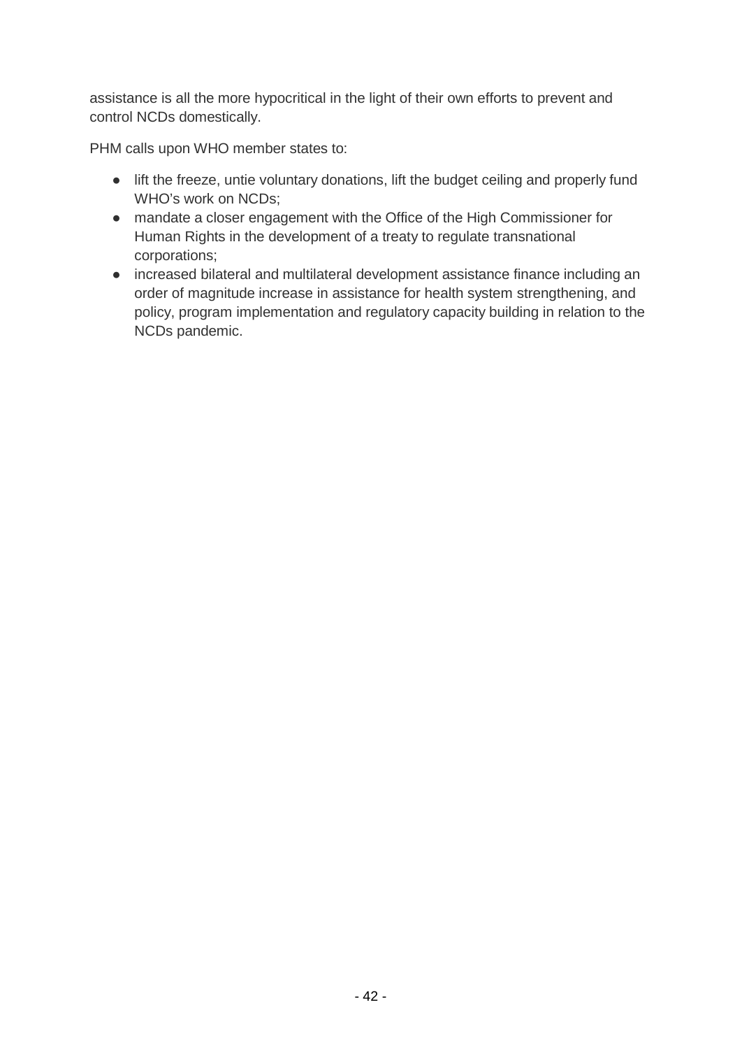assistance is all the more hypocritical in the light of their own efforts to prevent and control NCDs domestically.

PHM calls upon WHO member states to:

- lift the freeze, untie voluntary donations, lift the budget ceiling and properly fund WHO's work on NCDs;
- mandate a closer engagement with the Office of the High Commissioner for Human Rights in the development of a treaty to regulate transnational corporations;
- increased bilateral and multilateral development assistance finance including an order of magnitude increase in assistance for health system strengthening, and policy, program implementation and regulatory capacity building in relation to the NCDs pandemic.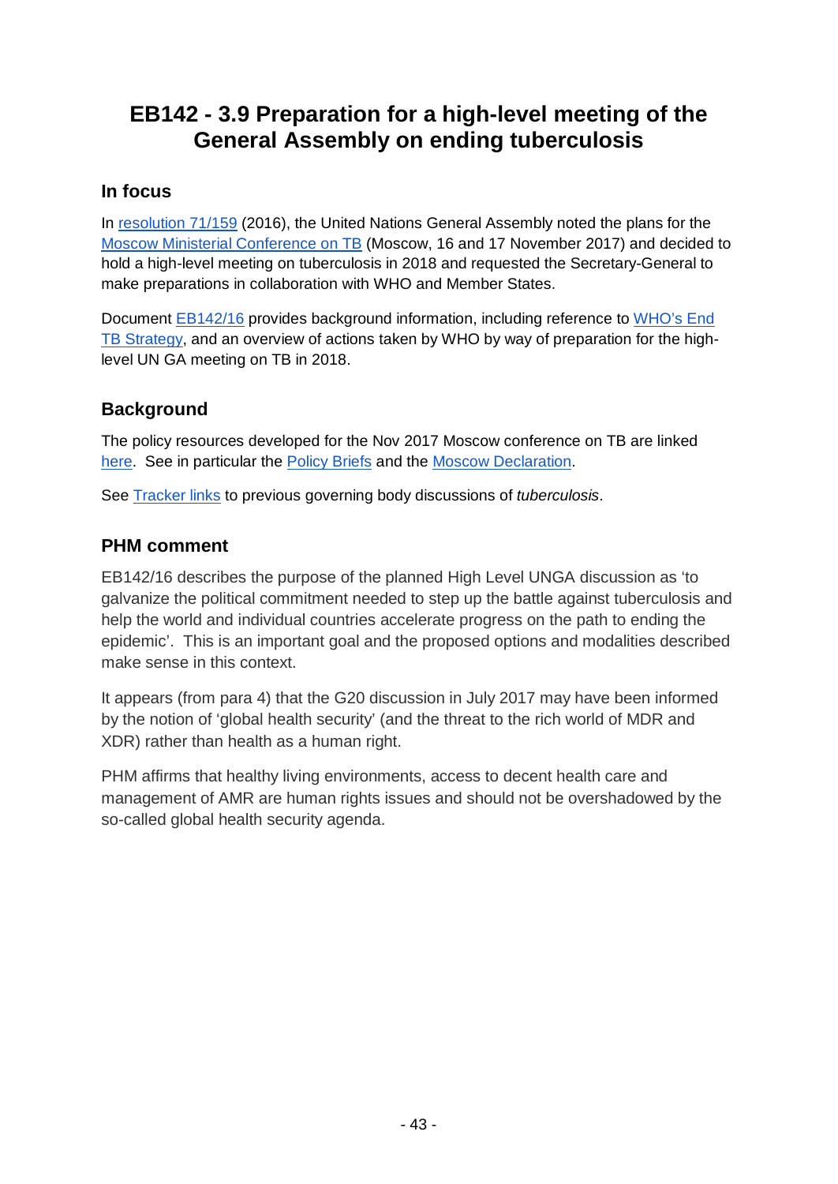# EB142 - 3.9 Preparation for a high-level meeting of the General Assembly on ending tuberculosis

## In focus

In resolution 71/159 (2016), the United Nations General Assembly noted the plans for the Moscow Ministerial Conference on TB (Moscow, 16 and 17 November 2017) and decided to hold a high-level meeting on tuberculosis in 2018 and requested the Secretary-General to make preparations in collaboration with WHO and Member States.

Document EB142/16 provides background information, including reference to WHO's End TB Strategy, and an overview of actions taken by WHO by way of preparation for the high-level UN GA meeting on TB in 2018.

## Background

The policy resources developed for the Nov 2017 Moscow conference on TB are linked here. See in particular the Policy Briefs and the Moscow Declaration.

See Tracker links to previous governing body discussions of *tuberculosis*.

## PHM comment

EB142/16 describes the purpose of the planned High Level UNGA discussion as 'to galvanize the political commitment needed to step up the battle against tuberculosis and help the world and individual countries accelerate progress on the path to ending the epidemic'. This is an important goal and the proposed options and modalities described make sense in this context.

It appears (from para 4) that the G20 discussion in July 2017 may have been informed by the notion of 'global health security' (and the threat to the rich world of MDR and XDR) rather than health as a human right.

PHM affirms that healthy living environments, access to decent health care and management of AMR are human rights issues and should not be overshadowed by the so-called global health security agenda.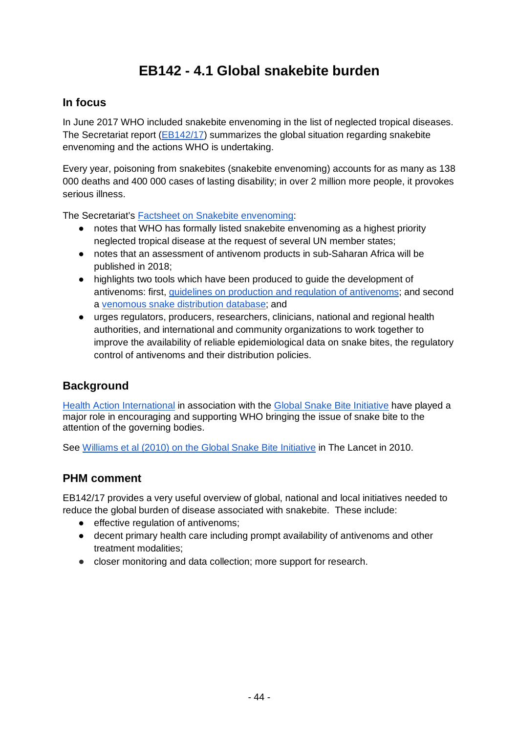# EB142 - 4.1 Global snakebite burden

## In focus

In June 2017 WHO included snakebite envenoming in the list of neglected tropical diseases. The Secretariat report (EB142/17) summarizes the global situation regarding snakebite envenoming and the actions WHO is undertaking.

Every year, poisoning from snakebites (snakebite envenoming) accounts for as many as 138 000 deaths and 400 000 cases of lasting disability; in over 2 million more people, it provokes serious illness.

The Secretariat's Factsheet on Snakebite envenoming:

- notes that WHO has formally listed snakebite envenoming as a highest priority neglected tropical disease at the request of several UN member states;
- notes that an assessment of antivenom products in sub-Saharan Africa will be published in 2018;
- highlights two tools which have been produced to guide the development of antivenoms: first, guidelines on production and regulation of antivenoms; and second a venomous snake distribution database; and
- urges regulators, producers, researchers, clinicians, national and regional health authorities, and international and community organizations to work together to improve the availability of reliable epidemiological data on snake bites, the regulatory control of antivenoms and their distribution policies.

## Background

Health Action International in association with the Global Snake Bite Initiative have played a major role in encouraging and supporting WHO bringing the issue of snake bite to the attention of the governing bodies.

See Williams et al (2010) on the Global Snake Bite Initiative in The Lancet in 2010.

## PHM comment

EB142/17 provides a very useful overview of global, national and local initiatives needed to reduce the global burden of disease associated with snakebite. These include:

- effective regulation of antivenoms;
- decent primary health care including prompt availability of antivenoms and other treatment modalities;
- closer monitoring and data collection; more support for research.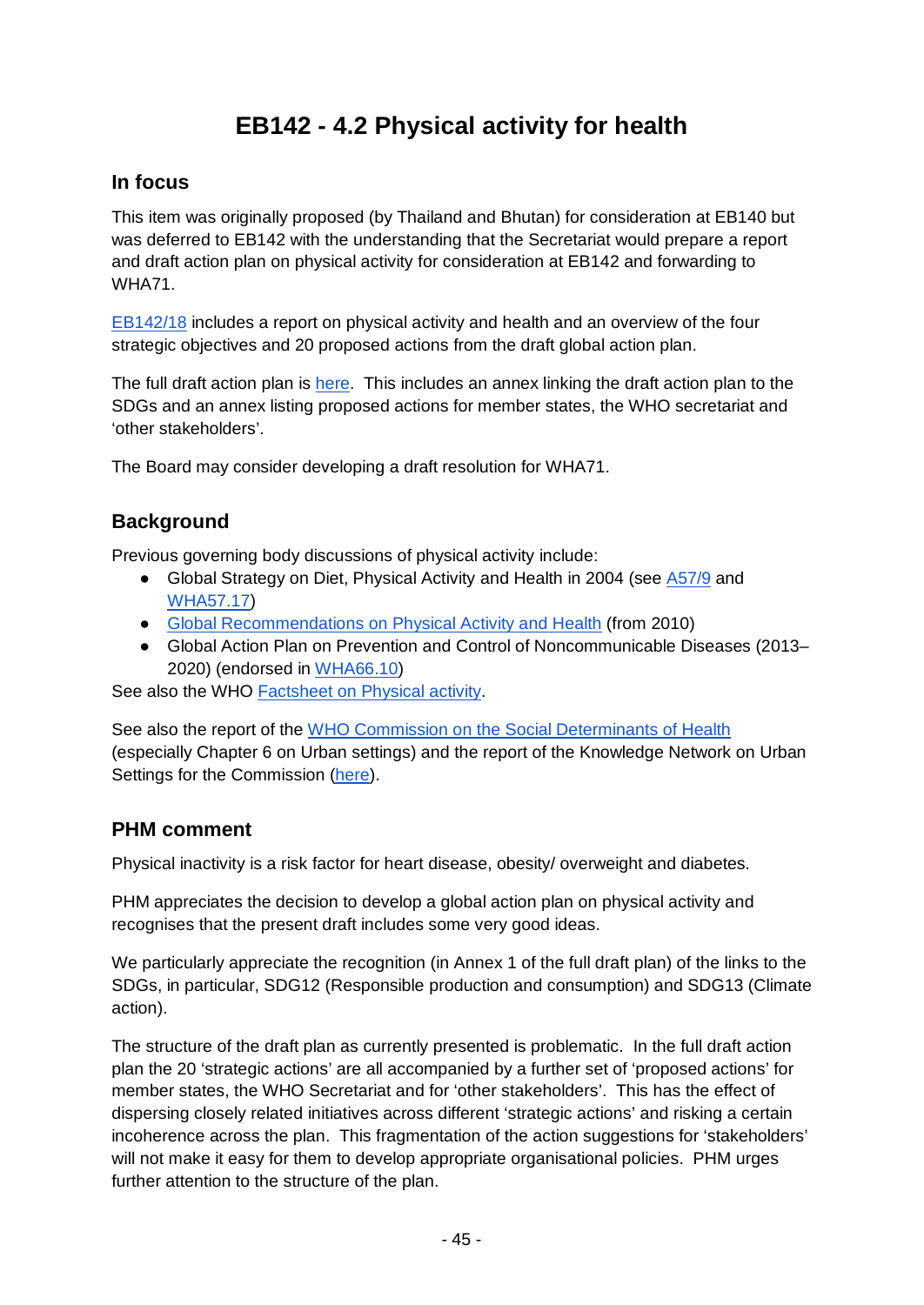# EB142 - 4.2 Physical activity for health

## In focus

This item was originally proposed (by Thailand and Bhutan) for consideration at EB140 but was deferred to EB142 with the understanding that the Secretariat would prepare a report and draft action plan on physical activity for consideration at EB142 and forwarding to WHA71.

EB142/18 includes a report on physical activity and health and an overview of the four strategic objectives and 20 proposed actions from the draft global action plan.

The full draft action plan is here. This includes an annex linking the draft action plan to the SDGs and an annex listing proposed actions for member states, the WHO secretariat and 'other stakeholders'.

The Board may consider developing a draft resolution for WHA71.

## Background

Previous governing body discussions of physical activity include:

- Global Strategy on Diet, Physical Activity and Health in 2004 (see A57/9 and WHA57.17)
- Global Recommendations on Physical Activity and Health (from 2010)
- Global Action Plan on Prevention and Control of Noncommunicable Diseases (2013–2020) (endorsed in WHA66.10)

See also the WHO Factsheet on Physical activity.

See also the report of the WHO Commission on the Social Determinants of Health (especially Chapter 6 on Urban settings) and the report of the Knowledge Network on Urban Settings for the Commission (here).

## PHM comment

Physical inactivity is a risk factor for heart disease, obesity/ overweight and diabetes.

PHM appreciates the decision to develop a global action plan on physical activity and recognises that the present draft includes some very good ideas.

We particularly appreciate the recognition (in Annex 1 of the full draft plan) of the links to the SDGs, in particular, SDG12 (Responsible production and consumption) and SDG13 (Climate action).

The structure of the draft plan as currently presented is problematic. In the full draft action plan the 20 'strategic actions' are all accompanied by a further set of 'proposed actions' for member states, the WHO Secretariat and for 'other stakeholders'. This has the effect of dispersing closely related initiatives across different 'strategic actions' and risking a certain incoherence across the plan. This fragmentation of the action suggestions for 'stakeholders' will not make it easy for them to develop appropriate organisational policies. PHM urges further attention to the structure of the plan.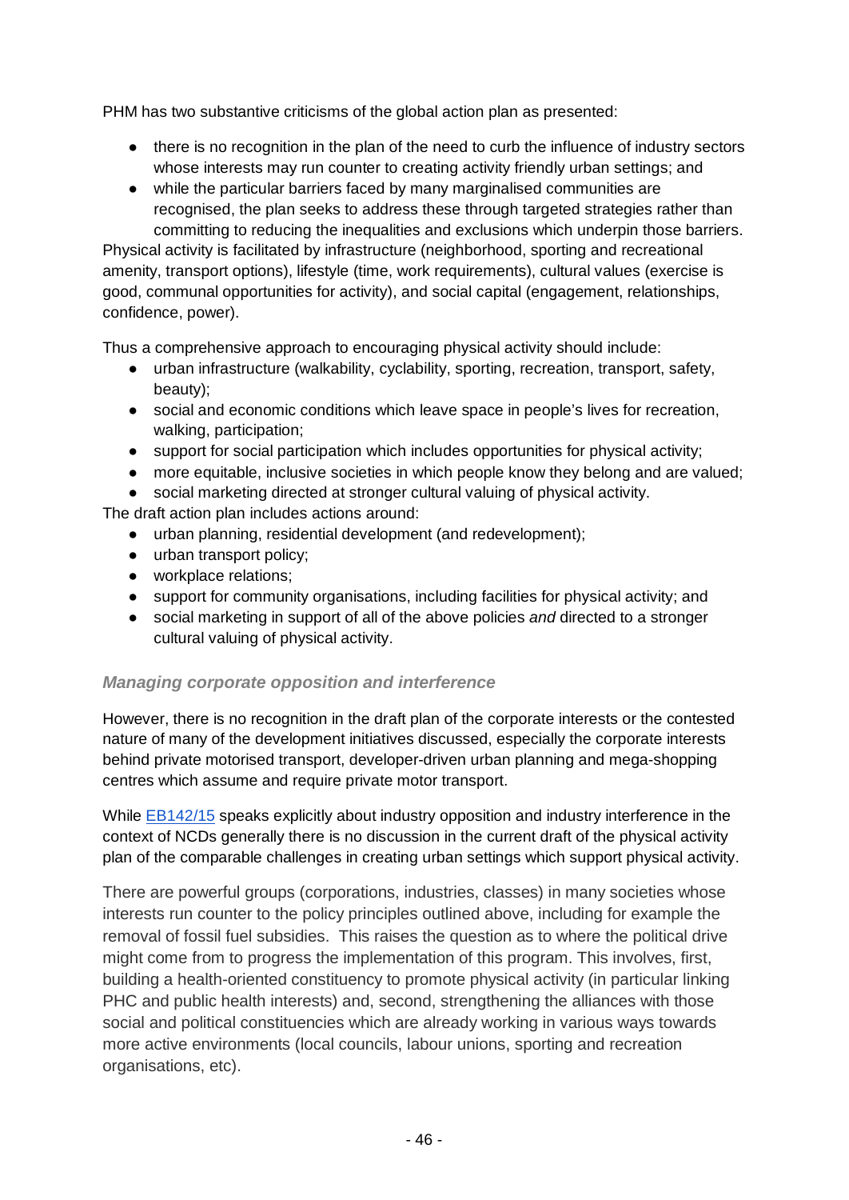PHM has two substantive criticisms of the global action plan as presented:

- there is no recognition in the plan of the need to curb the influence of industry sectors whose interests may run counter to creating activity friendly urban settings; and
- while the particular barriers faced by many marginalised communities are recognised, the plan seeks to address these through targeted strategies rather than committing to reducing the inequalities and exclusions which underpin those barriers.

Physical activity is facilitated by infrastructure (neighborhood, sporting and recreational amenity, transport options), lifestyle (time, work requirements), cultural values (exercise is good, communal opportunities for activity), and social capital (engagement, relationships, confidence, power).

Thus a comprehensive approach to encouraging physical activity should include:

- urban infrastructure (walkability, cyclability, sporting, recreation, transport, safety, beauty);
- social and economic conditions which leave space in people's lives for recreation, walking, participation;
- support for social participation which includes opportunities for physical activity;
- more equitable, inclusive societies in which people know they belong and are valued;
- social marketing directed at stronger cultural valuing of physical activity.

The draft action plan includes actions around:

- urban planning, residential development (and redevelopment);
- urban transport policy;
- workplace relations;
- support for community organisations, including facilities for physical activity; and
- social marketing in support of all of the above policies *and* directed to a stronger cultural valuing of physical activity.

### *Managing corporate opposition and interference*

However, there is no recognition in the draft plan of the corporate interests or the contested nature of many of the development initiatives discussed, especially the corporate interests behind private motorised transport, developer-driven urban planning and mega-shopping centres which assume and require private motor transport.

While EB142/15 speaks explicitly about industry opposition and industry interference in the context of NCDs generally there is no discussion in the current draft of the physical activity plan of the comparable challenges in creating urban settings which support physical activity.

There are powerful groups (corporations, industries, classes) in many societies whose interests run counter to the policy principles outlined above, including for example the removal of fossil fuel subsidies. This raises the question as to where the political drive might come from to progress the implementation of this program. This involves, first, building a health-oriented constituency to promote physical activity (in particular linking PHC and public health interests) and, second, strengthening the alliances with those social and political constituencies which are already working in various ways towards more active environments (local councils, labour unions, sporting and recreation organisations, etc).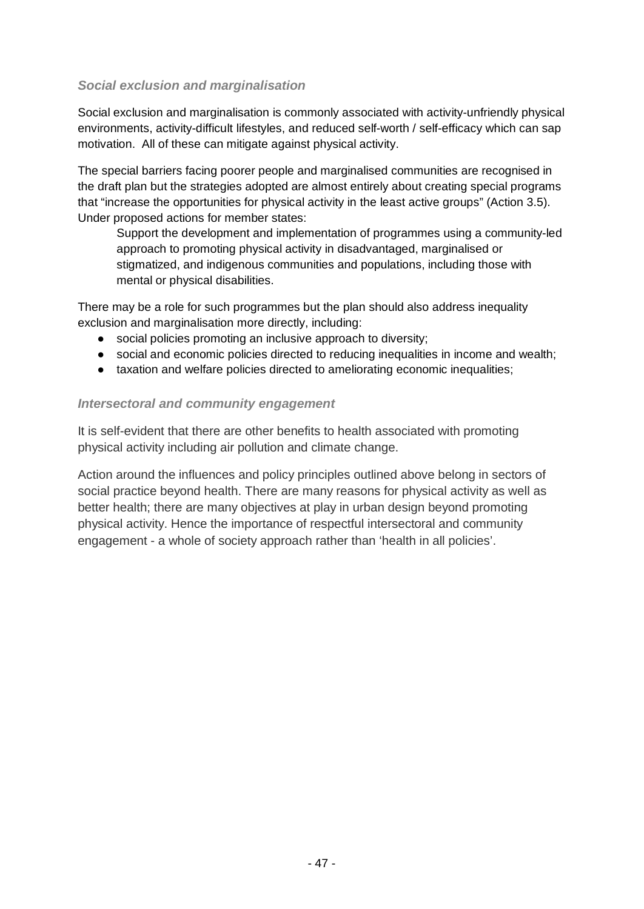### *Social exclusion and marginalisation*

Social exclusion and marginalisation is commonly associated with activity-unfriendly physical environments, activity-difficult lifestyles, and reduced self-worth / self-efficacy which can sap motivation. All of these can mitigate against physical activity.

The special barriers facing poorer people and marginalised communities are recognised in the draft plan but the strategies adopted are almost entirely about creating special programs that "increase the opportunities for physical activity in the least active groups" (Action 3.5). Under proposed actions for member states:

> Support the development and implementation of programmes using a community-led approach to promoting physical activity in disadvantaged, marginalised or stigmatized, and indigenous communities and populations, including those with mental or physical disabilities.

There may be a role for such programmes but the plan should also address inequality exclusion and marginalisation more directly, including:

- social policies promoting an inclusive approach to diversity;
- social and economic policies directed to reducing inequalities in income and wealth;
- taxation and welfare policies directed to ameliorating economic inequalities;

### *Intersectoral and community engagement*

It is self-evident that there are other benefits to health associated with promoting physical activity including air pollution and climate change.

Action around the influences and policy principles outlined above belong in sectors of social practice beyond health. There are many reasons for physical activity as well as better health; there are many objectives at play in urban design beyond promoting physical activity. Hence the importance of respectful intersectoral and community engagement - a whole of society approach rather than 'health in all policies'.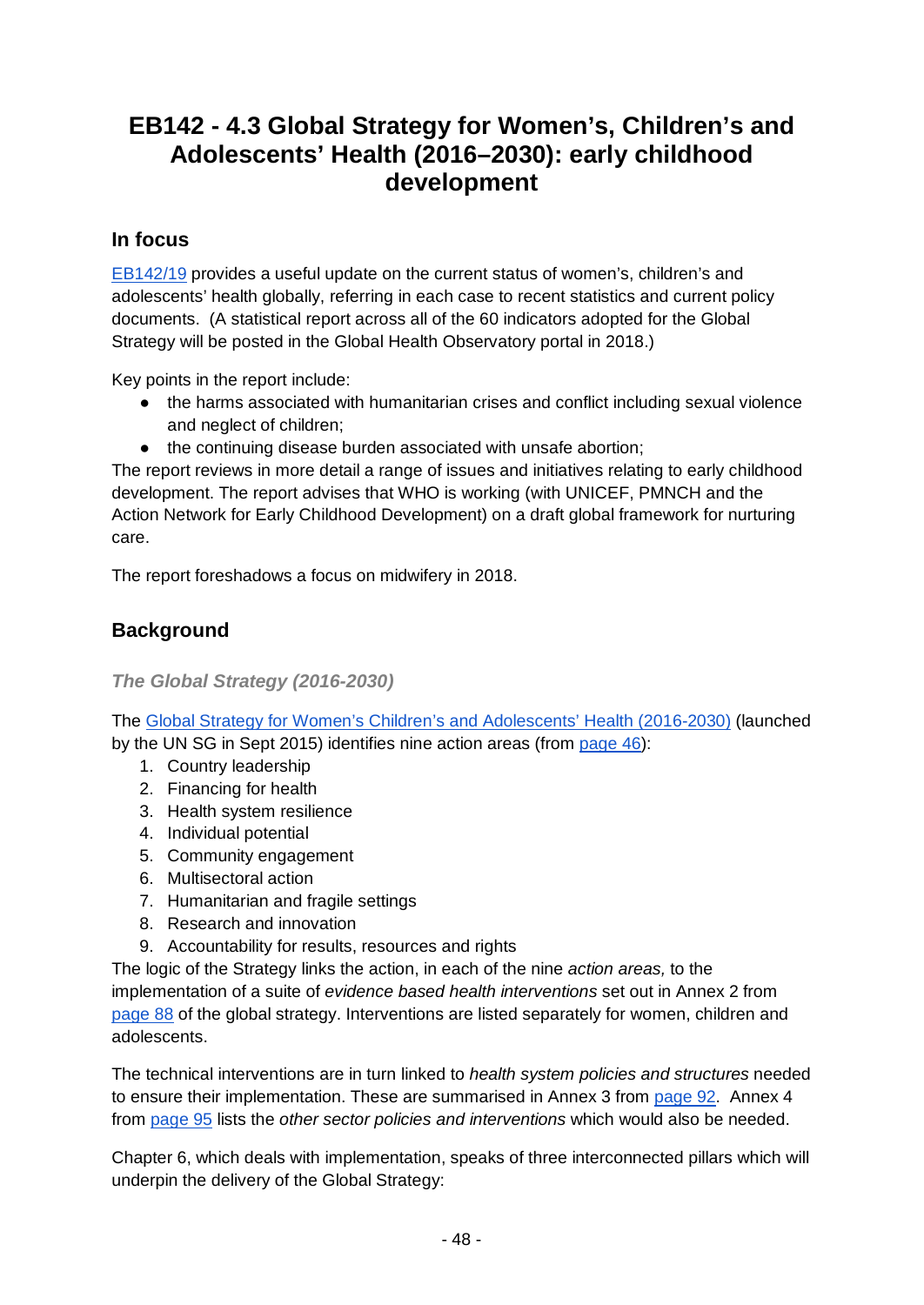# EB142 - 4.3 Global Strategy for Women's, Children's and Adolescents' Health (2016–2030): early childhood development

## In focus

EB142/19 provides a useful update on the current status of women's, children's and adolescents' health globally, referring in each case to recent statistics and current policy documents. (A statistical report across all of the 60 indicators adopted for the Global Strategy will be posted in the Global Health Observatory portal in 2018.)

Key points in the report include:

- the harms associated with humanitarian crises and conflict including sexual violence and neglect of children;
- the continuing disease burden associated with unsafe abortion;

The report reviews in more detail a range of issues and initiatives relating to early childhood development. The report advises that WHO is working (with UNICEF, PMNCH and the Action Network for Early Childhood Development) on a draft global framework for nurturing care.

The report foreshadows a focus on midwifery in 2018.

## Background

### *The Global Strategy (2016-2030)*

The Global Strategy for Women's Children's and Adolescents' Health (2016-2030) (launched by the UN SG in Sept 2015) identifies nine action areas (from page 46):

1. Country leadership
2. Financing for health
3. Health system resilience
4. Individual potential
5. Community engagement
6. Multisectoral action
7. Humanitarian and fragile settings
8. Research and innovation
9. Accountability for results, resources and rights

The logic of the Strategy links the action, in each of the nine *action areas,* to the implementation of a suite of *evidence based health interventions* set out in Annex 2 from page 88 of the global strategy. Interventions are listed separately for women, children and adolescents.

The technical interventions are in turn linked to *health system policies and structures* needed to ensure their implementation. These are summarised in Annex 3 from page 92. Annex 4 from page 95 lists the *other sector policies and interventions* which would also be needed.

Chapter 6, which deals with implementation, speaks of three interconnected pillars which will underpin the delivery of the Global Strategy: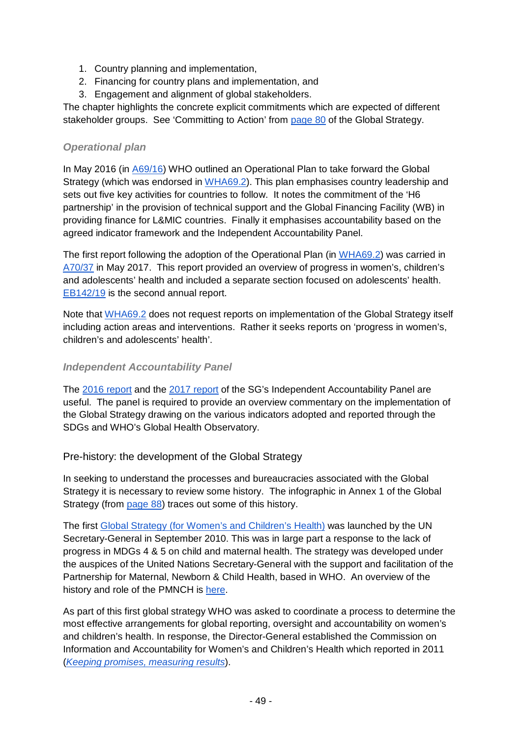1. Country planning and implementation,
2. Financing for country plans and implementation, and
3. Engagement and alignment of global stakeholders.

The chapter highlights the concrete explicit commitments which are expected of different stakeholder groups. See 'Committing to Action' from page 80 of the Global Strategy.

### *Operational plan*

In May 2016 (in A69/16) WHO outlined an Operational Plan to take forward the Global Strategy (which was endorsed in WHA69.2). This plan emphasises country leadership and sets out five key activities for countries to follow. It notes the commitment of the 'H6 partnership' in the provision of technical support and the Global Financing Facility (WB) in providing finance for L&MIC countries. Finally it emphasises accountability based on the agreed indicator framework and the Independent Accountability Panel.

The first report following the adoption of the Operational Plan (in WHA69.2) was carried in A70/37 in May 2017. This report provided an overview of progress in women's, children's and adolescents' health and included a separate section focused on adolescents' health. EB142/19 is the second annual report.

Note that WHA69.2 does not request reports on implementation of the Global Strategy itself including action areas and interventions. Rather it seeks reports on 'progress in women's, children's and adolescents' health'.

### *Independent Accountability Panel*

The 2016 report and the 2017 report of the SG's Independent Accountability Panel are useful. The panel is required to provide an overview commentary on the implementation of the Global Strategy drawing on the various indicators adopted and reported through the SDGs and WHO's Global Health Observatory.

## Pre-history: the development of the Global Strategy

In seeking to understand the processes and bureaucracies associated with the Global Strategy it is necessary to review some history. The infographic in Annex 1 of the Global Strategy (from page 88) traces out some of this history.

The first Global Strategy (for Women's and Children's Health) was launched by the UN Secretary-General in September 2010. This was in large part a response to the lack of progress in MDGs 4 & 5 on child and maternal health. The strategy was developed under the auspices of the United Nations Secretary-General with the support and facilitation of the Partnership for Maternal, Newborn & Child Health, based in WHO. An overview of the history and role of the PMNCH is here.

As part of this first global strategy WHO was asked to coordinate a process to determine the most effective arrangements for global reporting, oversight and accountability on women's and children's health. In response, the Director-General established the Commission on Information and Accountability for Women's and Children's Health which reported in 2011 (*Keeping promises, measuring results*).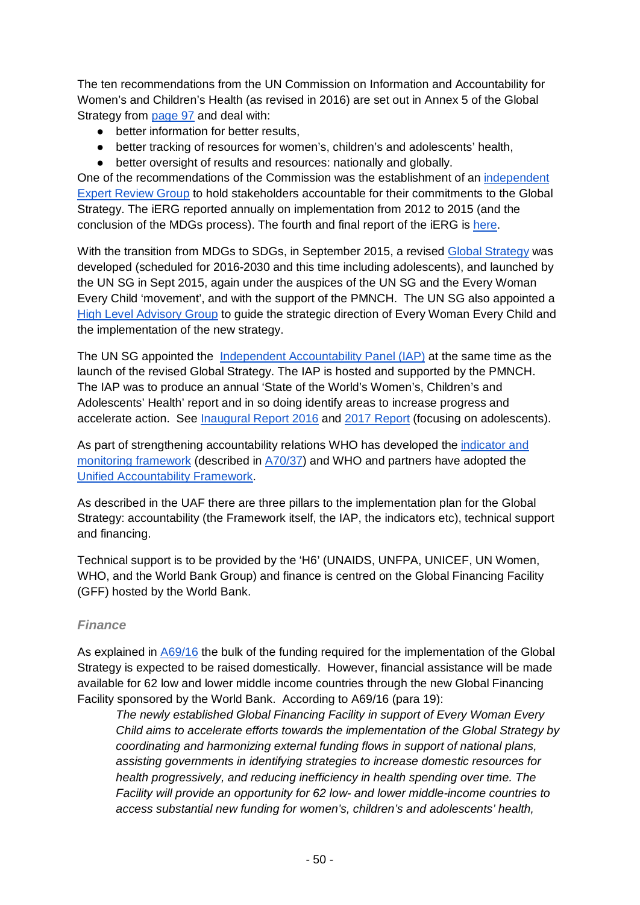The ten recommendations from the UN Commission on Information and Accountability for Women's and Children's Health (as revised in 2016) are set out in Annex 5 of the Global Strategy from page 97 and deal with:

- better information for better results,
- better tracking of resources for women's, children's and adolescents' health,
- better oversight of results and resources: nationally and globally.

One of the recommendations of the Commission was the establishment of an independent Expert Review Group to hold stakeholders accountable for their commitments to the Global Strategy. The iERG reported annually on implementation from 2012 to 2015 (and the conclusion of the MDGs process). The fourth and final report of the iERG is here.

With the transition from MDGs to SDGs, in September 2015, a revised Global Strategy was developed (scheduled for 2016-2030 and this time including adolescents), and launched by the UN SG in Sept 2015, again under the auspices of the UN SG and the Every Woman Every Child 'movement', and with the support of the PMNCH. The UN SG also appointed a High Level Advisory Group to guide the strategic direction of Every Woman Every Child and the implementation of the new strategy.

The UN SG appointed the Independent Accountability Panel (IAP) at the same time as the launch of the revised Global Strategy. The IAP is hosted and supported by the PMNCH. The IAP was to produce an annual 'State of the World's Women's, Children's and Adolescents' Health' report and in so doing identify areas to increase progress and accelerate action. See Inaugural Report 2016 and 2017 Report (focusing on adolescents).

As part of strengthening accountability relations WHO has developed the indicator and monitoring framework (described in A70/37) and WHO and partners have adopted the Unified Accountability Framework.

As described in the UAF there are three pillars to the implementation plan for the Global Strategy: accountability (the Framework itself, the IAP, the indicators etc), technical support and financing.

Technical support is to be provided by the 'H6' (UNAIDS, UNFPA, UNICEF, UN Women, WHO, and the World Bank Group) and finance is centred on the Global Financing Facility (GFF) hosted by the World Bank.

### *Finance*

As explained in A69/16 the bulk of the funding required for the implementation of the Global Strategy is expected to be raised domestically. However, financial assistance will be made available for 62 low and lower middle income countries through the new Global Financing Facility sponsored by the World Bank. According to A69/16 (para 19):

> *The newly established Global Financing Facility in support of Every Woman Every Child aims to accelerate efforts towards the implementation of the Global Strategy by coordinating and harmonizing external funding flows in support of national plans, assisting governments in identifying strategies to increase domestic resources for health progressively, and reducing inefficiency in health spending over time. The Facility will provide an opportunity for 62 low- and lower middle-income countries to access substantial new funding for women's, children's and adolescents' health,*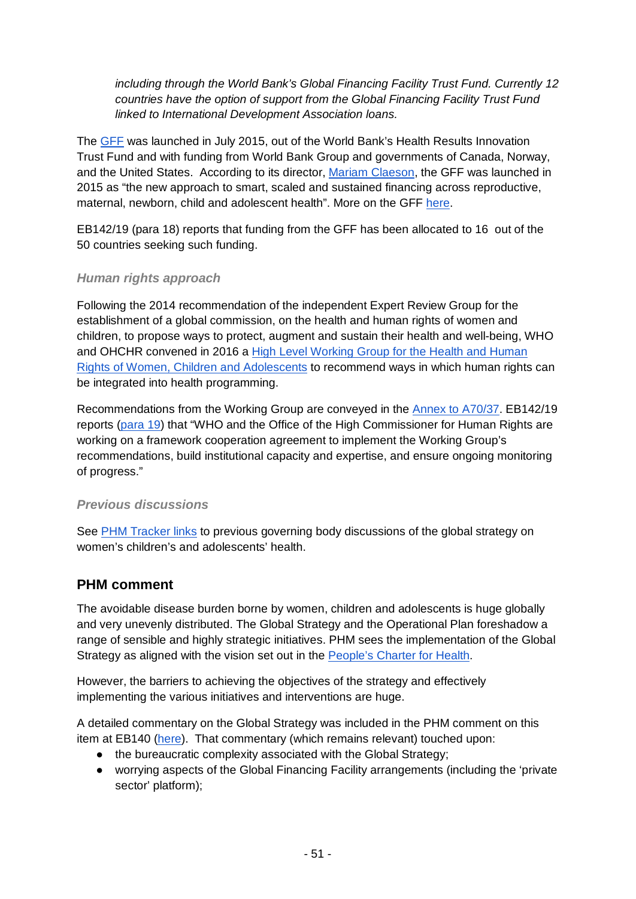> *including through the World Bank's Global Financing Facility Trust Fund. Currently 12 countries have the option of support from the Global Financing Facility Trust Fund linked to International Development Association loans.*

The GFF was launched in July 2015, out of the World Bank's Health Results Innovation Trust Fund and with funding from World Bank Group and governments of Canada, Norway, and the United States. According to its director, Mariam Claeson, the GFF was launched in 2015 as "the new approach to smart, scaled and sustained financing across reproductive, maternal, newborn, child and adolescent health". More on the GFF here.

EB142/19 (para 18) reports that funding from the GFF has been allocated to 16 out of the 50 countries seeking such funding.

### *Human rights approach*

Following the 2014 recommendation of the independent Expert Review Group for the establishment of a global commission, on the health and human rights of women and children, to propose ways to protect, augment and sustain their health and well-being, WHO and OHCHR convened in 2016 a High Level Working Group for the Health and Human Rights of Women, Children and Adolescents to recommend ways in which human rights can be integrated into health programming.

Recommendations from the Working Group are conveyed in the Annex to A70/37. EB142/19 reports (para 19) that "WHO and the Office of the High Commissioner for Human Rights are working on a framework cooperation agreement to implement the Working Group's recommendations, build institutional capacity and expertise, and ensure ongoing monitoring of progress."

### *Previous discussions*

See PHM Tracker links to previous governing body discussions of the global strategy on women's children's and adolescents' health.

## PHM comment

The avoidable disease burden borne by women, children and adolescents is huge globally and very unevenly distributed. The Global Strategy and the Operational Plan foreshadow a range of sensible and highly strategic initiatives. PHM sees the implementation of the Global Strategy as aligned with the vision set out in the People's Charter for Health.

However, the barriers to achieving the objectives of the strategy and effectively implementing the various initiatives and interventions are huge.

A detailed commentary on the Global Strategy was included in the PHM comment on this item at EB140 (here). That commentary (which remains relevant) touched upon:

- the bureaucratic complexity associated with the Global Strategy;
- worrying aspects of the Global Financing Facility arrangements (including the 'private sector' platform);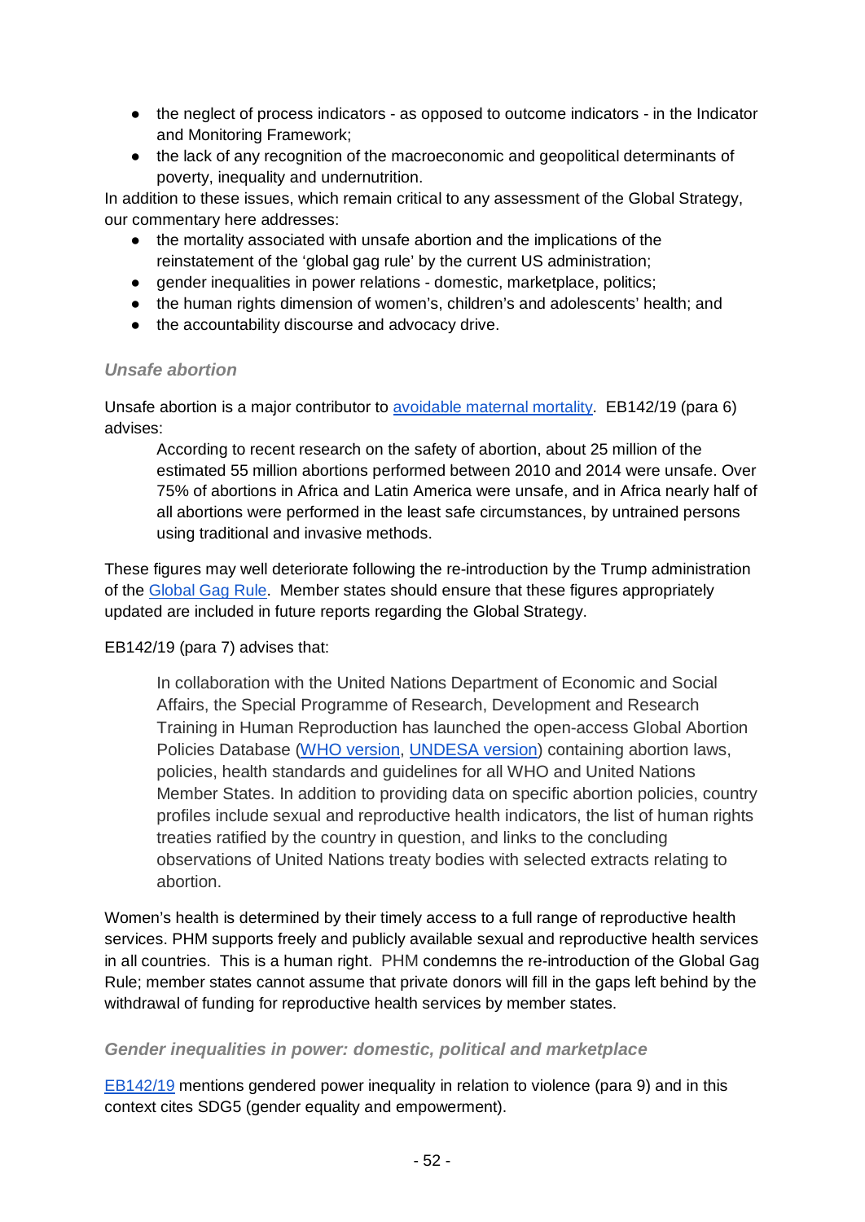- the neglect of process indicators - as opposed to outcome indicators - in the Indicator and Monitoring Framework;
- the lack of any recognition of the macroeconomic and geopolitical determinants of poverty, inequality and undernutrition.

In addition to these issues, which remain critical to any assessment of the Global Strategy, our commentary here addresses:

- the mortality associated with unsafe abortion and the implications of the reinstatement of the 'global gag rule' by the current US administration;
- gender inequalities in power relations - domestic, marketplace, politics;
- the human rights dimension of women's, children's and adolescents' health; and
- the accountability discourse and advocacy drive.

### *Unsafe abortion*

Unsafe abortion is a major contributor to avoidable maternal mortality. EB142/19 (para 6) advises:

> According to recent research on the safety of abortion, about 25 million of the estimated 55 million abortions performed between 2010 and 2014 were unsafe. Over 75% of abortions in Africa and Latin America were unsafe, and in Africa nearly half of all abortions were performed in the least safe circumstances, by untrained persons using traditional and invasive methods.

These figures may well deteriorate following the re-introduction by the Trump administration of the Global Gag Rule. Member states should ensure that these figures appropriately updated are included in future reports regarding the Global Strategy.

EB142/19 (para 7) advises that:

> In collaboration with the United Nations Department of Economic and Social Affairs, the Special Programme of Research, Development and Research Training in Human Reproduction has launched the open-access Global Abortion Policies Database (WHO version, UNDESA version) containing abortion laws, policies, health standards and guidelines for all WHO and United Nations Member States. In addition to providing data on specific abortion policies, country profiles include sexual and reproductive health indicators, the list of human rights treaties ratified by the country in question, and links to the concluding observations of United Nations treaty bodies with selected extracts relating to abortion.

Women's health is determined by their timely access to a full range of reproductive health services. PHM supports freely and publicly available sexual and reproductive health services in all countries. This is a human right. PHM condemns the re-introduction of the Global Gag Rule; member states cannot assume that private donors will fill in the gaps left behind by the withdrawal of funding for reproductive health services by member states.

### *Gender inequalities in power: domestic, political and marketplace*

EB142/19 mentions gendered power inequality in relation to violence (para 9) and in this context cites SDG5 (gender equality and empowerment).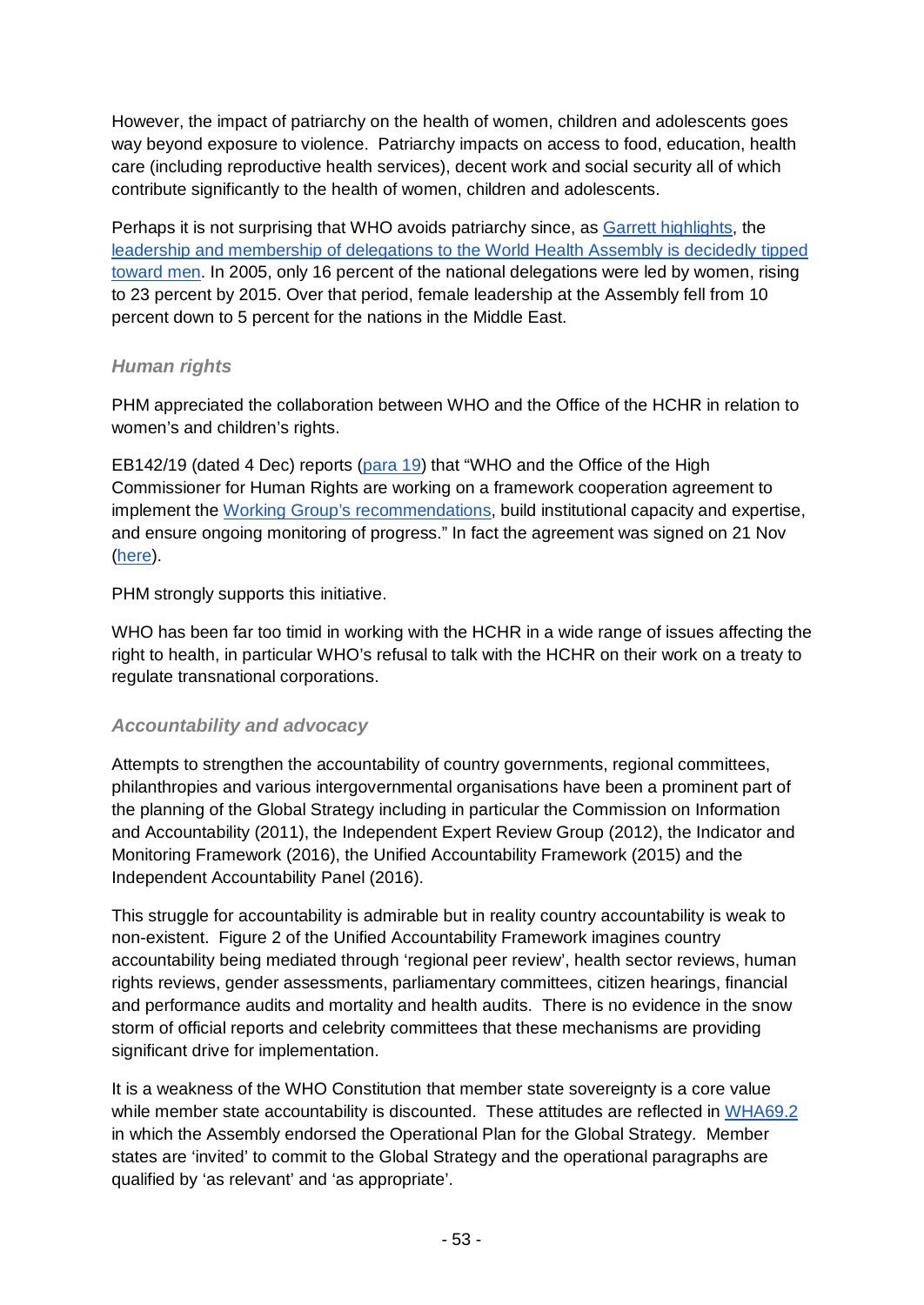However, the impact of patriarchy on the health of women, children and adolescents goes way beyond exposure to violence. Patriarchy impacts on access to food, education, health care (including reproductive health services), decent work and social security all of which contribute significantly to the health of women, children and adolescents.

Perhaps it is not surprising that WHO avoids patriarchy since, as Garrett highlights, the leadership and membership of delegations to the World Health Assembly is decidedly tipped toward men. In 2005, only 16 percent of the national delegations were led by women, rising to 23 percent by 2015. Over that period, female leadership at the Assembly fell from 10 percent down to 5 percent for the nations in the Middle East.

### *Human rights*

PHM appreciated the collaboration between WHO and the Office of the HCHR in relation to women's and children's rights.

EB142/19 (dated 4 Dec) reports (para 19) that "WHO and the Office of the High Commissioner for Human Rights are working on a framework cooperation agreement to implement the Working Group's recommendations, build institutional capacity and expertise, and ensure ongoing monitoring of progress." In fact the agreement was signed on 21 Nov (here).

PHM strongly supports this initiative.

WHO has been far too timid in working with the HCHR in a wide range of issues affecting the right to health, in particular WHO's refusal to talk with the HCHR on their work on a treaty to regulate transnational corporations.

### *Accountability and advocacy*

Attempts to strengthen the accountability of country governments, regional committees, philanthropies and various intergovernmental organisations have been a prominent part of the planning of the Global Strategy including in particular the Commission on Information and Accountability (2011), the Independent Expert Review Group (2012), the Indicator and Monitoring Framework (2016), the Unified Accountability Framework (2015) and the Independent Accountability Panel (2016).

This struggle for accountability is admirable but in reality country accountability is weak to non-existent. Figure 2 of the Unified Accountability Framework imagines country accountability being mediated through 'regional peer review', health sector reviews, human rights reviews, gender assessments, parliamentary committees, citizen hearings, financial and performance audits and mortality and health audits. There is no evidence in the snow storm of official reports and celebrity committees that these mechanisms are providing significant drive for implementation.

It is a weakness of the WHO Constitution that member state sovereignty is a core value while member state accountability is discounted. These attitudes are reflected in WHA69.2 in which the Assembly endorsed the Operational Plan for the Global Strategy. Member states are 'invited' to commit to the Global Strategy and the operational paragraphs are qualified by 'as relevant' and 'as appropriate'.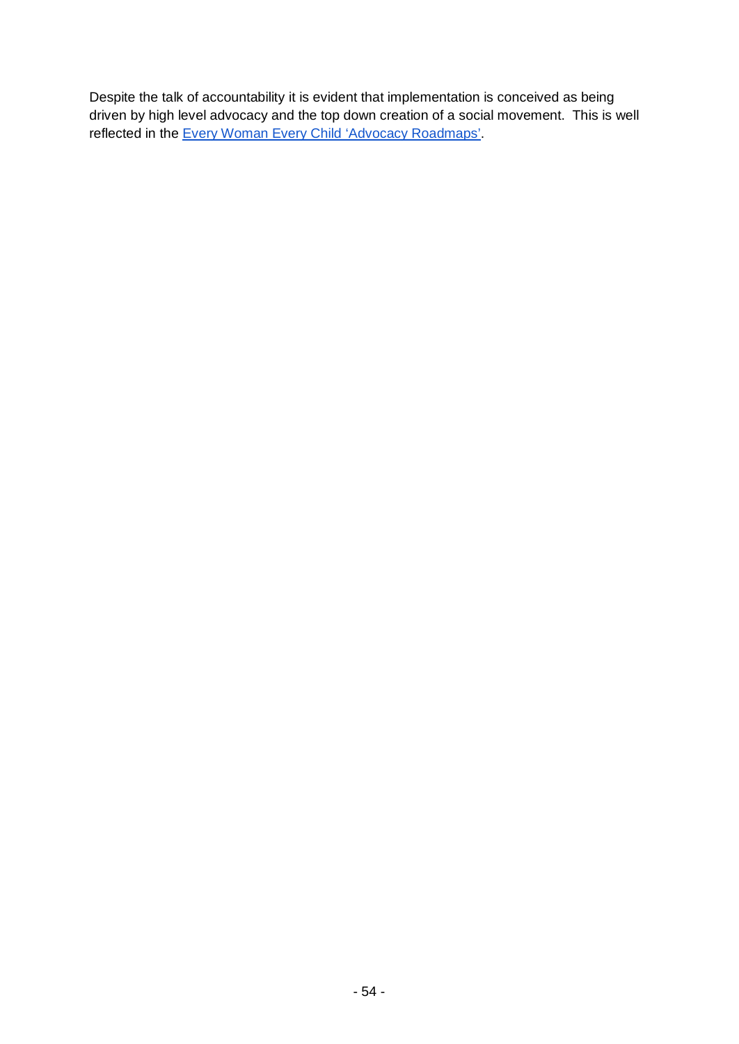Despite the talk of accountability it is evident that implementation is conceived as being driven by high level advocacy and the top down creation of a social movement. This is well reflected in the Every Woman Every Child 'Advocacy Roadmaps'.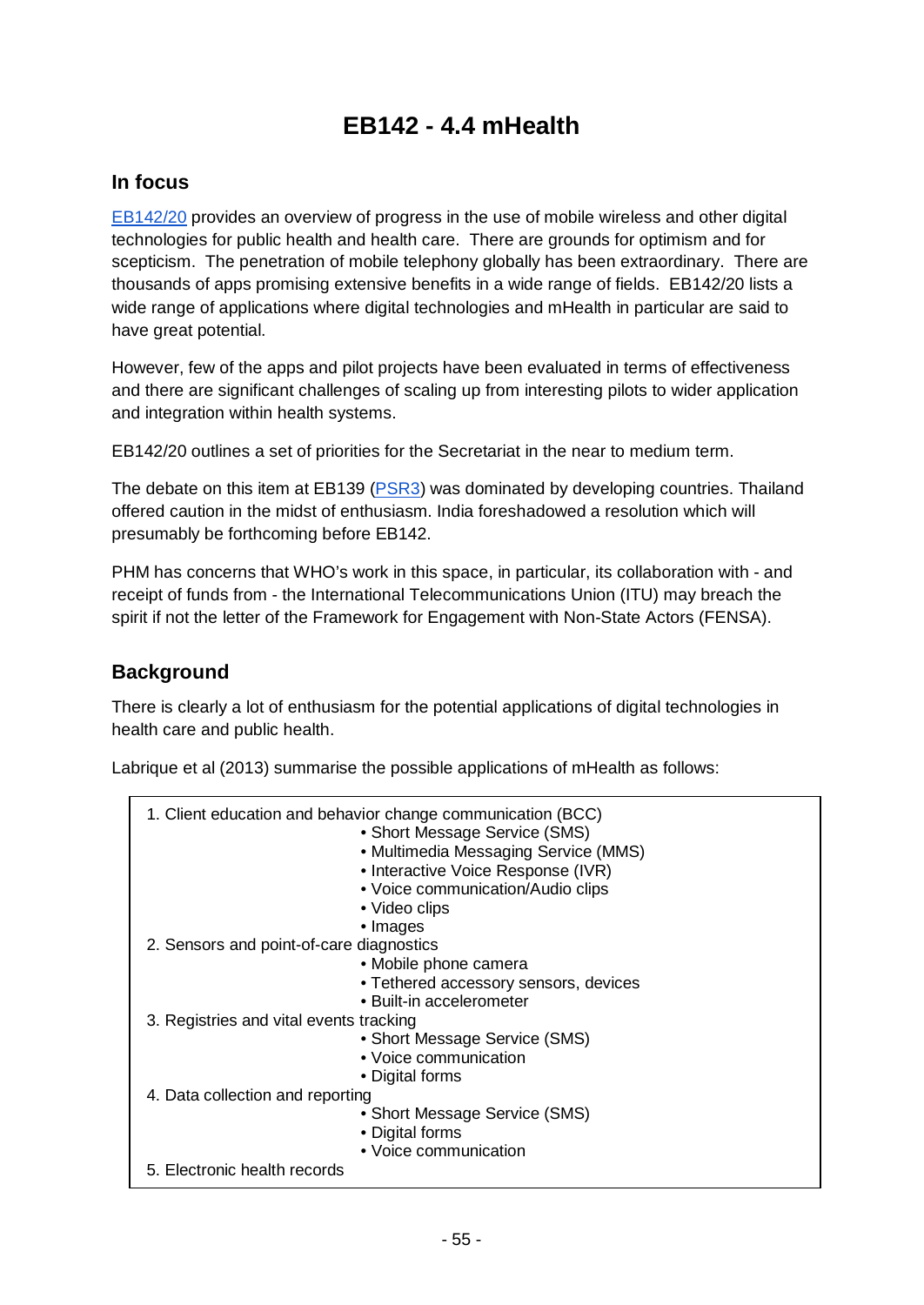# EB142 - 4.4 mHealth

## In focus

EB142/20 provides an overview of progress in the use of mobile wireless and other digital technologies for public health and health care. There are grounds for optimism and for scepticism. The penetration of mobile telephony globally has been extraordinary. There are thousands of apps promising extensive benefits in a wide range of fields. EB142/20 lists a wide range of applications where digital technologies and mHealth in particular are said to have great potential.

However, few of the apps and pilot projects have been evaluated in terms of effectiveness and there are significant challenges of scaling up from interesting pilots to wider application and integration within health systems.

EB142/20 outlines a set of priorities for the Secretariat in the near to medium term.

The debate on this item at EB139 (PSR3) was dominated by developing countries. Thailand offered caution in the midst of enthusiasm. India foreshadowed a resolution which will presumably be forthcoming before EB142.

PHM has concerns that WHO's work in this space, in particular, its collaboration with - and receipt of funds from - the International Telecommunications Union (ITU) may breach the spirit if not the letter of the Framework for Engagement with Non-State Actors (FENSA).

## Background

There is clearly a lot of enthusiasm for the potential applications of digital technologies in health care and public health.

Labrique et al (2013) summarise the possible applications of mHealth as follows:

1. Client education and behavior change communication (BCC)
    - Short Message Service (SMS)
    - Multimedia Messaging Service (MMS)
    - Interactive Voice Response (IVR)
    - Voice communication/Audio clips
    - Video clips
    - Images
2. Sensors and point-of-care diagnostics
    - Mobile phone camera
    - Tethered accessory sensors, devices
    - Built-in accelerometer
3. Registries and vital events tracking
    - Short Message Service (SMS)
    - Voice communication
    - Digital forms
4. Data collection and reporting
    - Short Message Service (SMS)
    - Digital forms
    - Voice communication
5. Electronic health records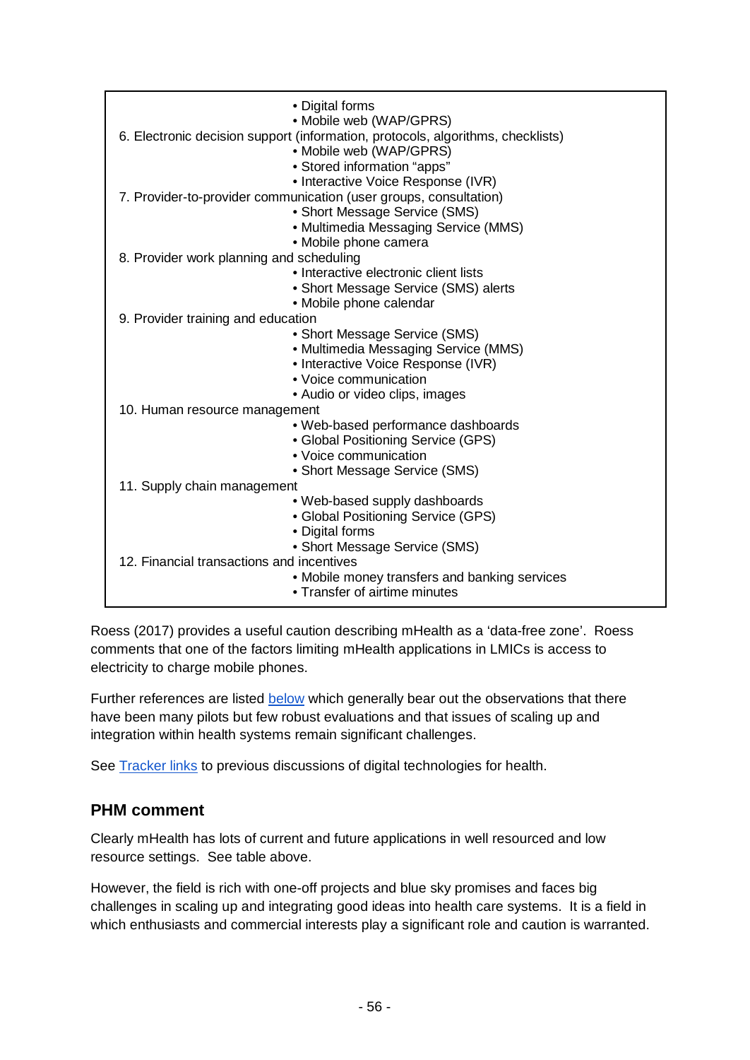- Digital forms
- Mobile web (WAP/GPRS)

6. Electronic decision support (information, protocols, algorithms, checklists)
    - Mobile web (WAP/GPRS)
    - Stored information "apps"
    - Interactive Voice Response (IVR)
7. Provider-to-provider communication (user groups, consultation)
    - Short Message Service (SMS)
    - Multimedia Messaging Service (MMS)
    - Mobile phone camera
8. Provider work planning and scheduling
    - Interactive electronic client lists
    - Short Message Service (SMS) alerts
    - Mobile phone calendar
9. Provider training and education
    - Short Message Service (SMS)
    - Multimedia Messaging Service (MMS)
    - Interactive Voice Response (IVR)
    - Voice communication
    - Audio or video clips, images
10. Human resource management
    - Web-based performance dashboards
    - Global Positioning Service (GPS)
    - Voice communication
    - Short Message Service (SMS)
11. Supply chain management
    - Web-based supply dashboards
    - Global Positioning Service (GPS)
    - Digital forms
    - Short Message Service (SMS)
12. Financial transactions and incentives
    - Mobile money transfers and banking services
    - Transfer of airtime minutes

Roess (2017) provides a useful caution describing mHealth as a 'data-free zone'. Roess comments that one of the factors limiting mHealth applications in LMICs is access to electricity to charge mobile phones.

Further references are listed below which generally bear out the observations that there have been many pilots but few robust evaluations and that issues of scaling up and integration within health systems remain significant challenges.

See Tracker links to previous discussions of digital technologies for health.

## PHM comment

Clearly mHealth has lots of current and future applications in well resourced and low resource settings. See table above.

However, the field is rich with one-off projects and blue sky promises and faces big challenges in scaling up and integrating good ideas into health care systems. It is a field in which enthusiasts and commercial interests play a significant role and caution is warranted.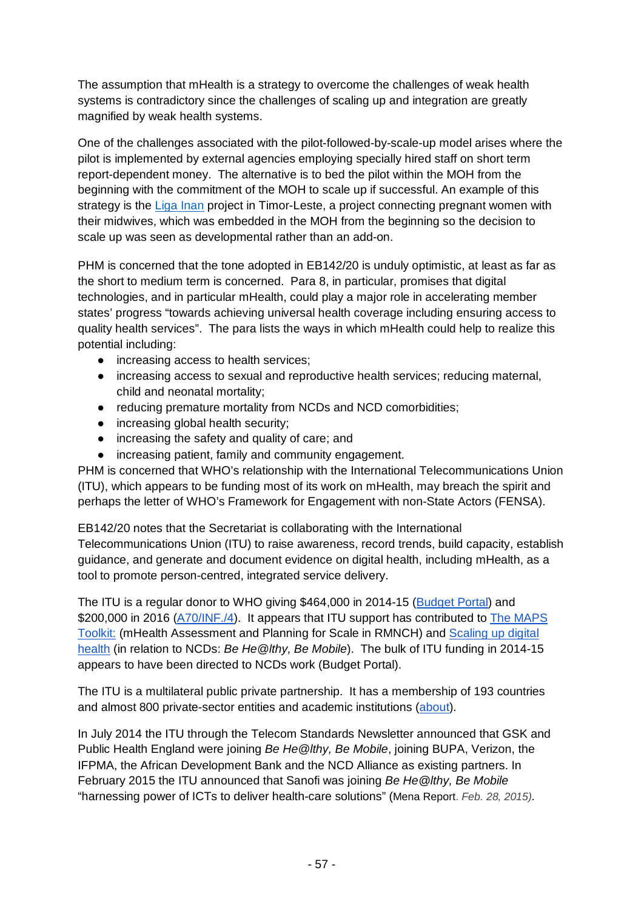The assumption that mHealth is a strategy to overcome the challenges of weak health systems is contradictory since the challenges of scaling up and integration are greatly magnified by weak health systems.

One of the challenges associated with the pilot-followed-by-scale-up model arises where the pilot is implemented by external agencies employing specially hired staff on short term report-dependent money. The alternative is to bed the pilot within the MOH from the beginning with the commitment of the MOH to scale up if successful. An example of this strategy is the Liga Inan project in Timor-Leste, a project connecting pregnant women with their midwives, which was embedded in the MOH from the beginning so the decision to scale up was seen as developmental rather than an add-on.

PHM is concerned that the tone adopted in EB142/20 is unduly optimistic, at least as far as the short to medium term is concerned. Para 8, in particular, promises that digital technologies, and in particular mHealth, could play a major role in accelerating member states' progress "towards achieving universal health coverage including ensuring access to quality health services". The para lists the ways in which mHealth could help to realize this potential including:

- increasing access to health services;
- increasing access to sexual and reproductive health services; reducing maternal, child and neonatal mortality;
- reducing premature mortality from NCDs and NCD comorbidities;
- increasing global health security;
- increasing the safety and quality of care; and
- increasing patient, family and community engagement.

PHM is concerned that WHO's relationship with the International Telecommunications Union (ITU), which appears to be funding most of its work on mHealth, may breach the spirit and perhaps the letter of WHO's Framework for Engagement with non-State Actors (FENSA).

EB142/20 notes that the Secretariat is collaborating with the International Telecommunications Union (ITU) to raise awareness, record trends, build capacity, establish guidance, and generate and document evidence on digital health, including mHealth, as a tool to promote person-centred, integrated service delivery.

The ITU is a regular donor to WHO giving $464,000 in 2014-15 (Budget Portal) and $200,000 in 2016 (A70/INF./4). It appears that ITU support has contributed to The MAPS Toolkit: (mHealth Assessment and Planning for Scale in RMNCH) and Scaling up digital health (in relation to NCDs: *Be He@lthy, Be Mobile*). The bulk of ITU funding in 2014-15 appears to have been directed to NCDs work (Budget Portal).

The ITU is a multilateral public private partnership. It has a membership of 193 countries and almost 800 private-sector entities and academic institutions (about).

In July 2014 the ITU through the Telecom Standards Newsletter announced that GSK and Public Health England were joining *Be He@lthy, Be Mobile*, joining BUPA, Verizon, the IFPMA, the African Development Bank and the NCD Alliance as existing partners. In February 2015 the ITU announced that Sanofi was joining *Be He@lthy, Be Mobile* "harnessing power of ICTs to deliver health-care solutions" (Mena Report. *Feb. 28, 2015)*.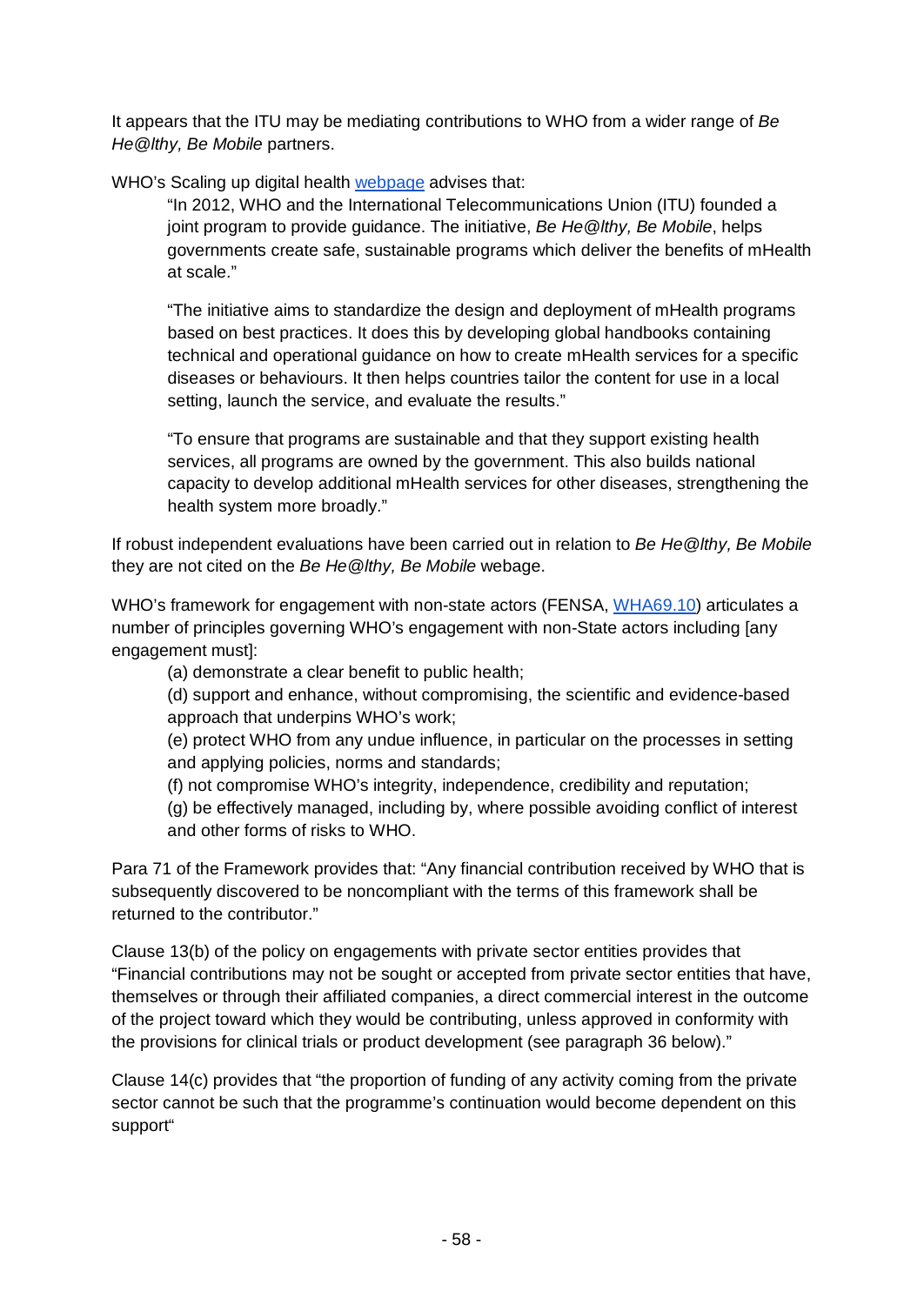It appears that the ITU may be mediating contributions to WHO from a wider range of *Be He@lthy, Be Mobile* partners.

WHO's Scaling up digital health webpage advises that:

> "In 2012, WHO and the International Telecommunications Union (ITU) founded a joint program to provide guidance. The initiative, *Be He@lthy, Be Mobile*, helps governments create safe, sustainable programs which deliver the benefits of mHealth at scale."
>
> "The initiative aims to standardize the design and deployment of mHealth programs based on best practices. It does this by developing global handbooks containing technical and operational guidance on how to create mHealth services for a specific diseases or behaviours. It then helps countries tailor the content for use in a local setting, launch the service, and evaluate the results."
>
> "To ensure that programs are sustainable and that they support existing health services, all programs are owned by the government. This also builds national capacity to develop additional mHealth services for other diseases, strengthening the health system more broadly."

If robust independent evaluations have been carried out in relation to *Be He@lthy, Be Mobile* they are not cited on the *Be He@lthy, Be Mobile* webage.

WHO's framework for engagement with non-state actors (FENSA, WHA69.10) articulates a number of principles governing WHO's engagement with non-State actors including [any engagement must]:

> (a) demonstrate a clear benefit to public health;
>
> (d) support and enhance, without compromising, the scientific and evidence-based approach that underpins WHO's work;
>
> (e) protect WHO from any undue influence, in particular on the processes in setting and applying policies, norms and standards;
>
> (f) not compromise WHO's integrity, independence, credibility and reputation;
>
> (g) be effectively managed, including by, where possible avoiding conflict of interest and other forms of risks to WHO.

Para 71 of the Framework provides that: "Any financial contribution received by WHO that is subsequently discovered to be noncompliant with the terms of this framework shall be returned to the contributor."

Clause 13(b) of the policy on engagements with private sector entities provides that "Financial contributions may not be sought or accepted from private sector entities that have, themselves or through their affiliated companies, a direct commercial interest in the outcome of the project toward which they would be contributing, unless approved in conformity with the provisions for clinical trials or product development (see paragraph 36 below)."

Clause 14(c) provides that "the proportion of funding of any activity coming from the private sector cannot be such that the programme's continuation would become dependent on this support"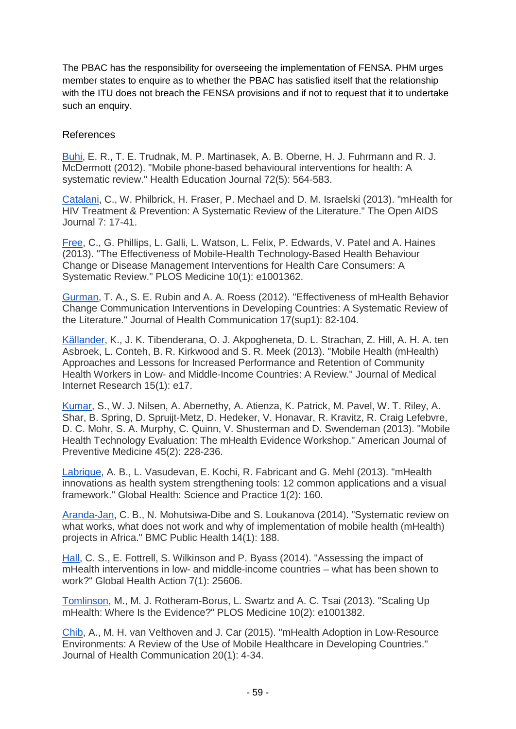The PBAC has the responsibility for overseeing the implementation of FENSA. PHM urges member states to enquire as to whether the PBAC has satisfied itself that the relationship with the ITU does not breach the FENSA provisions and if not to request that it to undertake such an enquiry.

## References

Buhi, E. R., T. E. Trudnak, M. P. Martinasek, A. B. Oberne, H. J. Fuhrmann and R. J. McDermott (2012). "Mobile phone-based behavioural interventions for health: A systematic review." Health Education Journal 72(5): 564-583.

Catalani, C., W. Philbrick, H. Fraser, P. Mechael and D. M. Israelski (2013). "mHealth for HIV Treatment & Prevention: A Systematic Review of the Literature." The Open AIDS Journal 7: 17-41.

Free, C., G. Phillips, L. Galli, L. Watson, L. Felix, P. Edwards, V. Patel and A. Haines (2013). "The Effectiveness of Mobile-Health Technology-Based Health Behaviour Change or Disease Management Interventions for Health Care Consumers: A Systematic Review." PLOS Medicine 10(1): e1001362.

Gurman, T. A., S. E. Rubin and A. A. Roess (2012). "Effectiveness of mHealth Behavior Change Communication Interventions in Developing Countries: A Systematic Review of the Literature." Journal of Health Communication 17(sup1): 82-104.

Källander, K., J. K. Tibenderana, O. J. Akpogheneta, D. L. Strachan, Z. Hill, A. H. A. ten Asbroek, L. Conteh, B. R. Kirkwood and S. R. Meek (2013). "Mobile Health (mHealth) Approaches and Lessons for Increased Performance and Retention of Community Health Workers in Low- and Middle-Income Countries: A Review." Journal of Medical Internet Research 15(1): e17.

Kumar, S., W. J. Nilsen, A. Abernethy, A. Atienza, K. Patrick, M. Pavel, W. T. Riley, A. Shar, B. Spring, D. Spruijt-Metz, D. Hedeker, V. Honavar, R. Kravitz, R. Craig Lefebvre, D. C. Mohr, S. A. Murphy, C. Quinn, V. Shusterman and D. Swendeman (2013). "Mobile Health Technology Evaluation: The mHealth Evidence Workshop." American Journal of Preventive Medicine 45(2): 228-236.

Labrique, A. B., L. Vasudevan, E. Kochi, R. Fabricant and G. Mehl (2013). "mHealth innovations as health system strengthening tools: 12 common applications and a visual framework." Global Health: Science and Practice 1(2): 160.

Aranda-Jan, C. B., N. Mohutsiwa-Dibe and S. Loukanova (2014). "Systematic review on what works, what does not work and why of implementation of mobile health (mHealth) projects in Africa." BMC Public Health 14(1): 188.

Hall, C. S., E. Fottrell, S. Wilkinson and P. Byass (2014). "Assessing the impact of mHealth interventions in low- and middle-income countries – what has been shown to work?" Global Health Action 7(1): 25606.

Tomlinson, M., M. J. Rotheram-Borus, L. Swartz and A. C. Tsai (2013). "Scaling Up mHealth: Where Is the Evidence?" PLOS Medicine 10(2): e1001382.

Chib, A., M. H. van Velthoven and J. Car (2015). "mHealth Adoption in Low-Resource Environments: A Review of the Use of Mobile Healthcare in Developing Countries." Journal of Health Communication 20(1): 4-34.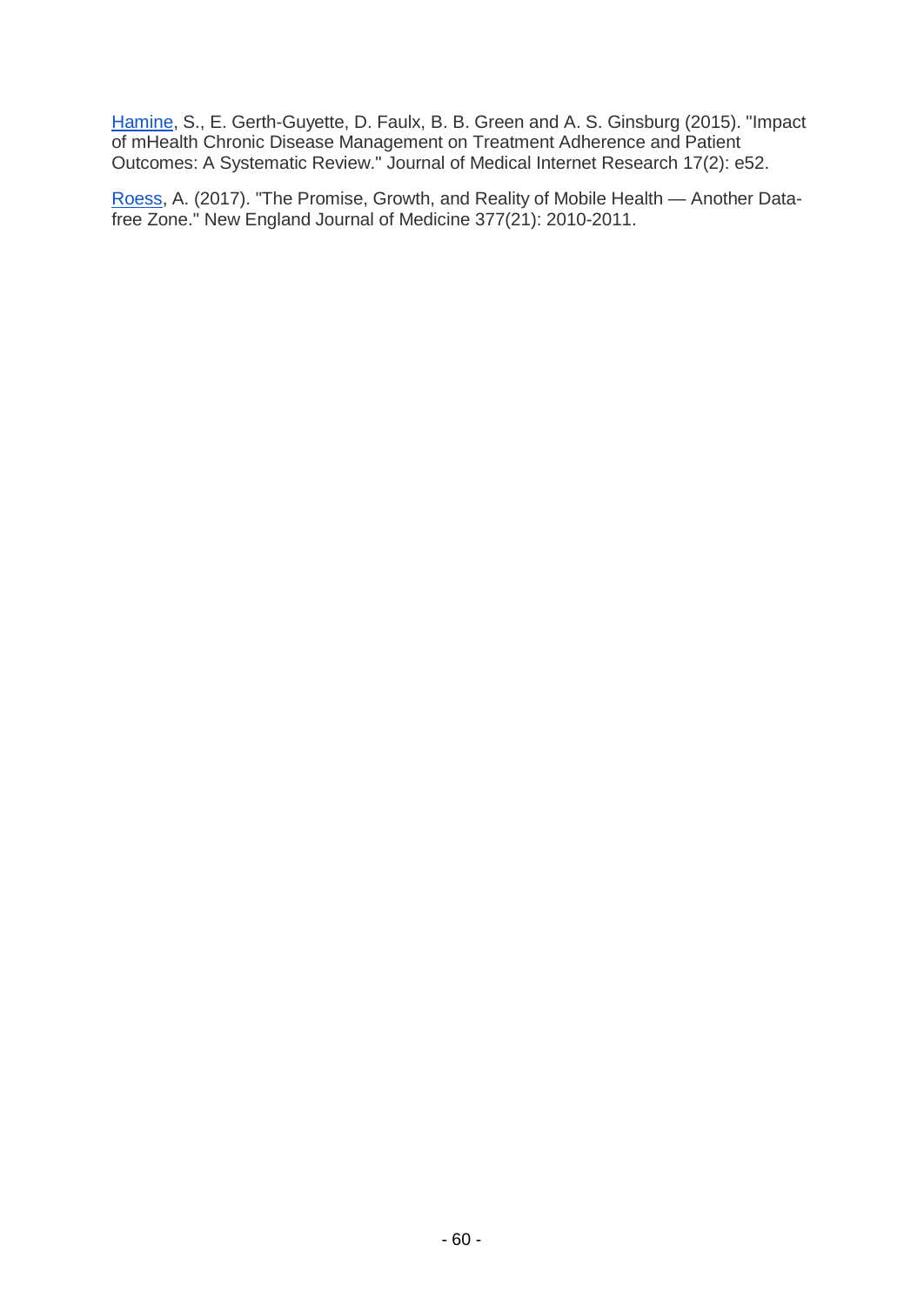Hamine, S., E. Gerth-Guyette, D. Faulx, B. B. Green and A. S. Ginsburg (2015). "Impact of mHealth Chronic Disease Management on Treatment Adherence and Patient Outcomes: A Systematic Review." Journal of Medical Internet Research 17(2): e52.

Roess, A. (2017). "The Promise, Growth, and Reality of Mobile Health — Another Data-free Zone." New England Journal of Medicine 377(21): 2010-2011.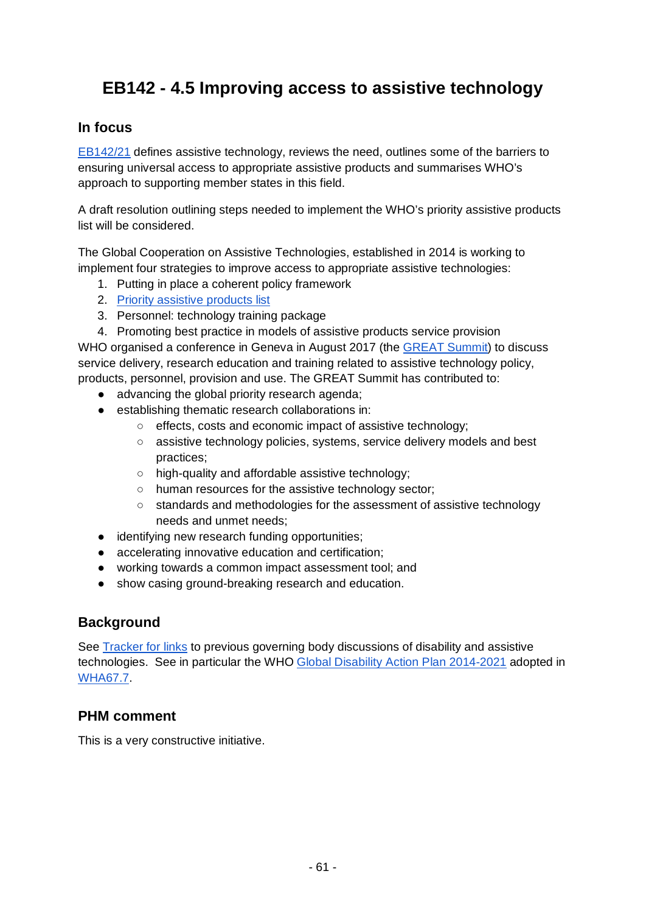# EB142 - 4.5 Improving access to assistive technology

## In focus

EB142/21 defines assistive technology, reviews the need, outlines some of the barriers to ensuring universal access to appropriate assistive products and summarises WHO's approach to supporting member states in this field.

A draft resolution outlining steps needed to implement the WHO's priority assistive products list will be considered.

The Global Cooperation on Assistive Technologies, established in 2014 is working to implement four strategies to improve access to appropriate assistive technologies:

1. Putting in place a coherent policy framework
2. Priority assistive products list
3. Personnel: technology training package
4. Promoting best practice in models of assistive products service provision

WHO organised a conference in Geneva in August 2017 (the GREAT Summit) to discuss service delivery, research education and training related to assistive technology policy, products, personnel, provision and use. The GREAT Summit has contributed to:

- advancing the global priority research agenda;
- establishing thematic research collaborations in:
  - effects, costs and economic impact of assistive technology;
  - assistive technology policies, systems, service delivery models and best practices;
  - high-quality and affordable assistive technology;
  - human resources for the assistive technology sector;
  - standards and methodologies for the assessment of assistive technology needs and unmet needs;
- identifying new research funding opportunities;
- accelerating innovative education and certification;
- working towards a common impact assessment tool; and
- show casing ground-breaking research and education.

## Background

See Tracker for links to previous governing body discussions of disability and assistive technologies. See in particular the WHO Global Disability Action Plan 2014-2021 adopted in WHA67.7.

## PHM comment

This is a very constructive initiative.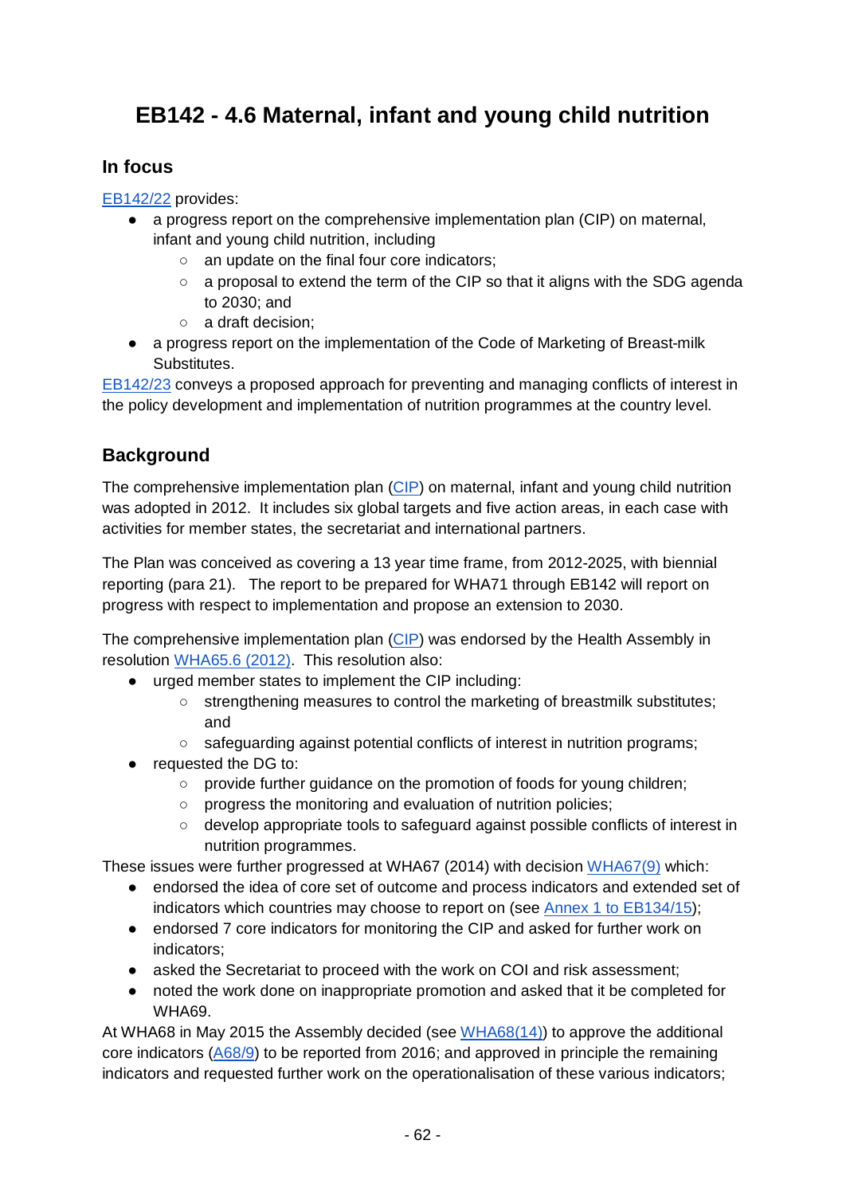# EB142 - 4.6 Maternal, infant and young child nutrition

## In focus

EB142/22 provides:

- a progress report on the comprehensive implementation plan (CIP) on maternal, infant and young child nutrition, including
    - an update on the final four core indicators;
    - a proposal to extend the term of the CIP so that it aligns with the SDG agenda to 2030; and
    - a draft decision;
- a progress report on the implementation of the Code of Marketing of Breast-milk Substitutes.

EB142/23 conveys a proposed approach for preventing and managing conflicts of interest in the policy development and implementation of nutrition programmes at the country level.

## Background

The comprehensive implementation plan (CIP) on maternal, infant and young child nutrition was adopted in 2012. It includes six global targets and five action areas, in each case with activities for member states, the secretariat and international partners.

The Plan was conceived as covering a 13 year time frame, from 2012-2025, with biennial reporting (para 21). The report to be prepared for WHA71 through EB142 will report on progress with respect to implementation and propose an extension to 2030.

The comprehensive implementation plan (CIP) was endorsed by the Health Assembly in resolution WHA65.6 (2012). This resolution also:

- urged member states to implement the CIP including:
    - strengthening measures to control the marketing of breastmilk substitutes; and
    - safeguarding against potential conflicts of interest in nutrition programs;
- requested the DG to:
    - provide further guidance on the promotion of foods for young children;
    - progress the monitoring and evaluation of nutrition policies;
    - develop appropriate tools to safeguard against possible conflicts of interest in nutrition programmes.

These issues were further progressed at WHA67 (2014) with decision WHA67(9) which:

- endorsed the idea of core set of outcome and process indicators and extended set of indicators which countries may choose to report on (see Annex 1 to EB134/15);
- endorsed 7 core indicators for monitoring the CIP and asked for further work on indicators;
- asked the Secretariat to proceed with the work on COI and risk assessment;
- noted the work done on inappropriate promotion and asked that it be completed for WHA69.

At WHA68 in May 2015 the Assembly decided (see WHA68(14)) to approve the additional core indicators (A68/9) to be reported from 2016; and approved in principle the remaining indicators and requested further work on the operationalisation of these various indicators;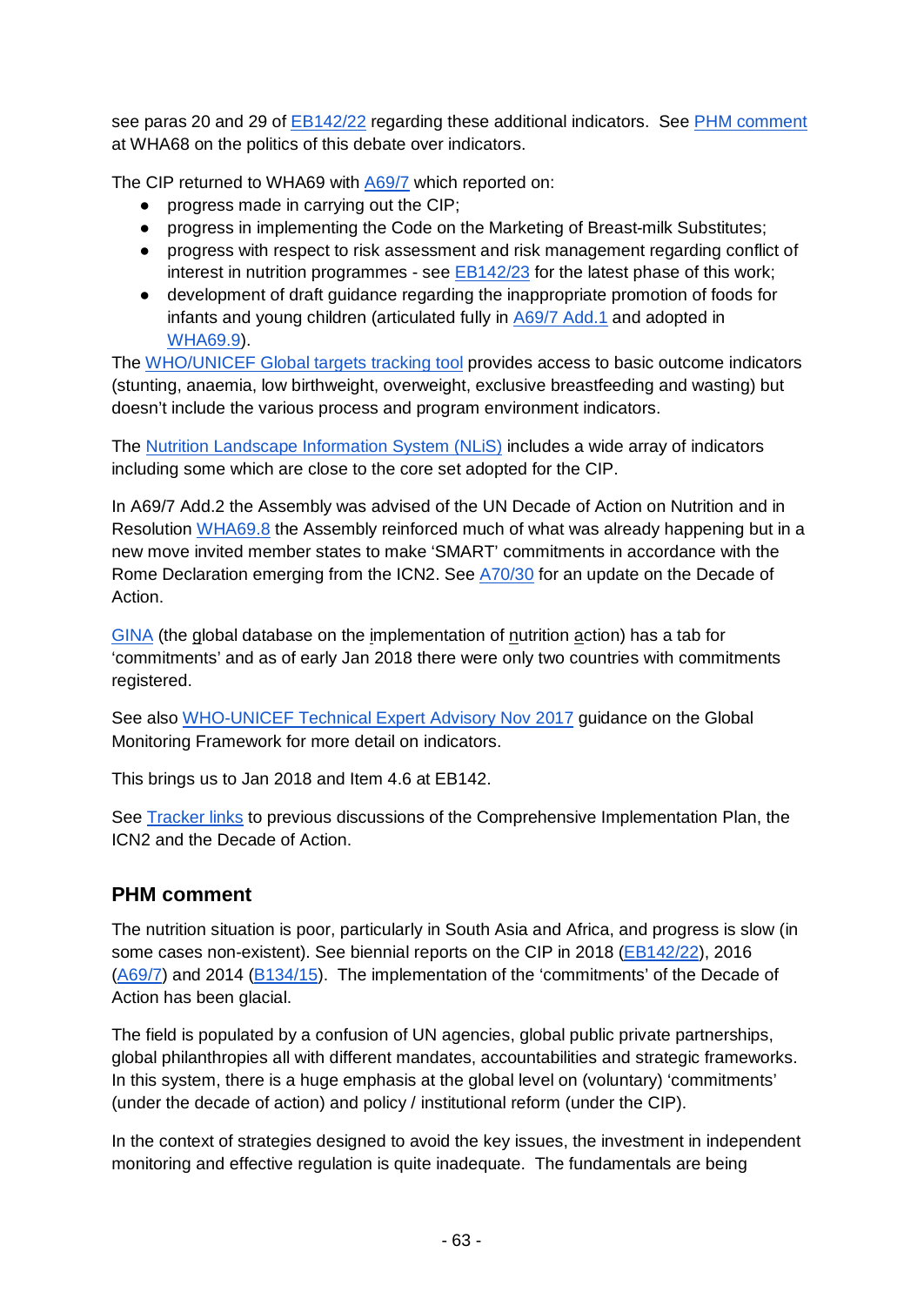see paras 20 and 29 of EB142/22 regarding these additional indicators.  See PHM comment at WHA68 on the politics of this debate over indicators.

The CIP returned to WHA69 with A69/7 which reported on:

- progress made in carrying out the CIP;
- progress in implementing the Code on the Marketing of Breast-milk Substitutes;
- progress with respect to risk assessment and risk management regarding conflict of interest in nutrition programmes - see EB142/23 for the latest phase of this work;
- development of draft guidance regarding the inappropriate promotion of foods for infants and young children (articulated fully in A69/7 Add.1 and adopted in WHA69.9).

The WHO/UNICEF Global targets tracking tool provides access to basic outcome indicators (stunting, anaemia, low birthweight, overweight, exclusive breastfeeding and wasting) but doesn't include the various process and program environment indicators.

The Nutrition Landscape Information System (NLiS) includes a wide array of indicators including some which are close to the core set adopted for the CIP.

In A69/7 Add.2 the Assembly was advised of the UN Decade of Action on Nutrition and in Resolution WHA69.8 the Assembly reinforced much of what was already happening but in a new move invited member states to make 'SMART' commitments in accordance with the Rome Declaration emerging from the ICN2. See A70/30 for an update on the Decade of Action.

GINA (the global database on the implementation of nutrition action) has a tab for 'commitments' and as of early Jan 2018 there were only two countries with commitments registered.

See also WHO-UNICEF Technical Expert Advisory Nov 2017 guidance on the Global Monitoring Framework for more detail on indicators.

This brings us to Jan 2018 and Item 4.6 at EB142.

See Tracker links to previous discussions of the Comprehensive Implementation Plan, the ICN2 and the Decade of Action.

## PHM comment

The nutrition situation is poor, particularly in South Asia and Africa, and progress is slow (in some cases non-existent). See biennial reports on the CIP in 2018 (EB142/22), 2016 (A69/7) and 2014 (B134/15).  The implementation of the 'commitments' of the Decade of Action has been glacial.

The field is populated by a confusion of UN agencies, global public private partnerships, global philanthropies all with different mandates, accountabilities and strategic frameworks. In this system, there is a huge emphasis at the global level on (voluntary) 'commitments' (under the decade of action) and policy / institutional reform (under the CIP).

In the context of strategies designed to avoid the key issues, the investment in independent monitoring and effective regulation is quite inadequate.  The fundamentals are being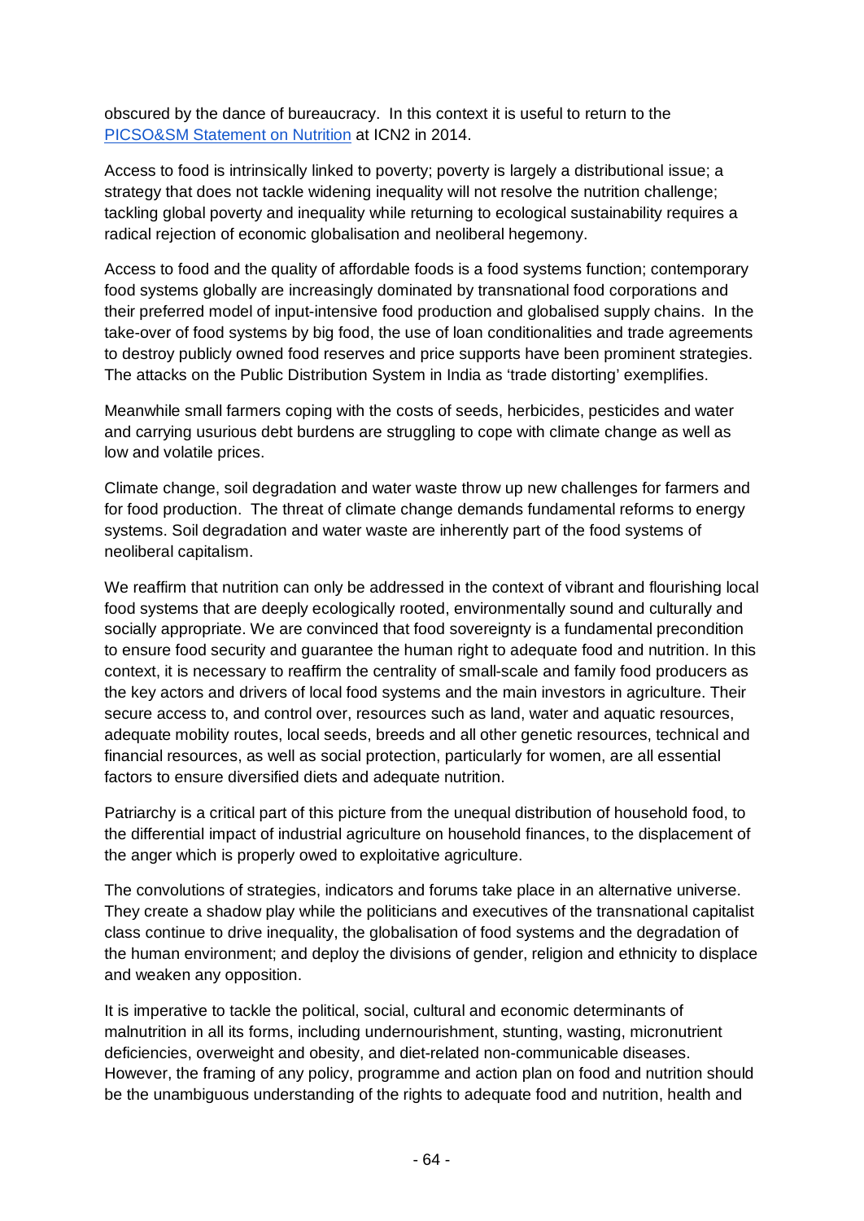obscured by the dance of bureaucracy. In this context it is useful to return to the [PICSO&SM Statement on Nutrition] at ICN2 in 2014.

Access to food is intrinsically linked to poverty; poverty is largely a distributional issue; a strategy that does not tackle widening inequality will not resolve the nutrition challenge; tackling global poverty and inequality while returning to ecological sustainability requires a radical rejection of economic globalisation and neoliberal hegemony.

Access to food and the quality of affordable foods is a food systems function; contemporary food systems globally are increasingly dominated by transnational food corporations and their preferred model of input-intensive food production and globalised supply chains. In the take-over of food systems by big food, the use of loan conditionalities and trade agreements to destroy publicly owned food reserves and price supports have been prominent strategies. The attacks on the Public Distribution System in India as 'trade distorting' exemplifies.

Meanwhile small farmers coping with the costs of seeds, herbicides, pesticides and water and carrying usurious debt burdens are struggling to cope with climate change as well as low and volatile prices.

Climate change, soil degradation and water waste throw up new challenges for farmers and for food production. The threat of climate change demands fundamental reforms to energy systems. Soil degradation and water waste are inherently part of the food systems of neoliberal capitalism.

We reaffirm that nutrition can only be addressed in the context of vibrant and flourishing local food systems that are deeply ecologically rooted, environmentally sound and culturally and socially appropriate. We are convinced that food sovereignty is a fundamental precondition to ensure food security and guarantee the human right to adequate food and nutrition. In this context, it is necessary to reaffirm the centrality of small-scale and family food producers as the key actors and drivers of local food systems and the main investors in agriculture. Their secure access to, and control over, resources such as land, water and aquatic resources, adequate mobility routes, local seeds, breeds and all other genetic resources, technical and financial resources, as well as social protection, particularly for women, are all essential factors to ensure diversified diets and adequate nutrition.

Patriarchy is a critical part of this picture from the unequal distribution of household food, to the differential impact of industrial agriculture on household finances, to the displacement of the anger which is properly owed to exploitative agriculture.

The convolutions of strategies, indicators and forums take place in an alternative universe. They create a shadow play while the politicians and executives of the transnational capitalist class continue to drive inequality, the globalisation of food systems and the degradation of the human environment; and deploy the divisions of gender, religion and ethnicity to displace and weaken any opposition.

It is imperative to tackle the political, social, cultural and economic determinants of malnutrition in all its forms, including undernourishment, stunting, wasting, micronutrient deficiencies, overweight and obesity, and diet-related non-communicable diseases. However, the framing of any policy, programme and action plan on food and nutrition should be the unambiguous understanding of the rights to adequate food and nutrition, health and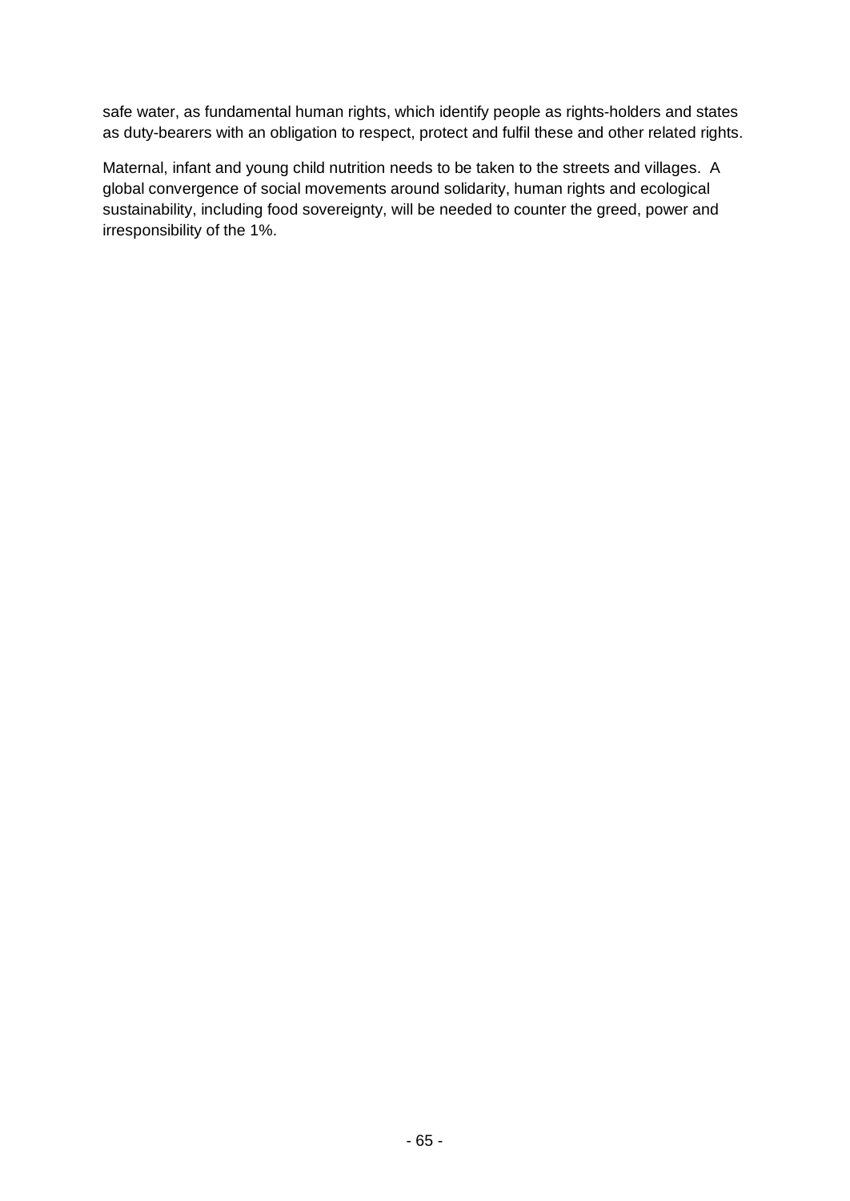safe water, as fundamental human rights, which identify people as rights-holders and states as duty-bearers with an obligation to respect, protect and fulfil these and other related rights.

Maternal, infant and young child nutrition needs to be taken to the streets and villages. A global convergence of social movements around solidarity, human rights and ecological sustainability, including food sovereignty, will be needed to counter the greed, power and irresponsibility of the 1%.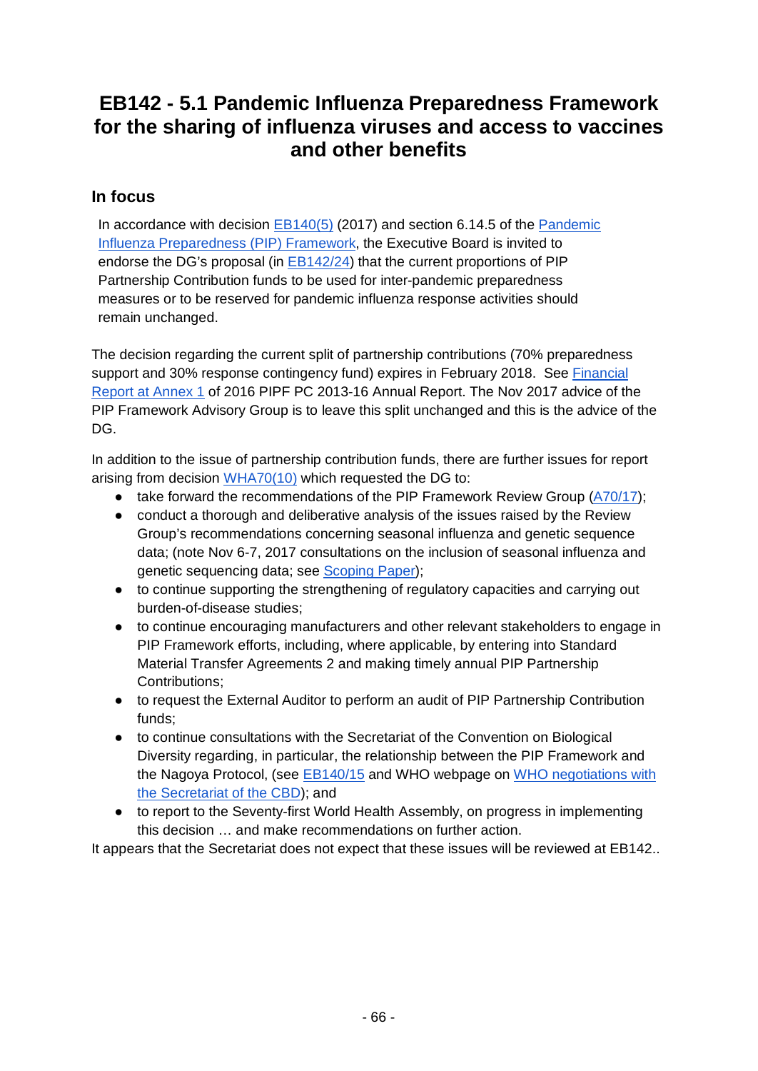# EB142 - 5.1 Pandemic Influenza Preparedness Framework for the sharing of influenza viruses and access to vaccines and other benefits

## In focus

In accordance with decision EB140(5) (2017) and section 6.14.5 of the Pandemic Influenza Preparedness (PIP) Framework, the Executive Board is invited to endorse the DG's proposal (in EB142/24) that the current proportions of PIP Partnership Contribution funds to be used for inter-pandemic preparedness measures or to be reserved for pandemic influenza response activities should remain unchanged.

The decision regarding the current split of partnership contributions (70% preparedness support and 30% response contingency fund) expires in February 2018. See Financial Report at Annex 1 of 2016 PIPF PC 2013-16 Annual Report. The Nov 2017 advice of the PIP Framework Advisory Group is to leave this split unchanged and this is the advice of the DG.

In addition to the issue of partnership contribution funds, there are further issues for report arising from decision WHA70(10) which requested the DG to:

- take forward the recommendations of the PIP Framework Review Group (A70/17);
- conduct a thorough and deliberative analysis of the issues raised by the Review Group's recommendations concerning seasonal influenza and genetic sequence data; (note Nov 6-7, 2017 consultations on the inclusion of seasonal influenza and genetic sequencing data; see Scoping Paper);
- to continue supporting the strengthening of regulatory capacities and carrying out burden-of-disease studies;
- to continue encouraging manufacturers and other relevant stakeholders to engage in PIP Framework efforts, including, where applicable, by entering into Standard Material Transfer Agreements 2 and making timely annual PIP Partnership Contributions;
- to request the External Auditor to perform an audit of PIP Partnership Contribution funds;
- to continue consultations with the Secretariat of the Convention on Biological Diversity regarding, in particular, the relationship between the PIP Framework and the Nagoya Protocol, (see EB140/15 and WHO webpage on WHO negotiations with the Secretariat of the CBD); and
- to report to the Seventy-first World Health Assembly, on progress in implementing this decision … and make recommendations on further action.

It appears that the Secretariat does not expect that these issues will be reviewed at EB142..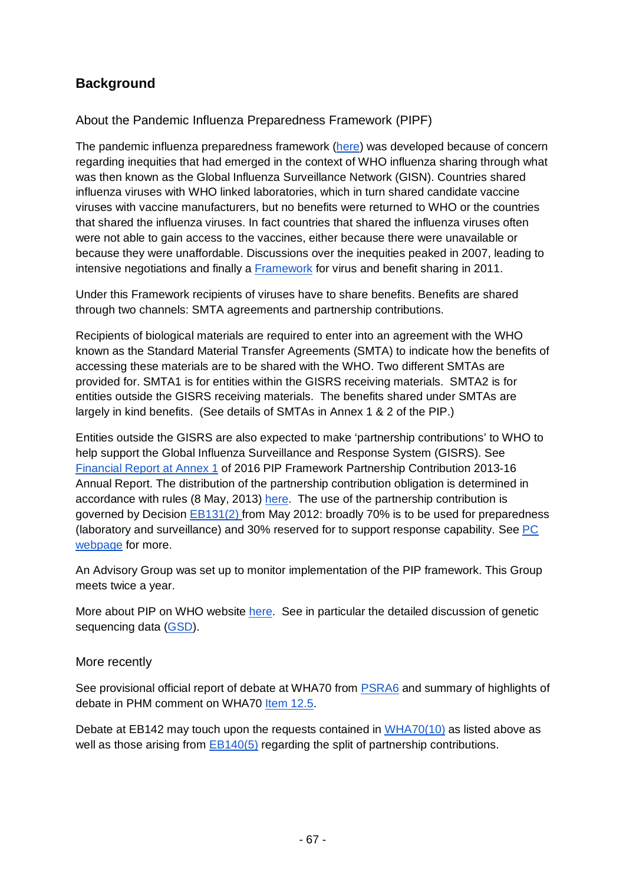## Background

### About the Pandemic Influenza Preparedness Framework (PIPF)

The pandemic influenza preparedness framework (here) was developed because of concern regarding inequities that had emerged in the context of WHO influenza sharing through what was then known as the Global Influenza Surveillance Network (GISN). Countries shared influenza viruses with WHO linked laboratories, which in turn shared candidate vaccine viruses with vaccine manufacturers, but no benefits were returned to WHO or the countries that shared the influenza viruses. In fact countries that shared the influenza viruses often were not able to gain access to the vaccines, either because there were unavailable or because they were unaffordable. Discussions over the inequities peaked in 2007, leading to intensive negotiations and finally a Framework for virus and benefit sharing in 2011.

Under this Framework recipients of viruses have to share benefits. Benefits are shared through two channels: SMTA agreements and partnership contributions.

Recipients of biological materials are required to enter into an agreement with the WHO known as the Standard Material Transfer Agreements (SMTA) to indicate how the benefits of accessing these materials are to be shared with the WHO. Two different SMTAs are provided for. SMTA1 is for entities within the GISRS receiving materials. SMTA2 is for entities outside the GISRS receiving materials. The benefits shared under SMTAs are largely in kind benefits. (See details of SMTAs in Annex 1 & 2 of the PIP.)

Entities outside the GISRS are also expected to make 'partnership contributions' to WHO to help support the Global Influenza Surveillance and Response System (GISRS). See Financial Report at Annex 1 of 2016 PIP Framework Partnership Contribution 2013-16 Annual Report. The distribution of the partnership contribution obligation is determined in accordance with rules (8 May, 2013) here. The use of the partnership contribution is governed by Decision EB131(2) from May 2012: broadly 70% is to be used for preparedness (laboratory and surveillance) and 30% reserved for to support response capability. See PC webpage for more.

An Advisory Group was set up to monitor implementation of the PIP framework. This Group meets twice a year.

More about PIP on WHO website here. See in particular the detailed discussion of genetic sequencing data (GSD).

### More recently

See provisional official report of debate at WHA70 from PSRA6 and summary of highlights of debate in PHM comment on WHA70 Item 12.5.

Debate at EB142 may touch upon the requests contained in WHA70(10) as listed above as well as those arising from EB140(5) regarding the split of partnership contributions.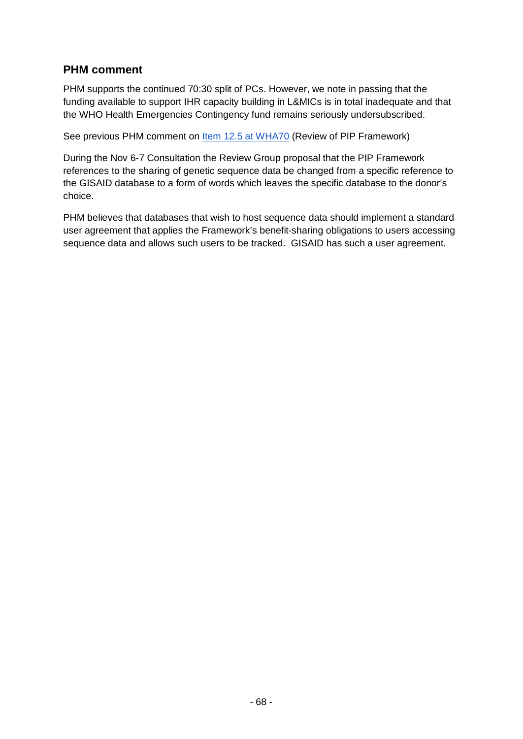### PHM comment

PHM supports the continued 70:30 split of PCs. However, we note in passing that the funding available to support IHR capacity building in L&MICs is in total inadequate and that the WHO Health Emergencies Contingency fund remains seriously undersubscribed.

See previous PHM comment on Item 12.5 at WHA70 (Review of PIP Framework)

During the Nov 6-7 Consultation the Review Group proposal that the PIP Framework references to the sharing of genetic sequence data be changed from a specific reference to the GISAID database to a form of words which leaves the specific database to the donor's choice.

PHM believes that databases that wish to host sequence data should implement a standard user agreement that applies the Framework's benefit-sharing obligations to users accessing sequence data and allows such users to be tracked. GISAID has such a user agreement.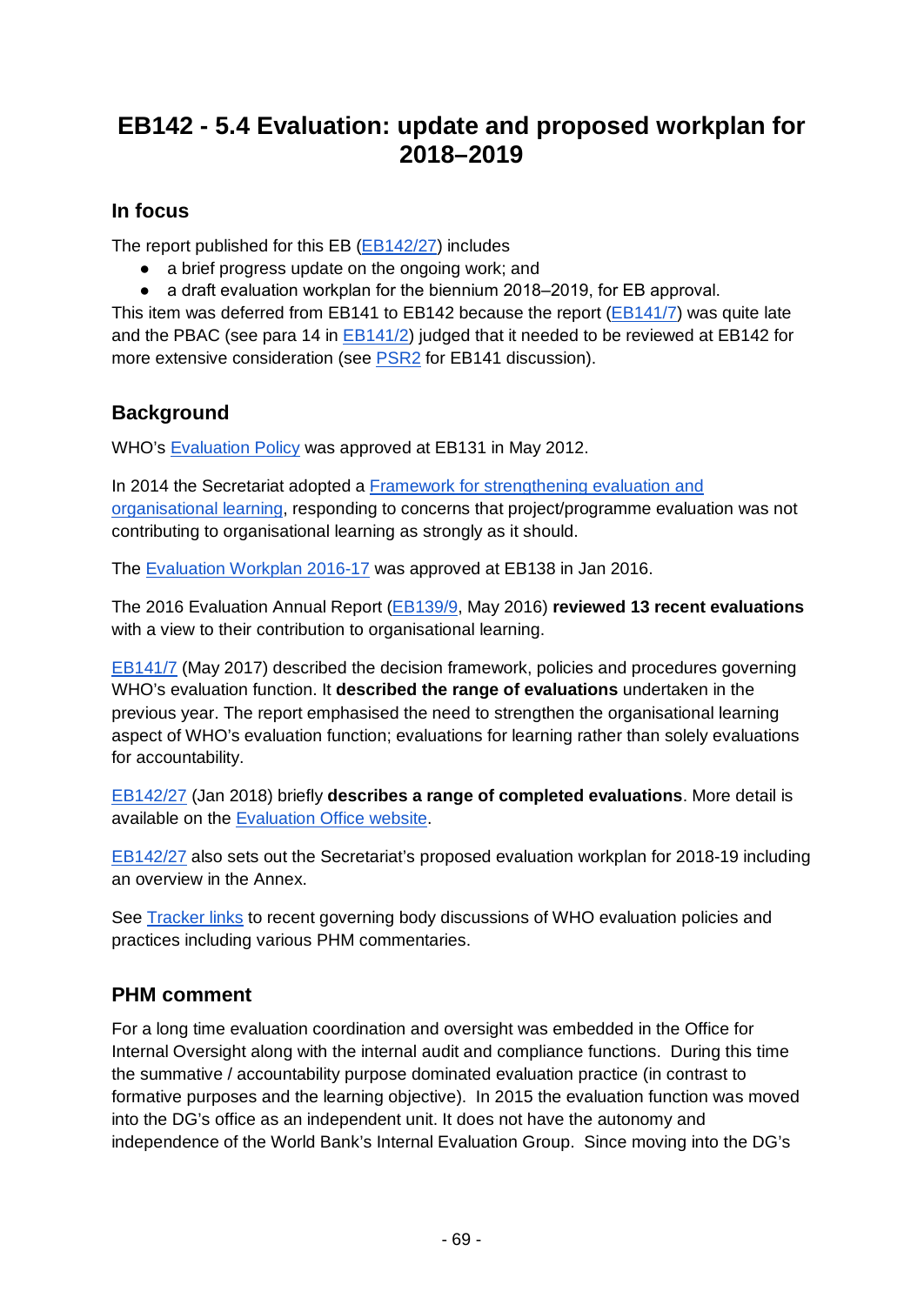# EB142 - 5.4 Evaluation: update and proposed workplan for 2018–2019

## In focus

The report published for this EB (EB142/27) includes

- a brief progress update on the ongoing work; and
- a draft evaluation workplan for the biennium 2018–2019, for EB approval.

This item was deferred from EB141 to EB142 because the report (EB141/7) was quite late and the PBAC (see para 14 in EB141/2) judged that it needed to be reviewed at EB142 for more extensive consideration (see PSR2 for EB141 discussion).

## Background

WHO's Evaluation Policy was approved at EB131 in May 2012.

In 2014 the Secretariat adopted a Framework for strengthening evaluation and organisational learning, responding to concerns that project/programme evaluation was not contributing to organisational learning as strongly as it should.

The Evaluation Workplan 2016-17 was approved at EB138 in Jan 2016.

The 2016 Evaluation Annual Report (EB139/9, May 2016) **reviewed 13 recent evaluations** with a view to their contribution to organisational learning.

EB141/7 (May 2017) described the decision framework, policies and procedures governing WHO's evaluation function. It **described the range of evaluations** undertaken in the previous year. The report emphasised the need to strengthen the organisational learning aspect of WHO's evaluation function; evaluations for learning rather than solely evaluations for accountability.

EB142/27 (Jan 2018) briefly **describes a range of completed evaluations**. More detail is available on the Evaluation Office website.

EB142/27 also sets out the Secretariat's proposed evaluation workplan for 2018-19 including an overview in the Annex.

See Tracker links to recent governing body discussions of WHO evaluation policies and practices including various PHM commentaries.

## PHM comment

For a long time evaluation coordination and oversight was embedded in the Office for Internal Oversight along with the internal audit and compliance functions. During this time the summative / accountability purpose dominated evaluation practice (in contrast to formative purposes and the learning objective). In 2015 the evaluation function was moved into the DG's office as an independent unit. It does not have the autonomy and independence of the World Bank's Internal Evaluation Group. Since moving into the DG's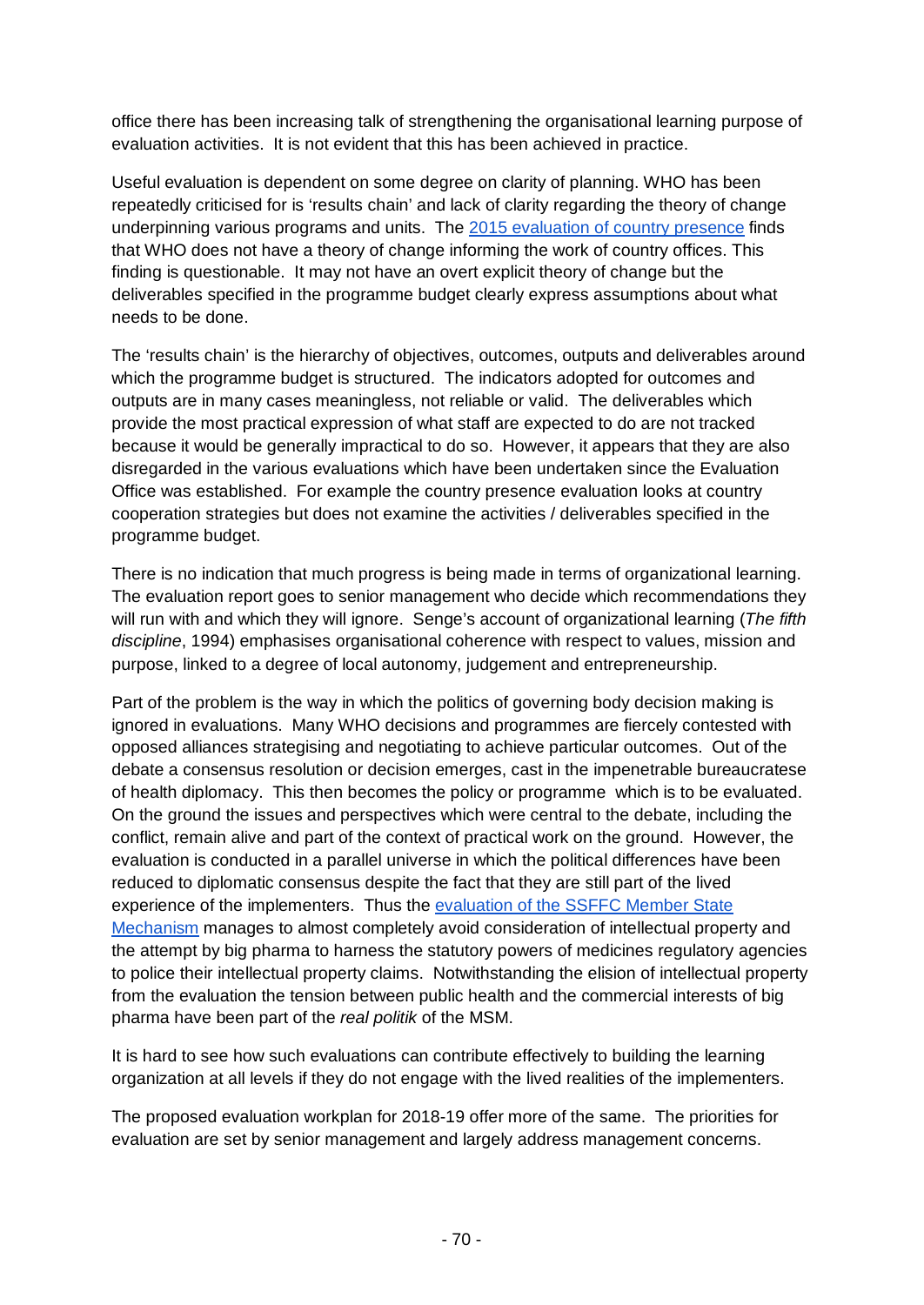office there has been increasing talk of strengthening the organisational learning purpose of evaluation activities. It is not evident that this has been achieved in practice.

Useful evaluation is dependent on some degree on clarity of planning. WHO has been repeatedly criticised for is 'results chain' and lack of clarity regarding the theory of change underpinning various programs and units. The [2015 evaluation of country presence](#) finds that WHO does not have a theory of change informing the work of country offices. This finding is questionable. It may not have an overt explicit theory of change but the deliverables specified in the programme budget clearly express assumptions about what needs to be done.

The 'results chain' is the hierarchy of objectives, outcomes, outputs and deliverables around which the programme budget is structured. The indicators adopted for outcomes and outputs are in many cases meaningless, not reliable or valid. The deliverables which provide the most practical expression of what staff are expected to do are not tracked because it would be generally impractical to do so. However, it appears that they are also disregarded in the various evaluations which have been undertaken since the Evaluation Office was established. For example the country presence evaluation looks at country cooperation strategies but does not examine the activities / deliverables specified in the programme budget.

There is no indication that much progress is being made in terms of organizational learning. The evaluation report goes to senior management who decide which recommendations they will run with and which they will ignore. Senge's account of organizational learning (*The fifth discipline*, 1994) emphasises organisational coherence with respect to values, mission and purpose, linked to a degree of local autonomy, judgement and entrepreneurship.

Part of the problem is the way in which the politics of governing body decision making is ignored in evaluations. Many WHO decisions and programmes are fiercely contested with opposed alliances strategising and negotiating to achieve particular outcomes. Out of the debate a consensus resolution or decision emerges, cast in the impenetrable bureaucratese of health diplomacy. This then becomes the policy or programme which is to be evaluated. On the ground the issues and perspectives which were central to the debate, including the conflict, remain alive and part of the context of practical work on the ground. However, the evaluation is conducted in a parallel universe in which the political differences have been reduced to diplomatic consensus despite the fact that they are still part of the lived experience of the implementers. Thus the [evaluation of the SSFFC Member State Mechanism](#) manages to almost completely avoid consideration of intellectual property and the attempt by big pharma to harness the statutory powers of medicines regulatory agencies to police their intellectual property claims. Notwithstanding the elision of intellectual property from the evaluation the tension between public health and the commercial interests of big pharma have been part of the *real politik* of the MSM.

It is hard to see how such evaluations can contribute effectively to building the learning organization at all levels if they do not engage with the lived realities of the implementers.

The proposed evaluation workplan for 2018-19 offer more of the same. The priorities for evaluation are set by senior management and largely address management concerns.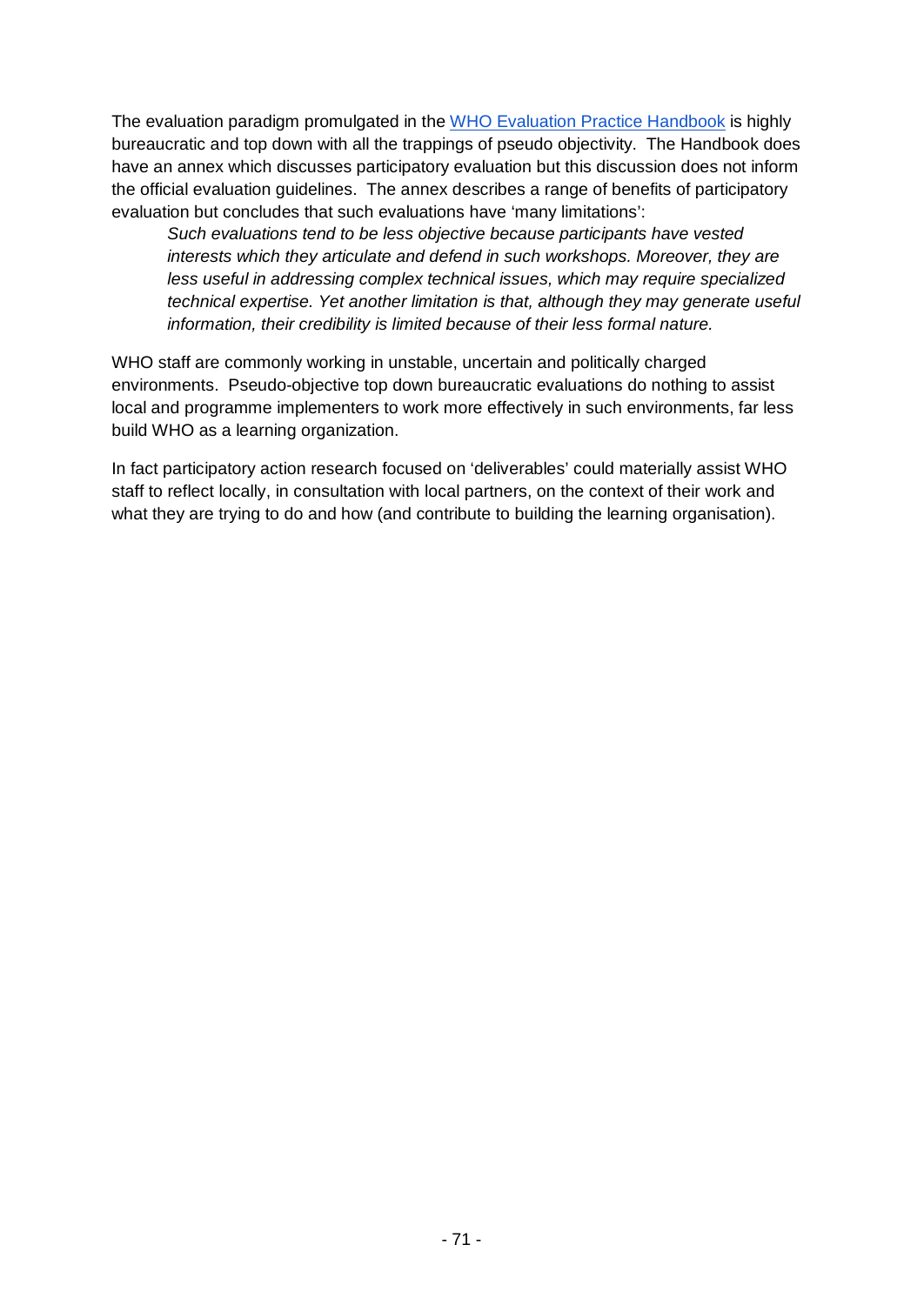The evaluation paradigm promulgated in the WHO Evaluation Practice Handbook is highly bureaucratic and top down with all the trappings of pseudo objectivity. The Handbook does have an annex which discusses participatory evaluation but this discussion does not inform the official evaluation guidelines. The annex describes a range of benefits of participatory evaluation but concludes that such evaluations have 'many limitations':

> *Such evaluations tend to be less objective because participants have vested interests which they articulate and defend in such workshops. Moreover, they are less useful in addressing complex technical issues, which may require specialized technical expertise. Yet another limitation is that, although they may generate useful information, their credibility is limited because of their less formal nature.*

WHO staff are commonly working in unstable, uncertain and politically charged environments. Pseudo-objective top down bureaucratic evaluations do nothing to assist local and programme implementers to work more effectively in such environments, far less build WHO as a learning organization.

In fact participatory action research focused on 'deliverables' could materially assist WHO staff to reflect locally, in consultation with local partners, on the context of their work and what they are trying to do and how (and contribute to building the learning organisation).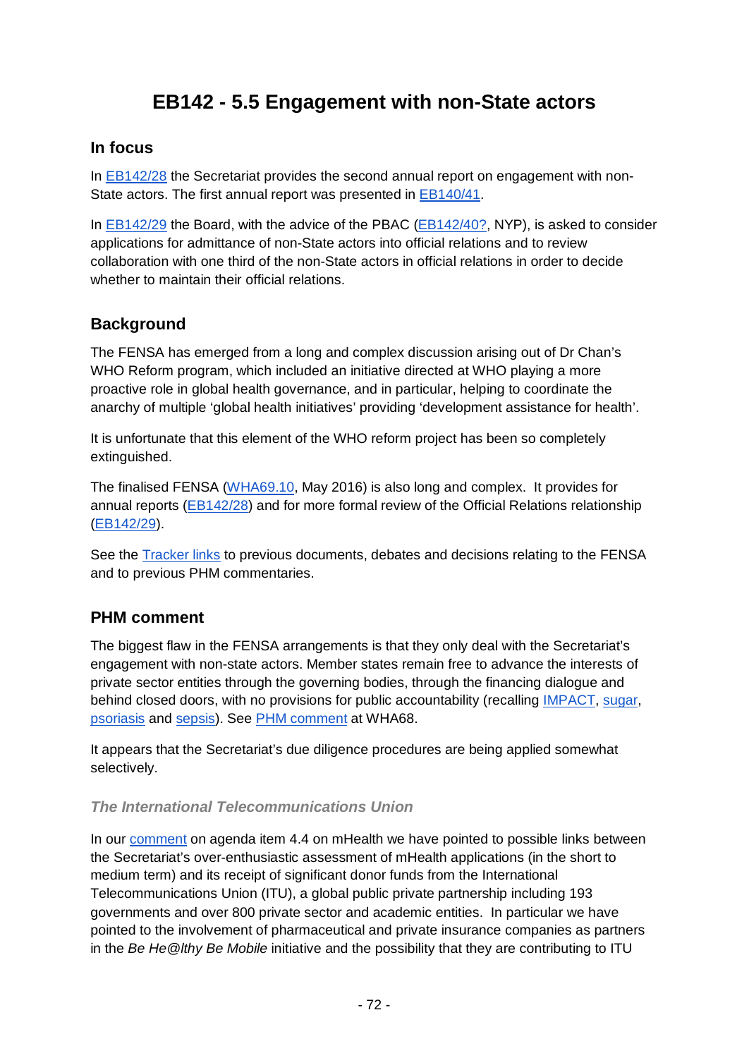# EB142 - 5.5 Engagement with non-State actors

## In focus

In EB142/28 the Secretariat provides the second annual report on engagement with non-State actors. The first annual report was presented in EB140/41.

In EB142/29 the Board, with the advice of the PBAC (EB142/40?, NYP), is asked to consider applications for admittance of non-State actors into official relations and to review collaboration with one third of the non-State actors in official relations in order to decide whether to maintain their official relations.

## Background

The FENSA has emerged from a long and complex discussion arising out of Dr Chan's WHO Reform program, which included an initiative directed at WHO playing a more proactive role in global health governance, and in particular, helping to coordinate the anarchy of multiple 'global health initiatives' providing 'development assistance for health'.

It is unfortunate that this element of the WHO reform project has been so completely extinguished.

The finalised FENSA (WHA69.10, May 2016) is also long and complex. It provides for annual reports (EB142/28) and for more formal review of the Official Relations relationship (EB142/29).

See the Tracker links to previous documents, debates and decisions relating to the FENSA and to previous PHM commentaries.

## PHM comment

The biggest flaw in the FENSA arrangements is that they only deal with the Secretariat's engagement with non-state actors. Member states remain free to advance the interests of private sector entities through the governing bodies, through the financing dialogue and behind closed doors, with no provisions for public accountability (recalling IMPACT, sugar, psoriasis and sepsis). See PHM comment at WHA68.

It appears that the Secretariat's due diligence procedures are being applied somewhat selectively.

### *The International Telecommunications Union*

In our comment on agenda item 4.4 on mHealth we have pointed to possible links between the Secretariat's over-enthusiastic assessment of mHealth applications (in the short to medium term) and its receipt of significant donor funds from the International Telecommunications Union (ITU), a global public private partnership including 193 governments and over 800 private sector and academic entities. In particular we have pointed to the involvement of pharmaceutical and private insurance companies as partners in the *Be He@lthy Be Mobile* initiative and the possibility that they are contributing to ITU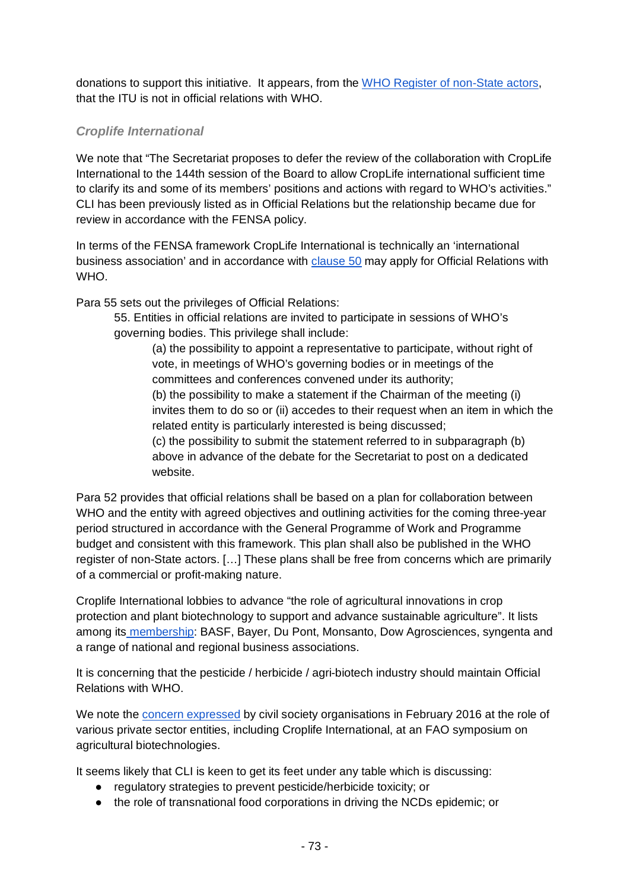donations to support this initiative. It appears, from the WHO Register of non-State actors, that the ITU is not in official relations with WHO.

### *Croplife International*

We note that "The Secretariat proposes to defer the review of the collaboration with CropLife International to the 144th session of the Board to allow CropLife international sufficient time to clarify its and some of its members' positions and actions with regard to WHO's activities." CLI has been previously listed as in Official Relations but the relationship became due for review in accordance with the FENSA policy.

In terms of the FENSA framework CropLife International is technically an 'international business association' and in accordance with clause 50 may apply for Official Relations with WHO.

Para 55 sets out the privileges of Official Relations:

> 55. Entities in official relations are invited to participate in sessions of WHO's governing bodies. This privilege shall include:
>
> > (a) the possibility to appoint a representative to participate, without right of vote, in meetings of WHO's governing bodies or in meetings of the committees and conferences convened under its authority;
> > (b) the possibility to make a statement if the Chairman of the meeting (i) invites them to do so or (ii) accedes to their request when an item in which the related entity is particularly interested is being discussed;
> > (c) the possibility to submit the statement referred to in subparagraph (b) above in advance of the debate for the Secretariat to post on a dedicated website.

Para 52 provides that official relations shall be based on a plan for collaboration between WHO and the entity with agreed objectives and outlining activities for the coming three-year period structured in accordance with the General Programme of Work and Programme budget and consistent with this framework. This plan shall also be published in the WHO register of non-State actors. […] These plans shall be free from concerns which are primarily of a commercial or profit-making nature.

Croplife International lobbies to advance "the role of agricultural innovations in crop protection and plant biotechnology to support and advance sustainable agriculture". It lists among its membership: BASF, Bayer, Du Pont, Monsanto, Dow Agrosciences, syngenta and a range of national and regional business associations.

It is concerning that the pesticide / herbicide / agri-biotech industry should maintain Official Relations with WHO.

We note the concern expressed by civil society organisations in February 2016 at the role of various private sector entities, including Croplife International, at an FAO symposium on agricultural biotechnologies.

It seems likely that CLI is keen to get its feet under any table which is discussing:

- regulatory strategies to prevent pesticide/herbicide toxicity; or
- the role of transnational food corporations in driving the NCDs epidemic; or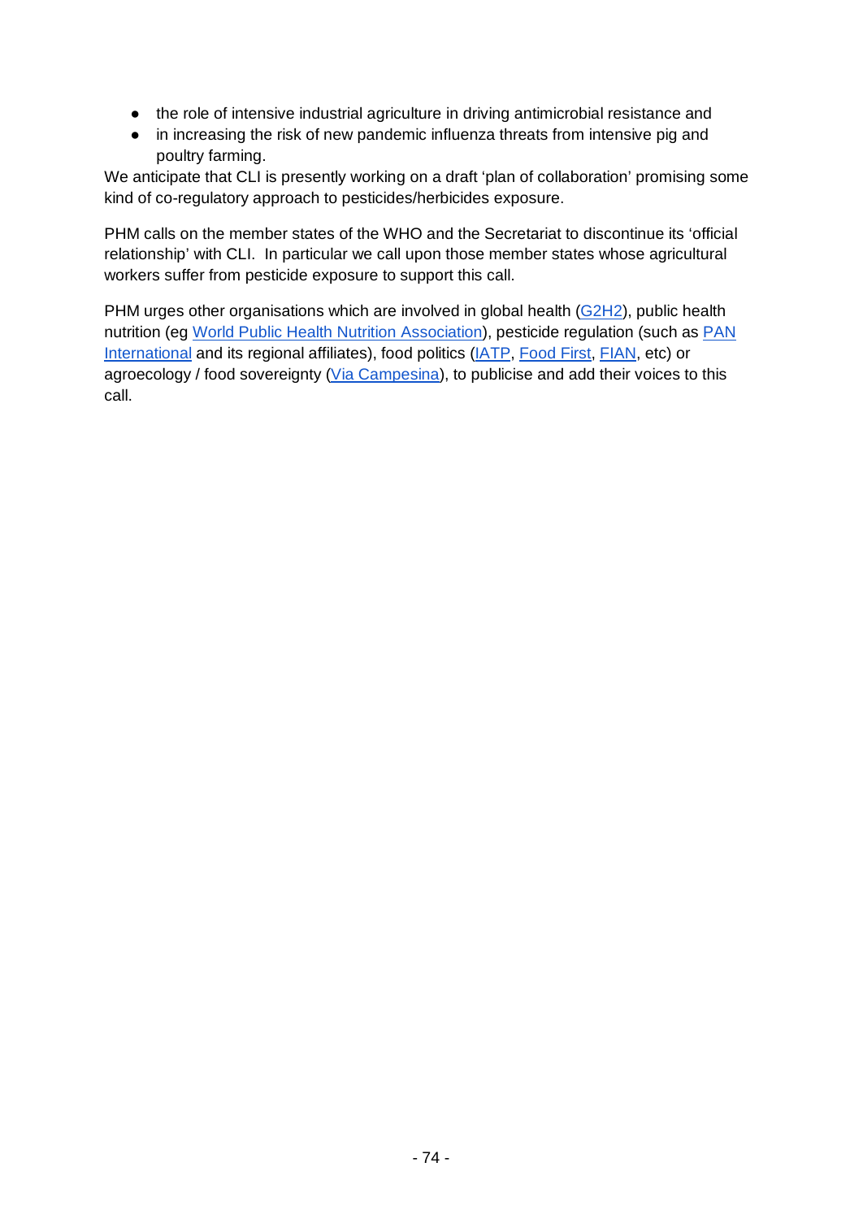- the role of intensive industrial agriculture in driving antimicrobial resistance and
- in increasing the risk of new pandemic influenza threats from intensive pig and poultry farming.

We anticipate that CLI is presently working on a draft 'plan of collaboration' promising some kind of co-regulatory approach to pesticides/herbicides exposure.

PHM calls on the member states of the WHO and the Secretariat to discontinue its 'official relationship' with CLI. In particular we call upon those member states whose agricultural workers suffer from pesticide exposure to support this call.

PHM urges other organisations which are involved in global health (G2H2), public health nutrition (eg World Public Health Nutrition Association), pesticide regulation (such as PAN International and its regional affiliates), food politics (IATP, Food First, FIAN, etc) or agroecology / food sovereignty (Via Campesina), to publicise and add their voices to this call.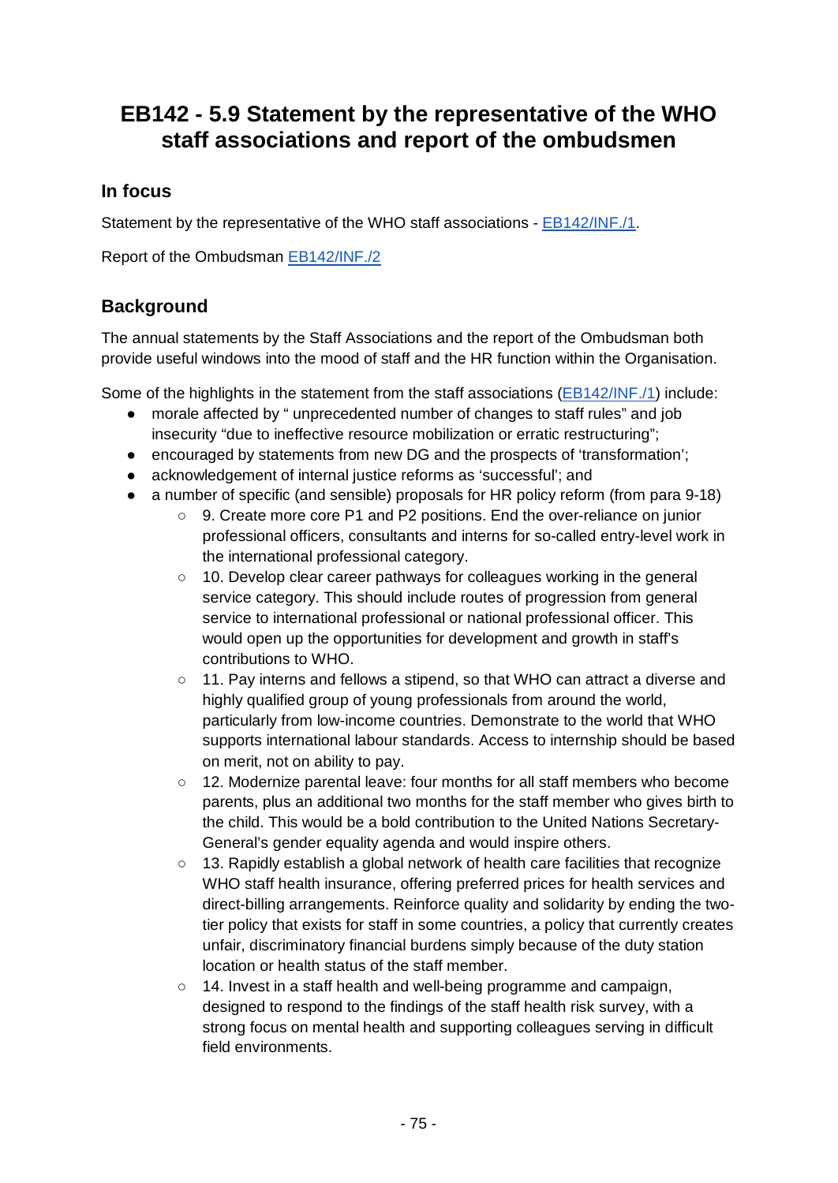# EB142 - 5.9 Statement by the representative of the WHO staff associations and report of the ombudsmen

## In focus

Statement by the representative of the WHO staff associations - [EB142/INF./1](EB142/INF./1).

Report of the Ombudsman [EB142/INF./2](EB142/INF./2)

## Background

The annual statements by the Staff Associations and the report of the Ombudsman both provide useful windows into the mood of staff and the HR function within the Organisation.

Some of the highlights in the statement from the staff associations ([EB142/INF./1](EB142/INF./1)) include:

- morale affected by " unprecedented number of changes to staff rules" and job insecurity "due to ineffective resource mobilization or erratic restructuring";
- encouraged by statements from new DG and the prospects of 'transformation';
- acknowledgement of internal justice reforms as 'successful'; and
- a number of specific (and sensible) proposals for HR policy reform (from para 9-18)
    - 9. Create more core P1 and P2 positions. End the over-reliance on junior professional officers, consultants and interns for so-called entry-level work in the international professional category.
    - 10. Develop clear career pathways for colleagues working in the general service category. This should include routes of progression from general service to international professional or national professional officer. This would open up the opportunities for development and growth in staff's contributions to WHO.
    - 11. Pay interns and fellows a stipend, so that WHO can attract a diverse and highly qualified group of young professionals from around the world, particularly from low-income countries. Demonstrate to the world that WHO supports international labour standards. Access to internship should be based on merit, not on ability to pay.
    - 12. Modernize parental leave: four months for all staff members who become parents, plus an additional two months for the staff member who gives birth to the child. This would be a bold contribution to the United Nations Secretary-General's gender equality agenda and would inspire others.
    - 13. Rapidly establish a global network of health care facilities that recognize WHO staff health insurance, offering preferred prices for health services and direct-billing arrangements. Reinforce quality and solidarity by ending the two-tier policy that exists for staff in some countries, a policy that currently creates unfair, discriminatory financial burdens simply because of the duty station location or health status of the staff member.
    - 14. Invest in a staff health and well-being programme and campaign, designed to respond to the findings of the staff health risk survey, with a strong focus on mental health and supporting colleagues serving in difficult field environments.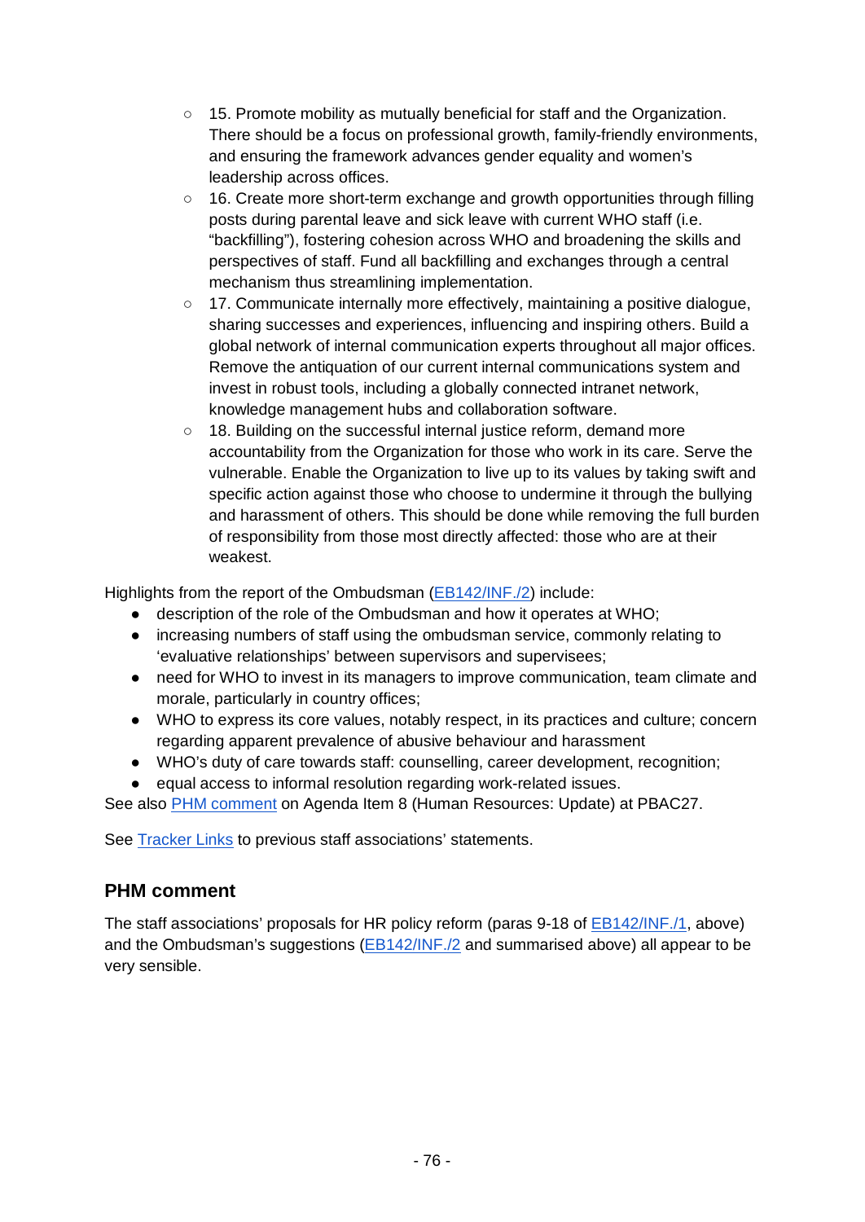- 15. Promote mobility as mutually beneficial for staff and the Organization. There should be a focus on professional growth, family-friendly environments, and ensuring the framework advances gender equality and women's leadership across offices.
   - 16. Create more short-term exchange and growth opportunities through filling posts during parental leave and sick leave with current WHO staff (i.e. "backfilling"), fostering cohesion across WHO and broadening the skills and perspectives of staff. Fund all backfilling and exchanges through a central mechanism thus streamlining implementation.
   - 17. Communicate internally more effectively, maintaining a positive dialogue, sharing successes and experiences, influencing and inspiring others. Build a global network of internal communication experts throughout all major offices. Remove the antiquation of our current internal communications system and invest in robust tools, including a globally connected intranet network, knowledge management hubs and collaboration software.
   - 18. Building on the successful internal justice reform, demand more accountability from the Organization for those who work in its care. Serve the vulnerable. Enable the Organization to live up to its values by taking swift and specific action against those who choose to undermine it through the bullying and harassment of others. This should be done while removing the full burden of responsibility from those most directly affected: those who are at their weakest.

Highlights from the report of the Ombudsman (EB142/INF./2) include:

- description of the role of the Ombudsman and how it operates at WHO;
- increasing numbers of staff using the ombudsman service, commonly relating to 'evaluative relationships' between supervisors and supervisees;
- need for WHO to invest in its managers to improve communication, team climate and morale, particularly in country offices;
- WHO to express its core values, notably respect, in its practices and culture; concern regarding apparent prevalence of abusive behaviour and harassment
- WHO's duty of care towards staff: counselling, career development, recognition;
- equal access to informal resolution regarding work-related issues.

See also PHM comment on Agenda Item 8 (Human Resources: Update) at PBAC27.

See Tracker Links to previous staff associations' statements.

## PHM comment

The staff associations' proposals for HR policy reform (paras 9-18 of EB142/INF./1, above) and the Ombudsman's suggestions (EB142/INF./2 and summarised above) all appear to be very sensible.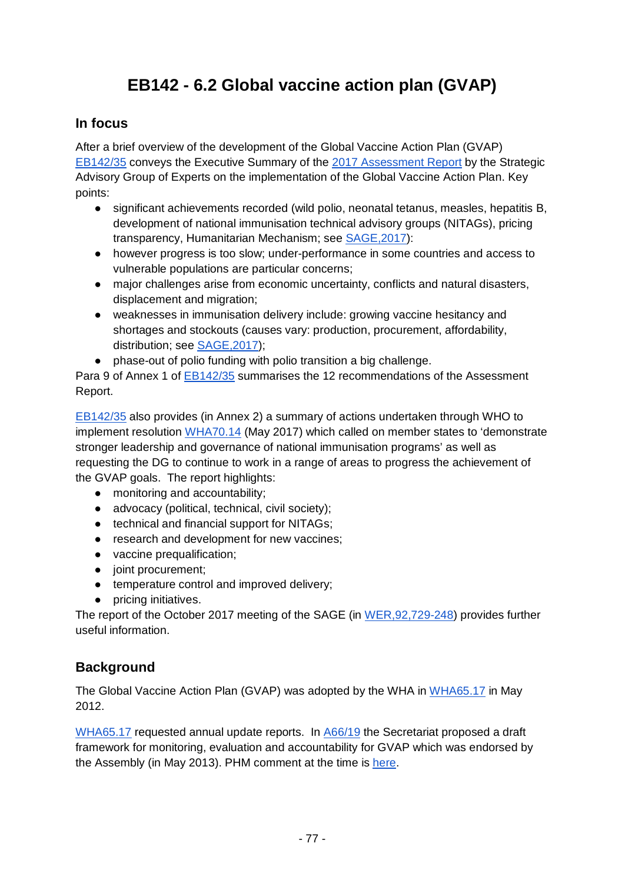# EB142 - 6.2 Global vaccine action plan (GVAP)

## In focus

After a brief overview of the development of the Global Vaccine Action Plan (GVAP) EB142/35 conveys the Executive Summary of the 2017 Assessment Report by the Strategic Advisory Group of Experts on the implementation of the Global Vaccine Action Plan. Key points:

- significant achievements recorded (wild polio, neonatal tetanus, measles, hepatitis B, development of national immunisation technical advisory groups (NITAGs), pricing transparency, Humanitarian Mechanism; see SAGE,2017):
- however progress is too slow; under-performance in some countries and access to vulnerable populations are particular concerns;
- major challenges arise from economic uncertainty, conflicts and natural disasters, displacement and migration;
- weaknesses in immunisation delivery include: growing vaccine hesitancy and shortages and stockouts (causes vary: production, procurement, affordability, distribution; see SAGE,2017);
- phase-out of polio funding with polio transition a big challenge.

Para 9 of Annex 1 of EB142/35 summarises the 12 recommendations of the Assessment Report.

EB142/35 also provides (in Annex 2) a summary of actions undertaken through WHO to implement resolution WHA70.14 (May 2017) which called on member states to 'demonstrate stronger leadership and governance of national immunisation programs' as well as requesting the DG to continue to work in a range of areas to progress the achievement of the GVAP goals. The report highlights:

- monitoring and accountability;
- advocacy (political, technical, civil society);
- technical and financial support for NITAGs;
- research and development for new vaccines;
- vaccine prequalification;
- joint procurement;
- temperature control and improved delivery;
- pricing initiatives.

The report of the October 2017 meeting of the SAGE (in WER,92,729-248) provides further useful information.

## Background

The Global Vaccine Action Plan (GVAP) was adopted by the WHA in WHA65.17 in May 2012.

WHA65.17 requested annual update reports. In A66/19 the Secretariat proposed a draft framework for monitoring, evaluation and accountability for GVAP which was endorsed by the Assembly (in May 2013). PHM comment at the time is here.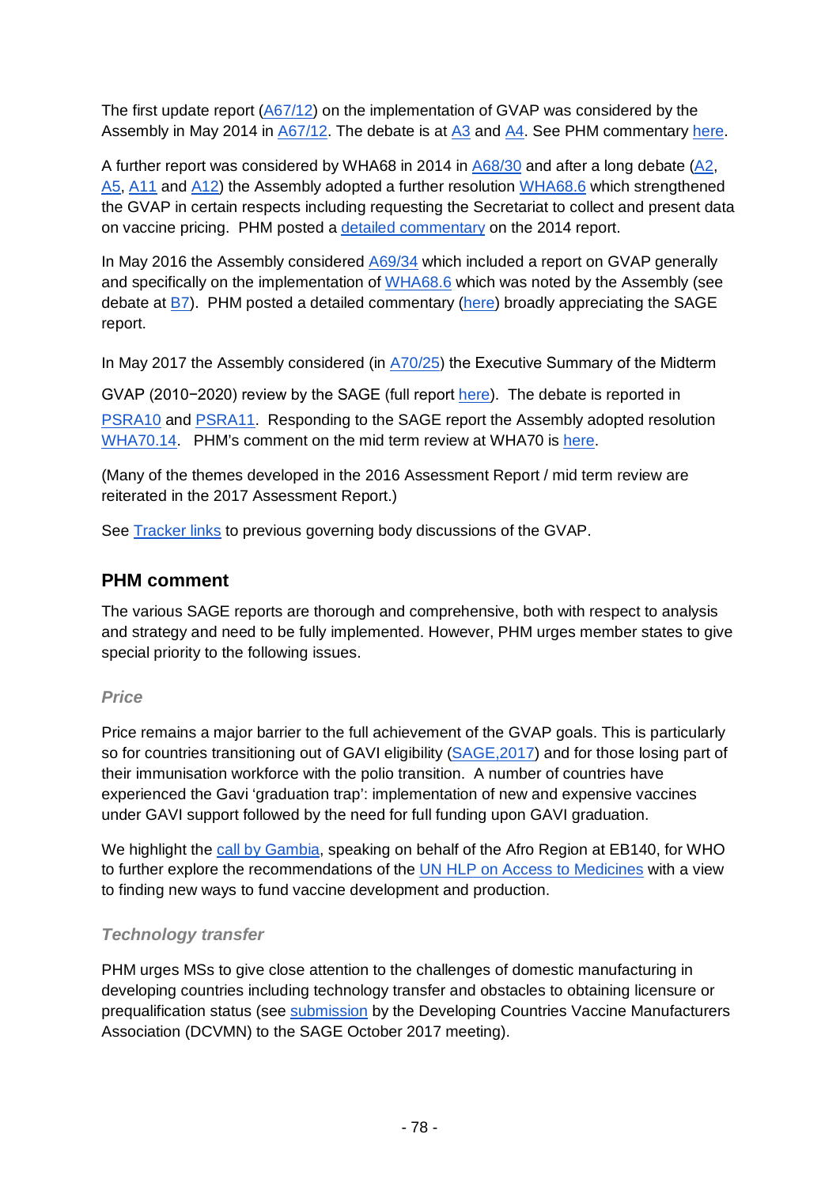The first update report (A67/12) on the implementation of GVAP was considered by the Assembly in May 2014 in A67/12. The debate is at A3 and A4. See PHM commentary here.

A further report was considered by WHA68 in 2014 in A68/30 and after a long debate (A2, A5, A11 and A12) the Assembly adopted a further resolution WHA68.6 which strengthened the GVAP in certain respects including requesting the Secretariat to collect and present data on vaccine pricing. PHM posted a detailed commentary on the 2014 report.

In May 2016 the Assembly considered A69/34 which included a report on GVAP generally and specifically on the implementation of WHA68.6 which was noted by the Assembly (see debate at B7). PHM posted a detailed commentary (here) broadly appreciating the SAGE report.

In May 2017 the Assembly considered (in A70/25) the Executive Summary of the Midterm

GVAP (2010−2020) review by the SAGE (full report here). The debate is reported in PSRA10 and PSRA11. Responding to the SAGE report the Assembly adopted resolution WHA70.14. PHM's comment on the mid term review at WHA70 is here.

(Many of the themes developed in the 2016 Assessment Report / mid term review are reiterated in the 2017 Assessment Report.)

See Tracker links to previous governing body discussions of the GVAP.

## PHM comment

The various SAGE reports are thorough and comprehensive, both with respect to analysis and strategy and need to be fully implemented. However, PHM urges member states to give special priority to the following issues.

### *Price*

Price remains a major barrier to the full achievement of the GVAP goals. This is particularly so for countries transitioning out of GAVI eligibility (SAGE,2017) and for those losing part of their immunisation workforce with the polio transition. A number of countries have experienced the Gavi 'graduation trap': implementation of new and expensive vaccines under GAVI support followed by the need for full funding upon GAVI graduation.

We highlight the call by Gambia, speaking on behalf of the Afro Region at EB140, for WHO to further explore the recommendations of the UN HLP on Access to Medicines with a view to finding new ways to fund vaccine development and production.

### *Technology transfer*

PHM urges MSs to give close attention to the challenges of domestic manufacturing in developing countries including technology transfer and obstacles to obtaining licensure or prequalification status (see submission by the Developing Countries Vaccine Manufacturers Association (DCVMN) to the SAGE October 2017 meeting).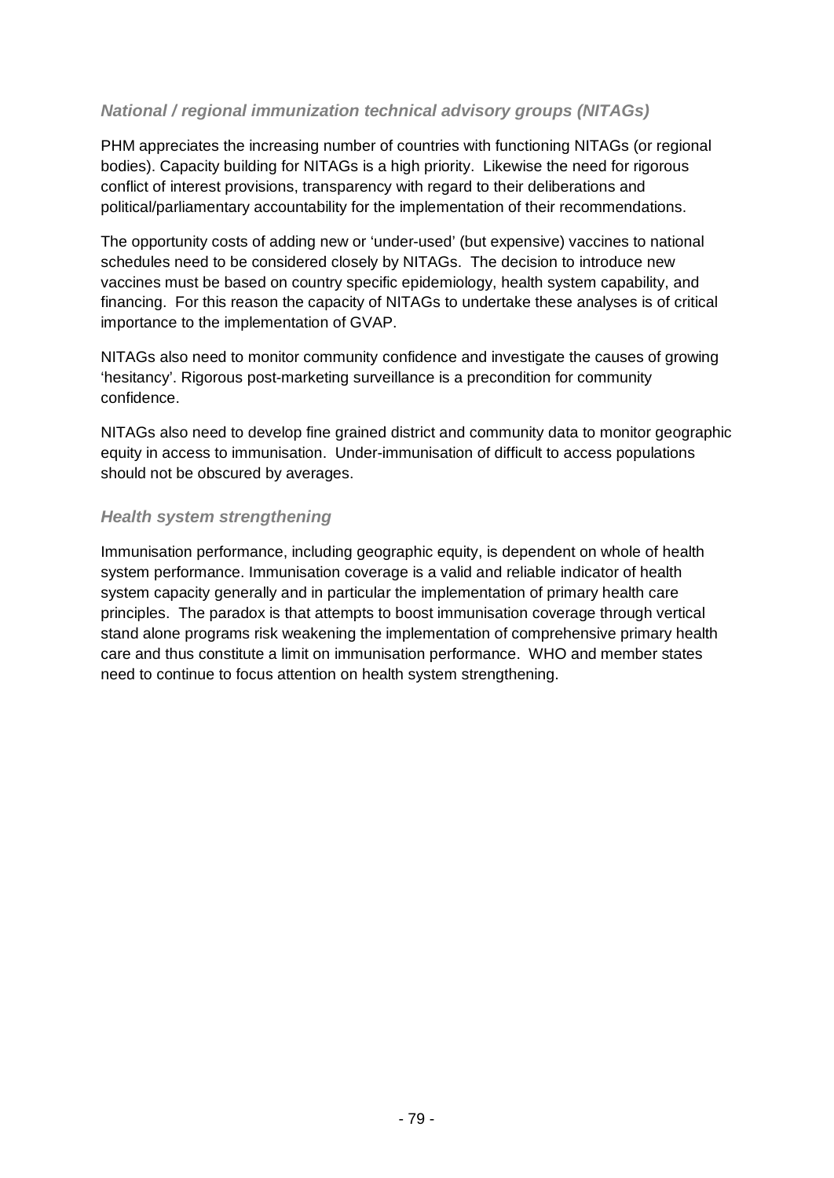### *National / regional immunization technical advisory groups (NITAGs)*

PHM appreciates the increasing number of countries with functioning NITAGs (or regional bodies). Capacity building for NITAGs is a high priority. Likewise the need for rigorous conflict of interest provisions, transparency with regard to their deliberations and political/parliamentary accountability for the implementation of their recommendations.

The opportunity costs of adding new or 'under-used' (but expensive) vaccines to national schedules need to be considered closely by NITAGs. The decision to introduce new vaccines must be based on country specific epidemiology, health system capability, and financing. For this reason the capacity of NITAGs to undertake these analyses is of critical importance to the implementation of GVAP.

NITAGs also need to monitor community confidence and investigate the causes of growing 'hesitancy'. Rigorous post-marketing surveillance is a precondition for community confidence.

NITAGs also need to develop fine grained district and community data to monitor geographic equity in access to immunisation. Under-immunisation of difficult to access populations should not be obscured by averages.

### *Health system strengthening*

Immunisation performance, including geographic equity, is dependent on whole of health system performance. Immunisation coverage is a valid and reliable indicator of health system capacity generally and in particular the implementation of primary health care principles. The paradox is that attempts to boost immunisation coverage through vertical stand alone programs risk weakening the implementation of comprehensive primary health care and thus constitute a limit on immunisation performance. WHO and member states need to continue to focus attention on health system strengthening.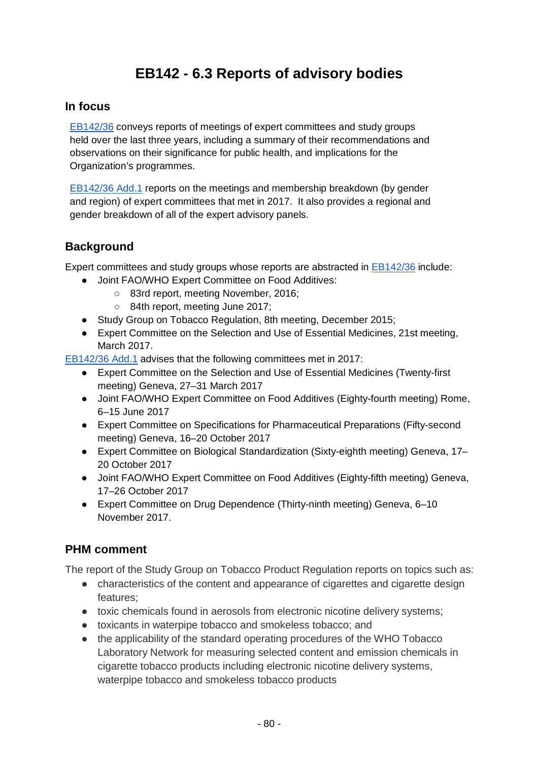# EB142 - 6.3 Reports of advisory bodies

## In focus

[EB142/36](EB142/36) conveys reports of meetings of expert committees and study groups held over the last three years, including a summary of their recommendations and observations on their significance for public health, and implications for the Organization's programmes.

[EB142/36 Add.1](EB142/36 Add.1) reports on the meetings and membership breakdown (by gender and region) of expert committees that met in 2017. It also provides a regional and gender breakdown of all of the expert advisory panels.

## Background

Expert committees and study groups whose reports are abstracted in EB142/36 include:

- Joint FAO/WHO Expert Committee on Food Additives:
  - 83rd report, meeting November, 2016;
  - 84th report, meeting June 2017;
- Study Group on Tobacco Regulation, 8th meeting, December 2015;
- Expert Committee on the Selection and Use of Essential Medicines, 21st meeting, March 2017.

EB142/36 Add.1 advises that the following committees met in 2017:

- Expert Committee on the Selection and Use of Essential Medicines (Twenty-first meeting) Geneva, 27–31 March 2017
- Joint FAO/WHO Expert Committee on Food Additives (Eighty-fourth meeting) Rome, 6–15 June 2017
- Expert Committee on Specifications for Pharmaceutical Preparations (Fifty-second meeting) Geneva, 16–20 October 2017
- Expert Committee on Biological Standardization (Sixty-eighth meeting) Geneva, 17–20 October 2017
- Joint FAO/WHO Expert Committee on Food Additives (Eighty-fifth meeting) Geneva, 17–26 October 2017
- Expert Committee on Drug Dependence (Thirty-ninth meeting) Geneva, 6–10 November 2017.

## PHM comment

The report of the Study Group on Tobacco Product Regulation reports on topics such as:

- characteristics of the content and appearance of cigarettes and cigarette design features;
- toxic chemicals found in aerosols from electronic nicotine delivery systems;
- toxicants in waterpipe tobacco and smokeless tobacco; and
- the applicability of the standard operating procedures of the WHO Tobacco Laboratory Network for measuring selected content and emission chemicals in cigarette tobacco products including electronic nicotine delivery systems, waterpipe tobacco and smokeless tobacco products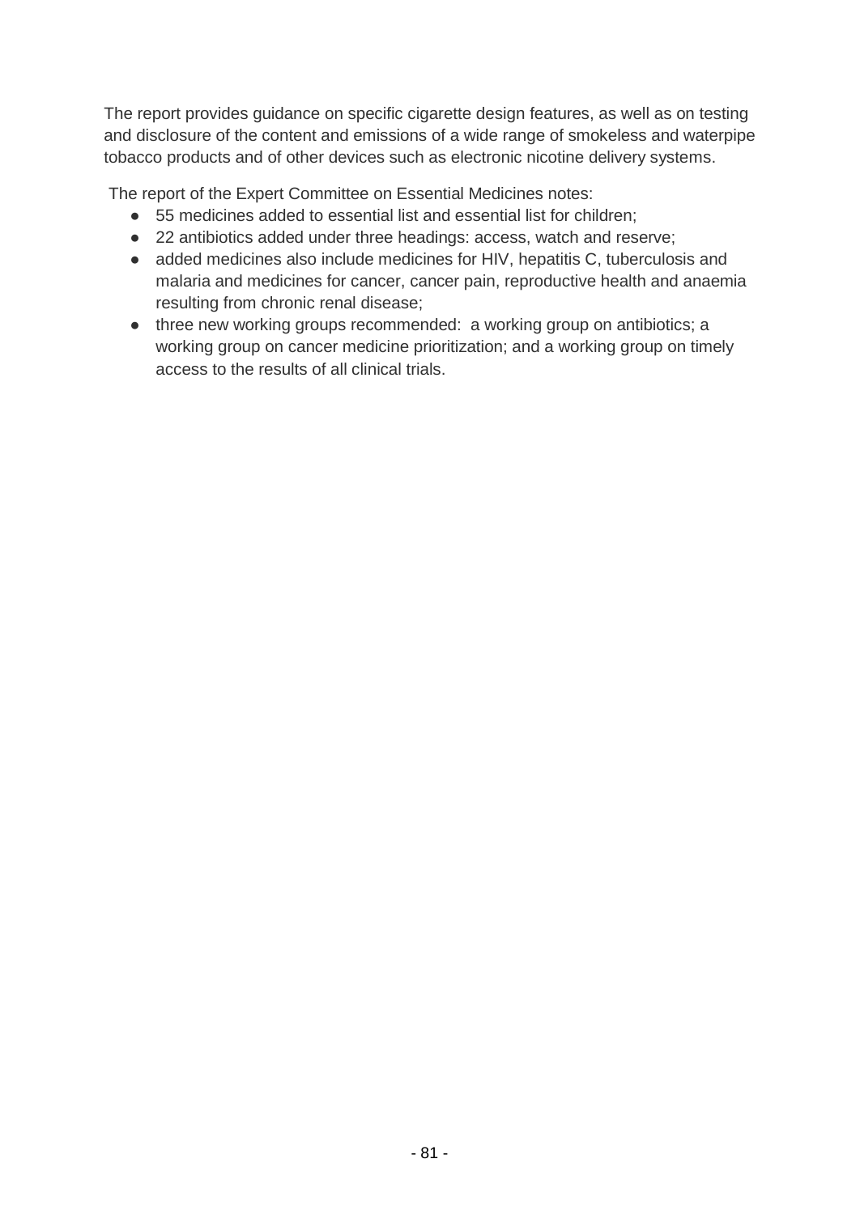The report provides guidance on specific cigarette design features, as well as on testing and disclosure of the content and emissions of a wide range of smokeless and waterpipe tobacco products and of other devices such as electronic nicotine delivery systems.

The report of the Expert Committee on Essential Medicines notes:

- 55 medicines added to essential list and essential list for children;
- 22 antibiotics added under three headings: access, watch and reserve;
- added medicines also include medicines for HIV, hepatitis C, tuberculosis and malaria and medicines for cancer, cancer pain, reproductive health and anaemia resulting from chronic renal disease;
- three new working groups recommended: a working group on antibiotics; a working group on cancer medicine prioritization; and a working group on timely access to the results of all clinical trials.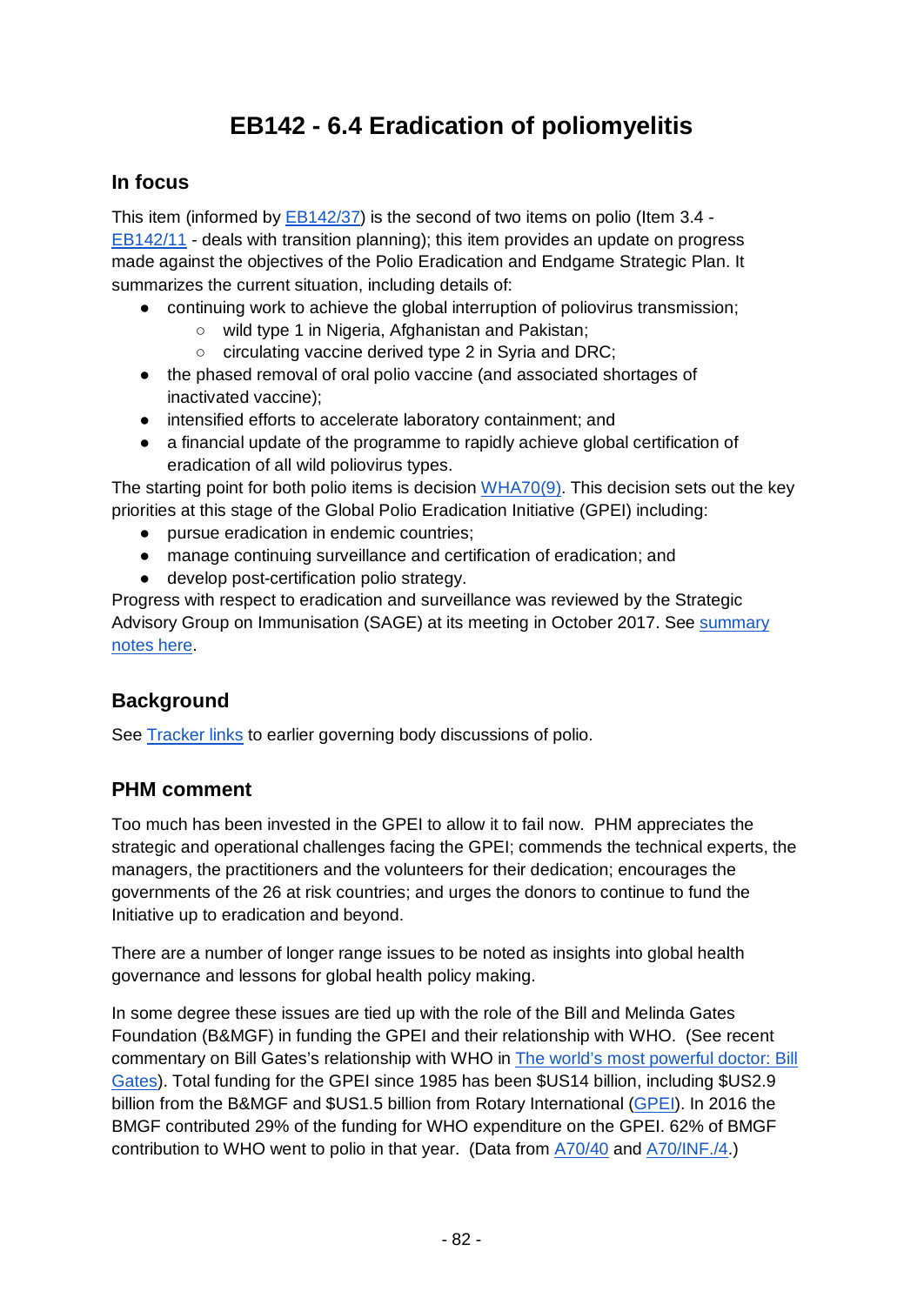# EB142 - 6.4 Eradication of poliomyelitis

## In focus

This item (informed by EB142/37) is the second of two items on polio (Item 3.4 - EB142/11 - deals with transition planning); this item provides an update on progress made against the objectives of the Polio Eradication and Endgame Strategic Plan. It summarizes the current situation, including details of:

- continuing work to achieve the global interruption of poliovirus transmission;
  - wild type 1 in Nigeria, Afghanistan and Pakistan;
  - circulating vaccine derived type 2 in Syria and DRC;
- the phased removal of oral polio vaccine (and associated shortages of inactivated vaccine);
- intensified efforts to accelerate laboratory containment; and
- a financial update of the programme to rapidly achieve global certification of eradication of all wild poliovirus types.

The starting point for both polio items is decision WHA70(9). This decision sets out the key priorities at this stage of the Global Polio Eradication Initiative (GPEI) including:

- pursue eradication in endemic countries;
- manage continuing surveillance and certification of eradication; and
- develop post-certification polio strategy.

Progress with respect to eradication and surveillance was reviewed by the Strategic Advisory Group on Immunisation (SAGE) at its meeting in October 2017. See summary notes here.

## Background

See Tracker links to earlier governing body discussions of polio.

## PHM comment

Too much has been invested in the GPEI to allow it to fail now. PHM appreciates the strategic and operational challenges facing the GPEI; commends the technical experts, the managers, the practitioners and the volunteers for their dedication; encourages the governments of the 26 at risk countries; and urges the donors to continue to fund the Initiative up to eradication and beyond.

There are a number of longer range issues to be noted as insights into global health governance and lessons for global health policy making.

In some degree these issues are tied up with the role of the Bill and Melinda Gates Foundation (B&MGF) in funding the GPEI and their relationship with WHO. (See recent commentary on Bill Gates's relationship with WHO in The world's most powerful doctor: Bill Gates). Total funding for the GPEI since 1985 has been $US14 billion, including $US2.9 billion from the B&MGF and $US1.5 billion from Rotary International (GPEI). In 2016 the BMGF contributed 29% of the funding for WHO expenditure on the GPEI. 62% of BMGF contribution to WHO went to polio in that year. (Data from A70/40 and A70/INF./4.)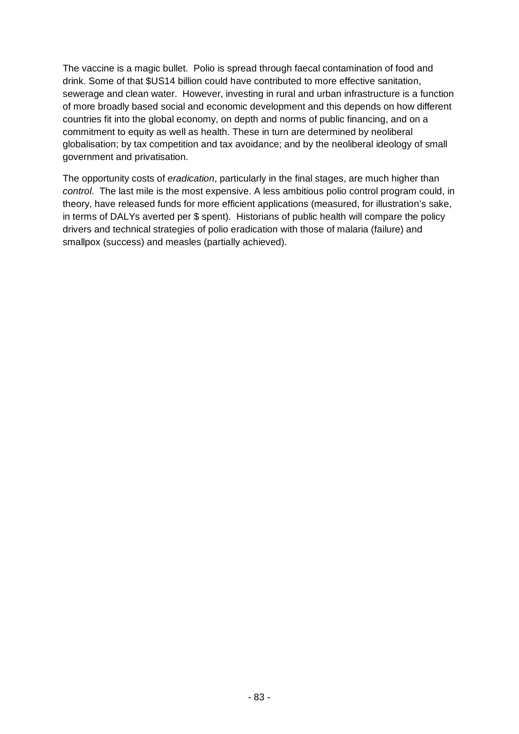The vaccine is a magic bullet. Polio is spread through faecal contamination of food and drink. Some of that $US14 billion could have contributed to more effective sanitation, sewerage and clean water. However, investing in rural and urban infrastructure is a function of more broadly based social and economic development and this depends on how different countries fit into the global economy, on depth and norms of public financing, and on a commitment to equity as well as health. These in turn are determined by neoliberal globalisation; by tax competition and tax avoidance; and by the neoliberal ideology of small government and privatisation.

The opportunity costs of *eradication*, particularly in the final stages, are much higher than *control*. The last mile is the most expensive. A less ambitious polio control program could, in theory, have released funds for more efficient applications (measured, for illustration's sake, in terms of DALYs averted per $ spent). Historians of public health will compare the policy drivers and technical strategies of polio eradication with those of malaria (failure) and smallpox (success) and measles (partially achieved).